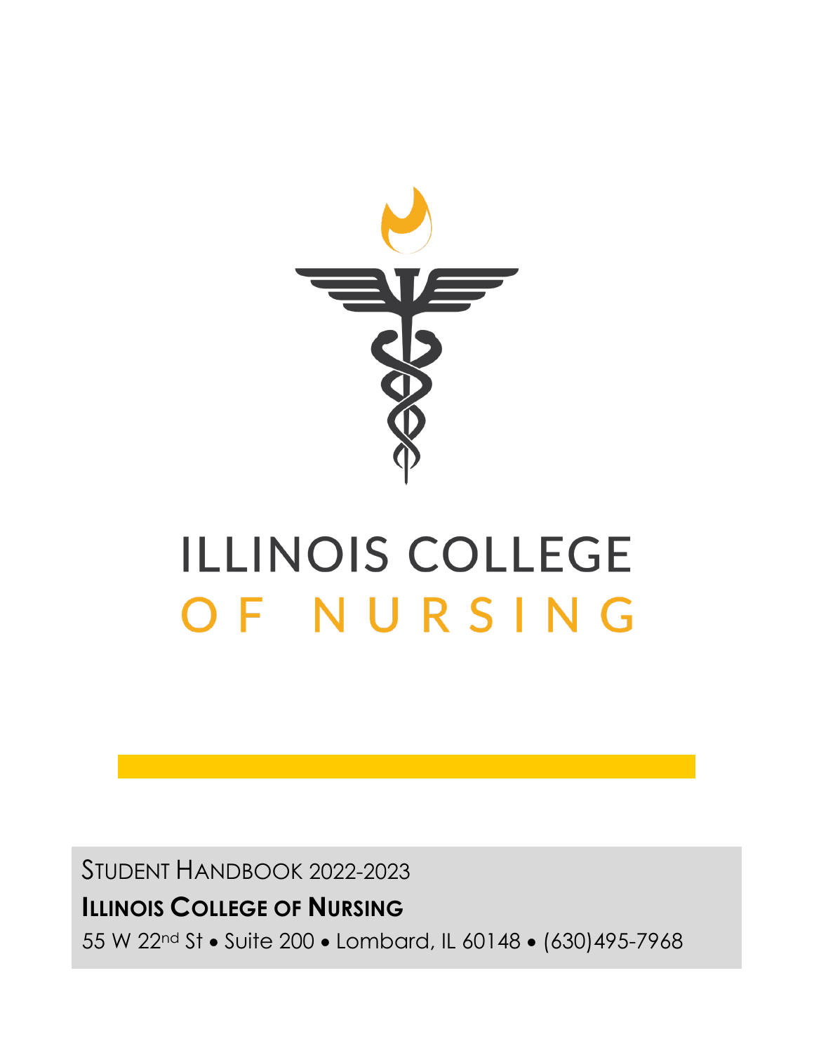# ILLINOIS COLLEGE OF NURSING

STUDENT HANDBOOK 2022-2023

**ILLINOIS COLLEGE OF NURSING**

55 W 22nd St • Suite 200 • Lombard, IL 60148 • (630)495-7968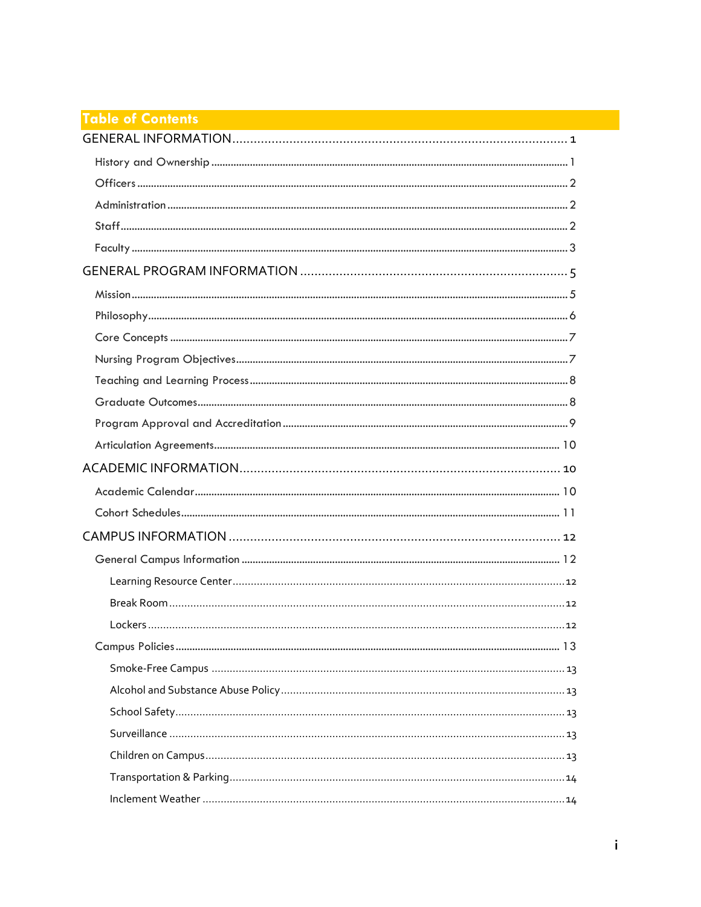# Table of Contents

GENERAL INFORMATION .......... 1

- History and Ownership .......... 1
- Officers .......... 2
- Administration .......... 2
- Staff .......... 2
- Faculty .......... 3

GENERAL PROGRAM INFORMATION .......... 5

- Mission .......... 5
- Philosophy .......... 6
- Core Concepts .......... 7
- Nursing Program Objectives .......... 7
- Teaching and Learning Process .......... 8
- Graduate Outcomes .......... 8
- Program Approval and Accreditation .......... 9
- Articulation Agreements .......... 10

ACADEMIC INFORMATION .......... 10

- Academic Calendar .......... 10
- Cohort Schedules .......... 11

CAMPUS INFORMATION .......... 12

- General Campus Information .......... 12
  - Learning Resource Center .......... 12
  - Break Room .......... 12
  - Lockers .......... 12
- Campus Policies .......... 13
  - Smoke-Free Campus .......... 13
  - Alcohol and Substance Abuse Policy .......... 13
  - School Safety .......... 13
  - Surveillance .......... 13
  - Children on Campus .......... 13
  - Transportation & Parking .......... 14
  - Inclement Weather .......... 14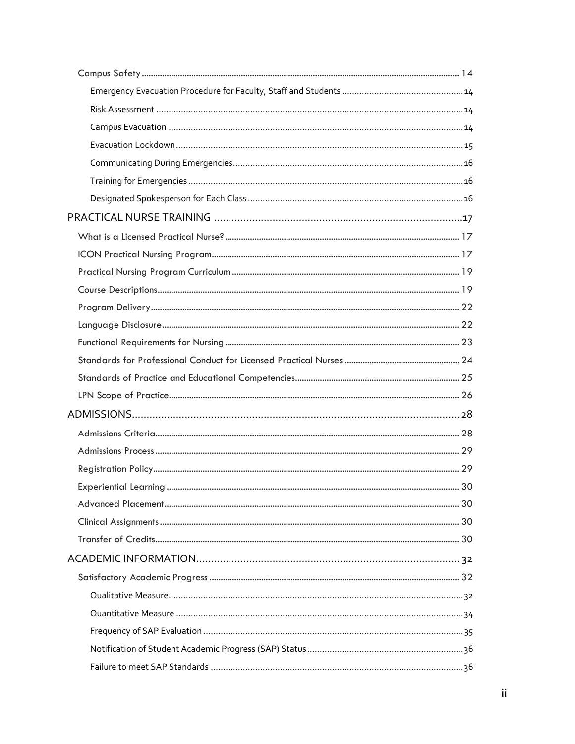- Campus Safety ........ 14
  - Emergency Evacuation Procedure for Faculty, Staff and Students ........ 14
  - Risk Assessment ........ 14
  - Campus Evacuation ........ 14
  - Evacuation Lockdown ........ 15
  - Communicating During Emergencies ........ 16
  - Training for Emergencies ........ 16
  - Designated Spokesperson for Each Class ........ 16

PRACTICAL NURSE TRAINING ........ 17

- What is a Licensed Practical Nurse? ........ 17
- ICON Practical Nursing Program ........ 17
- Practical Nursing Program Curriculum ........ 19
- Course Descriptions ........ 19
- Program Delivery ........ 22
- Language Disclosure ........ 22
- Functional Requirements for Nursing ........ 23
- Standards for Professional Conduct for Licensed Practical Nurses ........ 24
- Standards of Practice and Educational Competencies ........ 25
- LPN Scope of Practice ........ 26

ADMISSIONS ........ 28

- Admissions Criteria ........ 28
- Admissions Process ........ 29
- Registration Policy ........ 29
- Experiential Learning ........ 30
- Advanced Placement ........ 30
- Clinical Assignments ........ 30
- Transfer of Credits ........ 30

ACADEMIC INFORMATION ........ 32

- Satisfactory Academic Progress ........ 32
  - Qualitative Measure ........ 32
  - Quantitative Measure ........ 34
  - Frequency of SAP Evaluation ........ 35
  - Notification of Student Academic Progress (SAP) Status ........ 36
  - Failure to meet SAP Standards ........ 36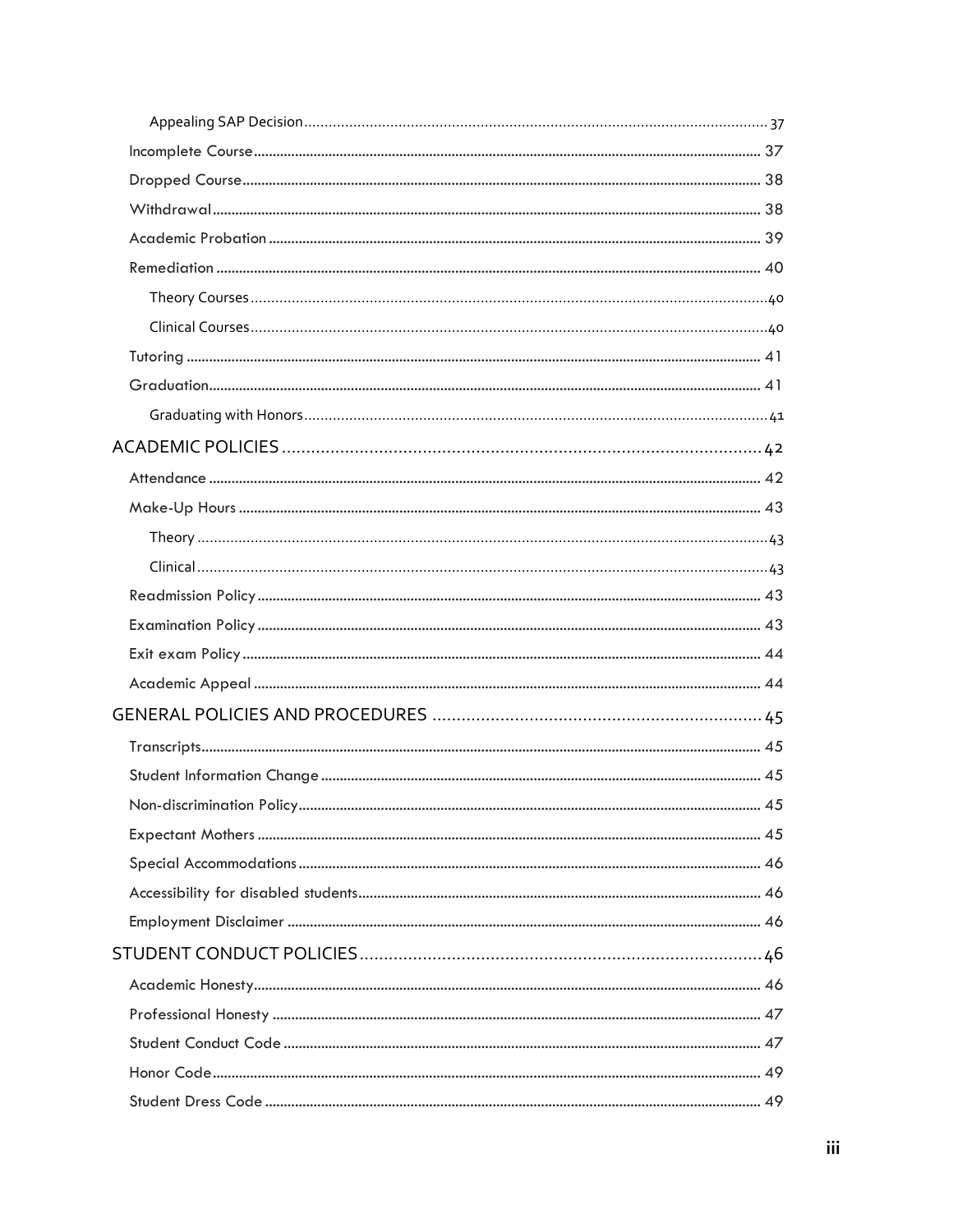- Appealing SAP Decision ........ 37
- Incomplete Course ........ 37
- Dropped Course ........ 38
- Withdrawal ........ 38
- Academic Probation ........ 39
- Remediation ........ 40
  - Theory Courses ........ 40
  - Clinical Courses ........ 40
- Tutoring ........ 41
- Graduation ........ 41
  - Graduating with Honors ........ 41

ACADEMIC POLICIES ........ 42

- Attendance ........ 42
- Make-Up Hours ........ 43
  - Theory ........ 43
  - Clinical ........ 43
- Readmission Policy ........ 43
- Examination Policy ........ 43
- Exit exam Policy ........ 44
- Academic Appeal ........ 44

GENERAL POLICIES AND PROCEDURES ........ 45

- Transcripts ........ 45
- Student Information Change ........ 45
- Non-discrimination Policy ........ 45
- Expectant Mothers ........ 45
- Special Accommodations ........ 46
- Accessibility for disabled students ........ 46
- Employment Disclaimer ........ 46

STUDENT CONDUCT POLICIES ........ 46

- Academic Honesty ........ 46
- Professional Honesty ........ 47
- Student Conduct Code ........ 47
- Honor Code ........ 49
- Student Dress Code ........ 49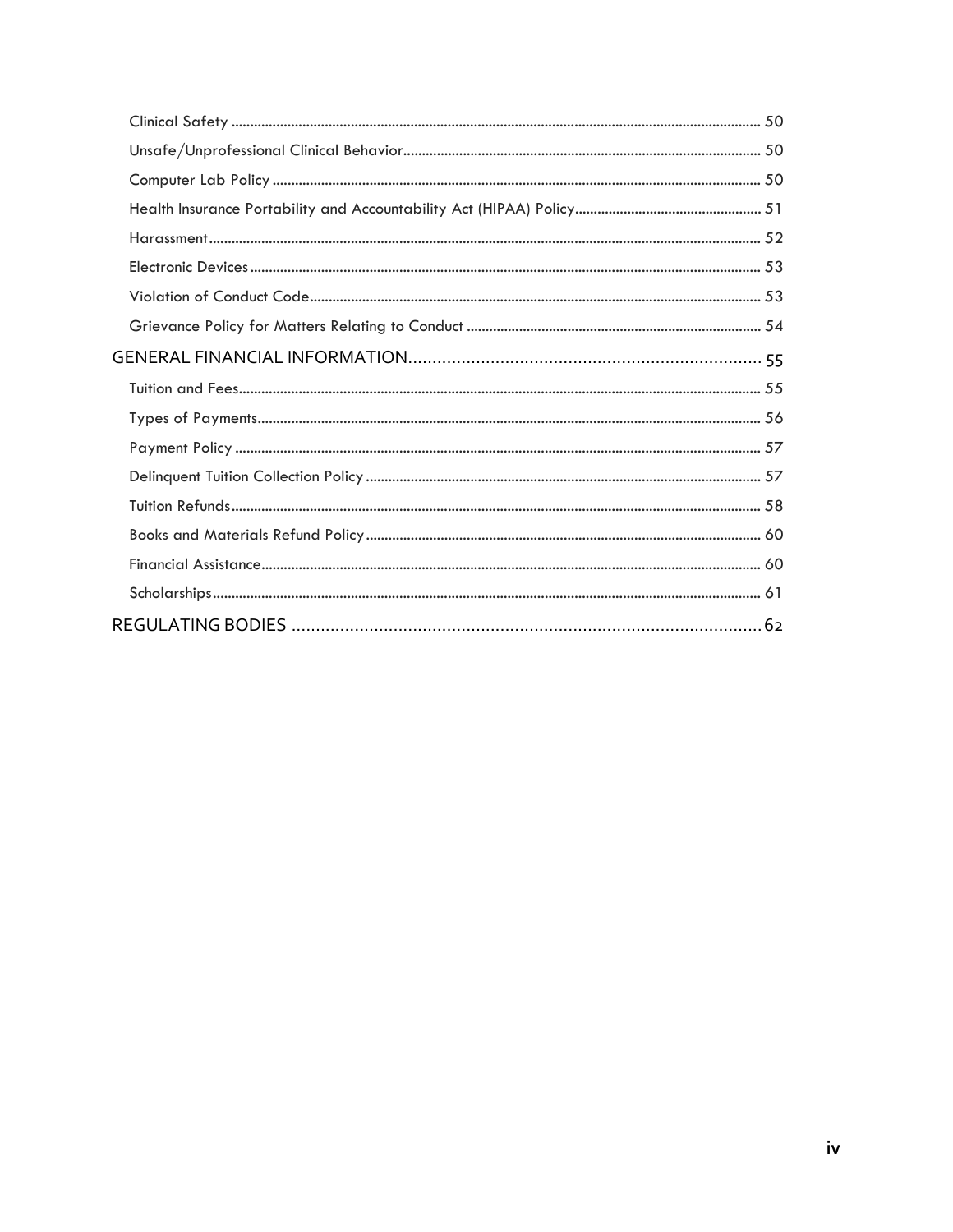Clinical Safety ........................................................................................................................................ 50

Unsafe/Unprofessional Clinical Behavior.............................................................................................. 50

Computer Lab Policy ................................................................................................................................ 50

Health Insurance Portability and Accountability Act (HIPAA) Policy................................................. 51

Harassment.................................................................................................................................................. 52

Electronic Devices ..................................................................................................................................... 53

Violation of Conduct Code....................................................................................................................... 53

Grievance Policy for Matters Relating to Conduct .............................................................................. 54

GENERAL FINANCIAL INFORMATION......................................................................... 55

Tuition and Fees.......................................................................................................................................... 55

Types of Payments..................................................................................................................................... 56

Payment Policy .......................................................................................................................................... 57

Delinquent Tuition Collection Policy ........................................................................................................ 57

Tuition Refunds............................................................................................................................................ 58

Books and Materials Refund Policy ........................................................................................................ 60

Financial Assistance................................................................................................................................... 60

Scholarships................................................................................................................................................. 61

REGULATING BODIES ................................................................................................. 62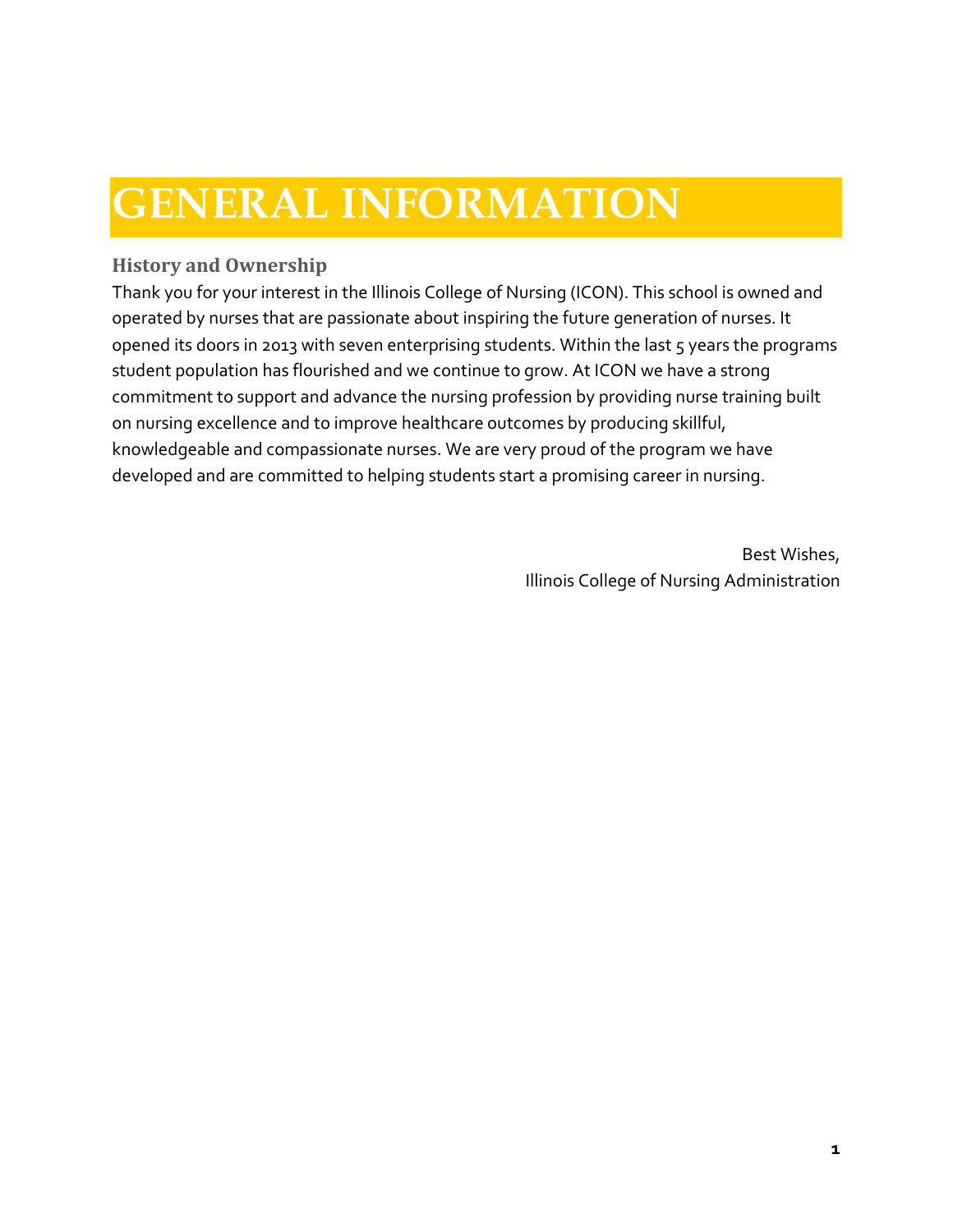# GENERAL INFORMATION

## History and Ownership

Thank you for your interest in the Illinois College of Nursing (ICON). This school is owned and operated by nurses that are passionate about inspiring the future generation of nurses. It opened its doors in 2013 with seven enterprising students. Within the last 5 years the programs student population has flourished and we continue to grow. At ICON we have a strong commitment to support and advance the nursing profession by providing nurse training built on nursing excellence and to improve healthcare outcomes by producing skillful, knowledgeable and compassionate nurses. We are very proud of the program we have developed and are committed to helping students start a promising career in nursing.

Best Wishes,
Illinois College of Nursing Administration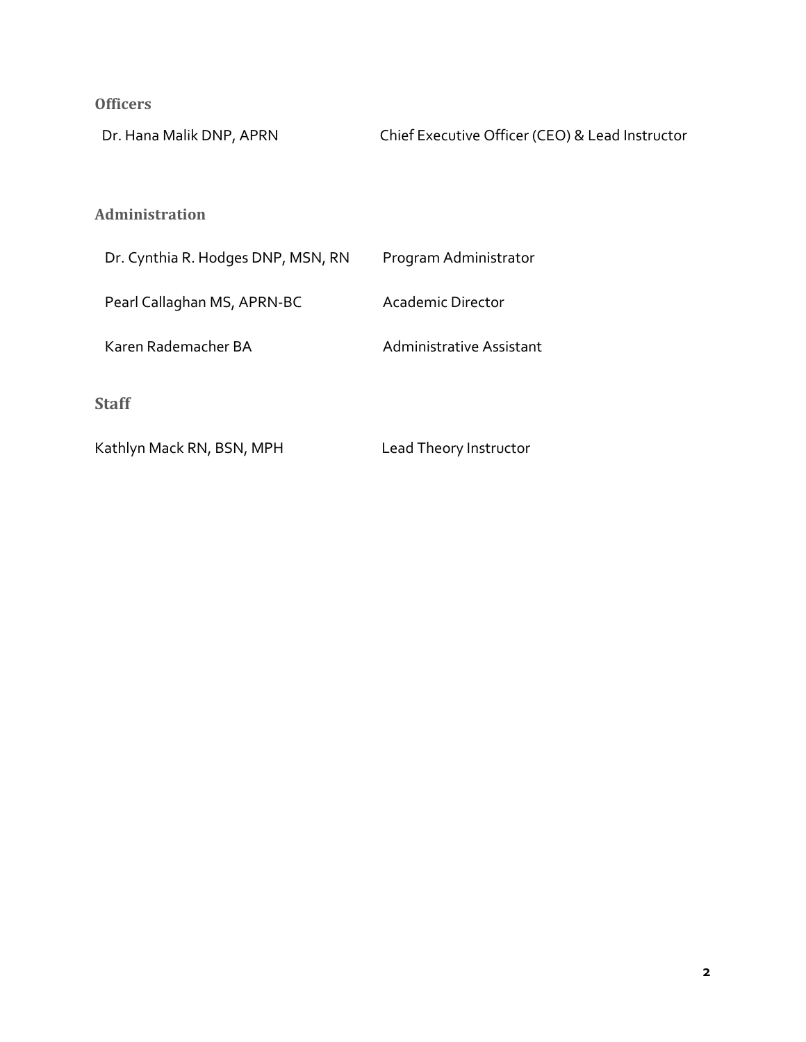### Officers

| | |
|---|---|
| Dr. Hana Malik DNP, APRN | Chief Executive Officer (CEO) & Lead Instructor |

### Administration

| | |
|---|---|
| Dr. Cynthia R. Hodges DNP, MSN, RN | Program Administrator |
| Pearl Callaghan MS, APRN-BC | Academic Director |
| Karen Rademacher BA | Administrative Assistant |

### Staff

| | |
|---|---|
| Kathlyn Mack RN, BSN, MPH | Lead Theory Instructor |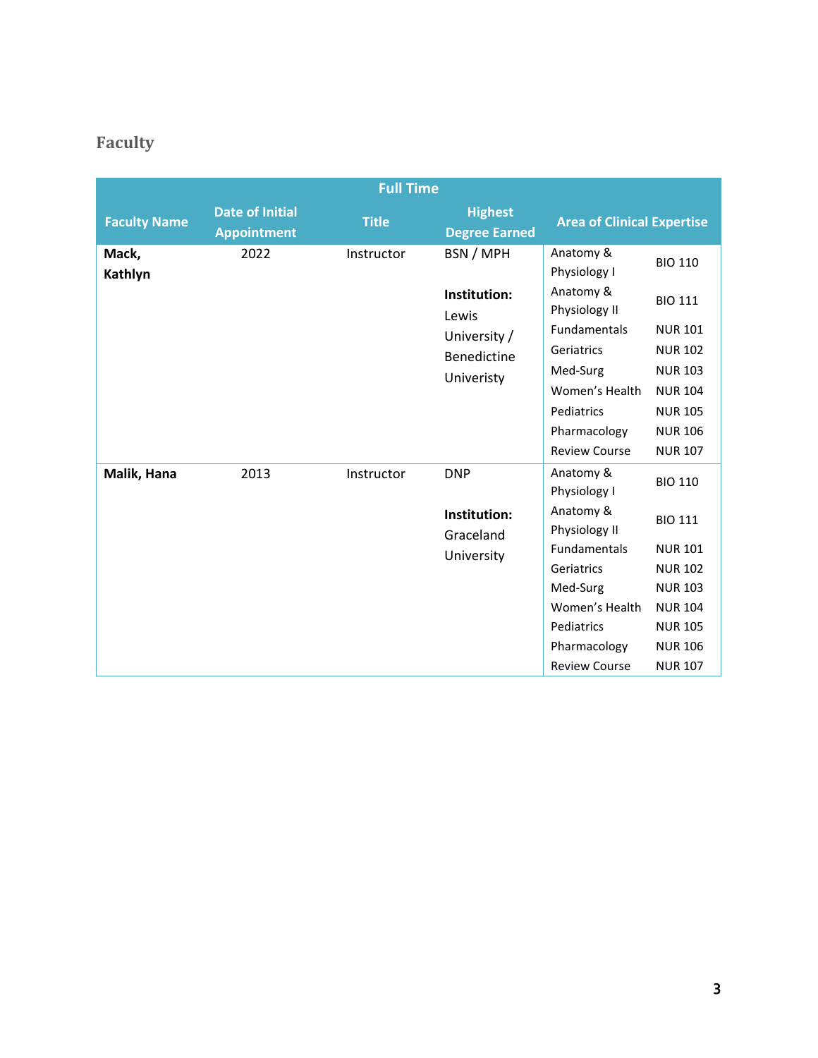## Faculty

| Full Time | | | | | |
|---|---|---|---|---|---|
| **Faculty Name** | **Date of Initial Appointment** | **Title** | **Highest Degree Earned** | **Area of Clinical Expertise** | |
| **Mack, Kathlyn** | 2022 | Instructor | BSN / MPH<br><br>**Institution:** Lewis University / Benedictine Univeristy | Anatomy & Physiology I | BIO 110 |
| | | | | Anatomy & Physiology II | BIO 111 |
| | | | | Fundamentals | NUR 101 |
| | | | | Geriatrics | NUR 102 |
| | | | | Med-Surg | NUR 103 |
| | | | | Women's Health | NUR 104 |
| | | | | Pediatrics | NUR 105 |
| | | | | Pharmacology | NUR 106 |
| | | | | Review Course | NUR 107 |
| **Malik, Hana** | 2013 | Instructor | DNP<br><br>**Institution:** Graceland University | Anatomy & Physiology I | BIO 110 |
| | | | | Anatomy & Physiology II | BIO 111 |
| | | | | Fundamentals | NUR 101 |
| | | | | Geriatrics | NUR 102 |
| | | | | Med-Surg | NUR 103 |
| | | | | Women's Health | NUR 104 |
| | | | | Pediatrics | NUR 105 |
| | | | | Pharmacology | NUR 106 |
| | | | | Review Course | NUR 107 |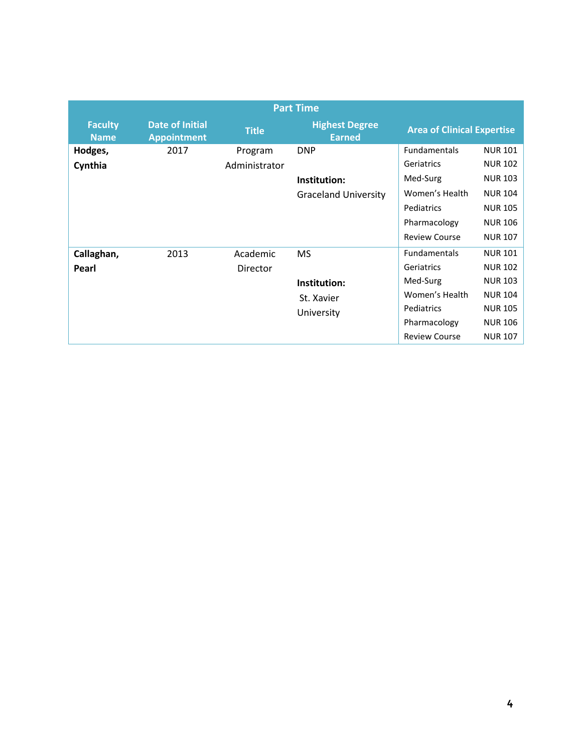| Part Time | | | | |
|---|---|---|---|---|
| Faculty Name | Date of Initial Appointment | Title | Highest Degree Earned | Area of Clinical Expertise |
| **Hodges, Cynthia** | 2017 | Program Administrator | DNP<br><br>**Institution:** Graceland University | Fundamentals NUR 101<br>Geriatrics NUR 102<br>Med-Surg NUR 103<br>Women's Health NUR 104<br>Pediatrics NUR 105<br>Pharmacology NUR 106<br>Review Course NUR 107 |
| **Callaghan, Pearl** | 2013 | Academic Director | MS<br><br>**Institution:** St. Xavier University | Fundamentals NUR 101<br>Geriatrics NUR 102<br>Med-Surg NUR 103<br>Women's Health NUR 104<br>Pediatrics NUR 105<br>Pharmacology NUR 106<br>Review Course NUR 107 |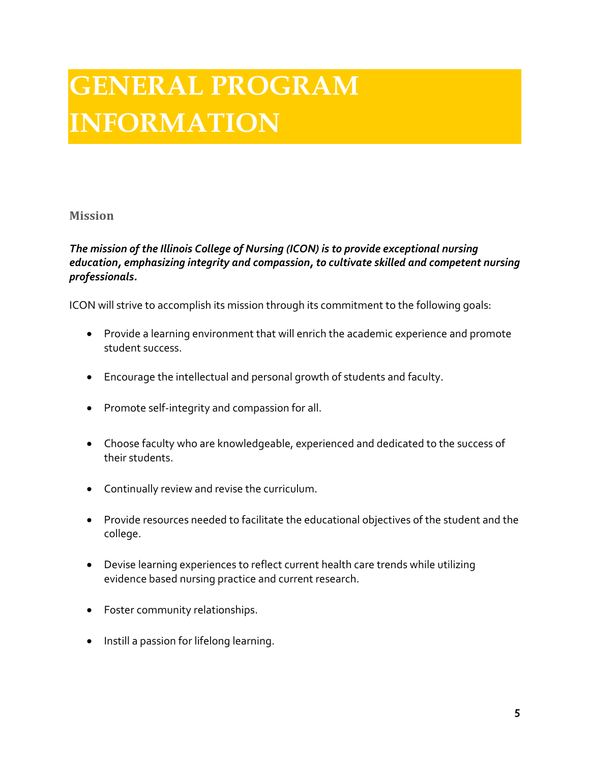# GENERAL PROGRAM INFORMATION

## Mission

***The mission of the Illinois College of Nursing (ICON) is to provide exceptional nursing education, emphasizing integrity and compassion, to cultivate skilled and competent nursing professionals.***

ICON will strive to accomplish its mission through its commitment to the following goals:

- Provide a learning environment that will enrich the academic experience and promote student success.
- Encourage the intellectual and personal growth of students and faculty.
- Promote self-integrity and compassion for all.
- Choose faculty who are knowledgeable, experienced and dedicated to the success of their students.
- Continually review and revise the curriculum.
- Provide resources needed to facilitate the educational objectives of the student and the college.
- Devise learning experiences to reflect current health care trends while utilizing evidence based nursing practice and current research.
- Foster community relationships.
- Instill a passion for lifelong learning.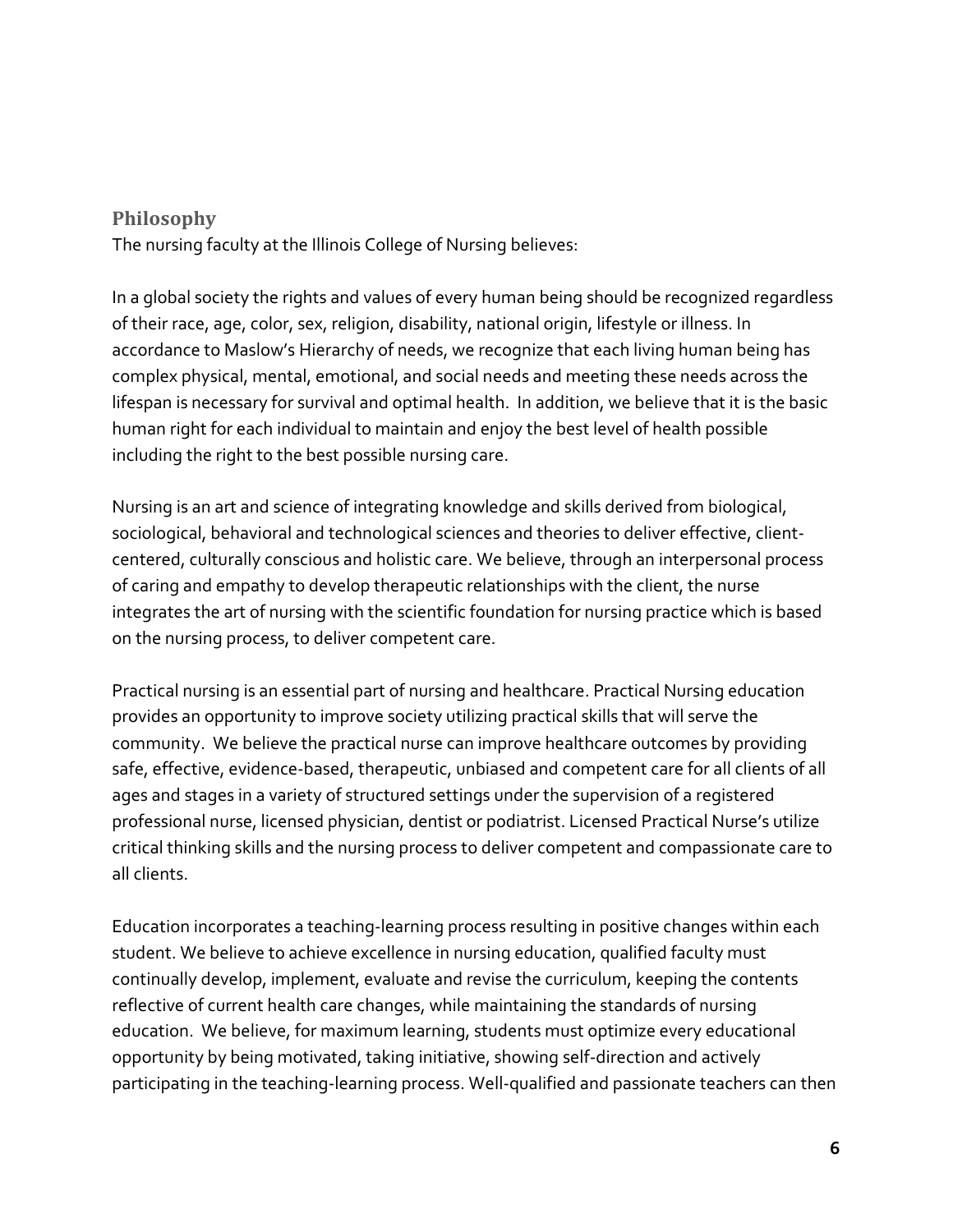## Philosophy

The nursing faculty at the Illinois College of Nursing believes:

In a global society the rights and values of every human being should be recognized regardless of their race, age, color, sex, religion, disability, national origin, lifestyle or illness. In accordance to Maslow's Hierarchy of needs, we recognize that each living human being has complex physical, mental, emotional, and social needs and meeting these needs across the lifespan is necessary for survival and optimal health. In addition, we believe that it is the basic human right for each individual to maintain and enjoy the best level of health possible including the right to the best possible nursing care.

Nursing is an art and science of integrating knowledge and skills derived from biological, sociological, behavioral and technological sciences and theories to deliver effective, client-centered, culturally conscious and holistic care. We believe, through an interpersonal process of caring and empathy to develop therapeutic relationships with the client, the nurse integrates the art of nursing with the scientific foundation for nursing practice which is based on the nursing process, to deliver competent care.

Practical nursing is an essential part of nursing and healthcare. Practical Nursing education provides an opportunity to improve society utilizing practical skills that will serve the community. We believe the practical nurse can improve healthcare outcomes by providing safe, effective, evidence-based, therapeutic, unbiased and competent care for all clients of all ages and stages in a variety of structured settings under the supervision of a registered professional nurse, licensed physician, dentist or podiatrist. Licensed Practical Nurse's utilize critical thinking skills and the nursing process to deliver competent and compassionate care to all clients.

Education incorporates a teaching-learning process resulting in positive changes within each student. We believe to achieve excellence in nursing education, qualified faculty must continually develop, implement, evaluate and revise the curriculum, keeping the contents reflective of current health care changes, while maintaining the standards of nursing education. We believe, for maximum learning, students must optimize every educational opportunity by being motivated, taking initiative, showing self-direction and actively participating in the teaching-learning process. Well-qualified and passionate teachers can then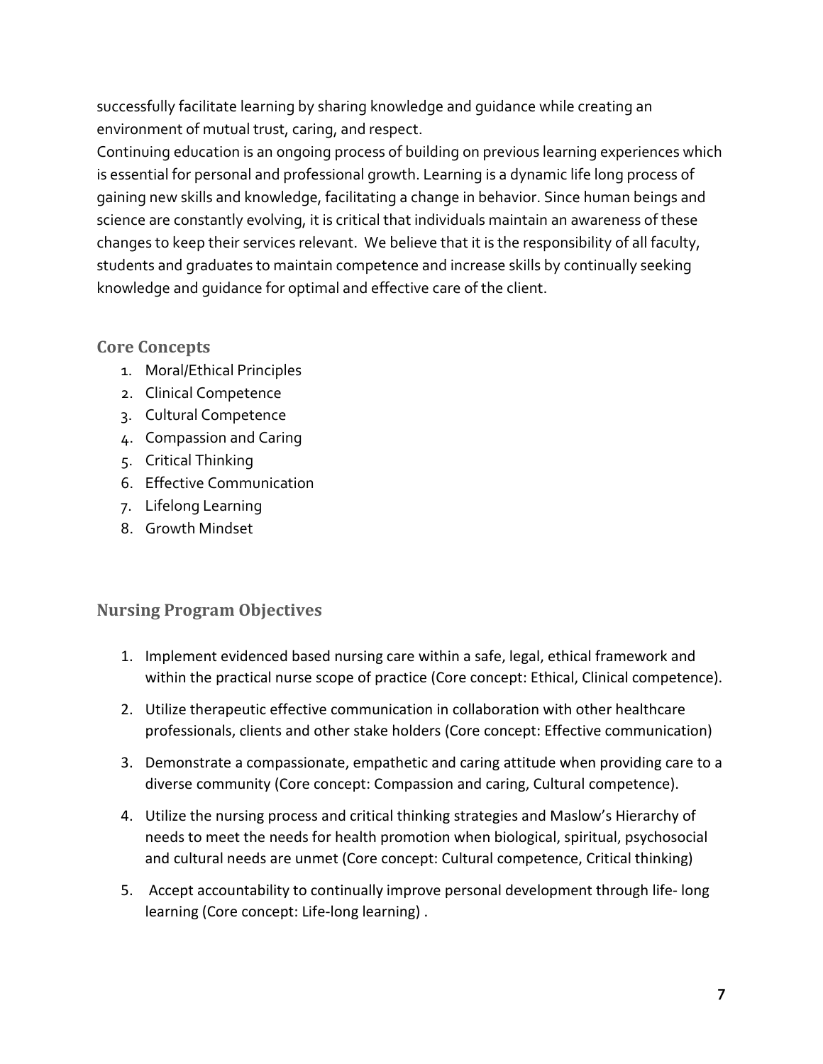successfully facilitate learning by sharing knowledge and guidance while creating an environment of mutual trust, caring, and respect.

Continuing education is an ongoing process of building on previous learning experiences which is essential for personal and professional growth. Learning is a dynamic life long process of gaining new skills and knowledge, facilitating a change in behavior. Since human beings and science are constantly evolving, it is critical that individuals maintain an awareness of these changes to keep their services relevant. We believe that it is the responsibility of all faculty, students and graduates to maintain competence and increase skills by continually seeking knowledge and guidance for optimal and effective care of the client.

## Core Concepts

1. Moral/Ethical Principles
2. Clinical Competence
3. Cultural Competence
4. Compassion and Caring
5. Critical Thinking
6. Effective Communication
7. Lifelong Learning
8. Growth Mindset

## Nursing Program Objectives

1. Implement evidenced based nursing care within a safe, legal, ethical framework and within the practical nurse scope of practice (Core concept: Ethical, Clinical competence).
2. Utilize therapeutic effective communication in collaboration with other healthcare professionals, clients and other stake holders (Core concept: Effective communication)
3. Demonstrate a compassionate, empathetic and caring attitude when providing care to a diverse community (Core concept: Compassion and caring, Cultural competence).
4. Utilize the nursing process and critical thinking strategies and Maslow's Hierarchy of needs to meet the needs for health promotion when biological, spiritual, psychosocial and cultural needs are unmet (Core concept: Cultural competence, Critical thinking)
5. Accept accountability to continually improve personal development through life- long learning (Core concept: Life-long learning) .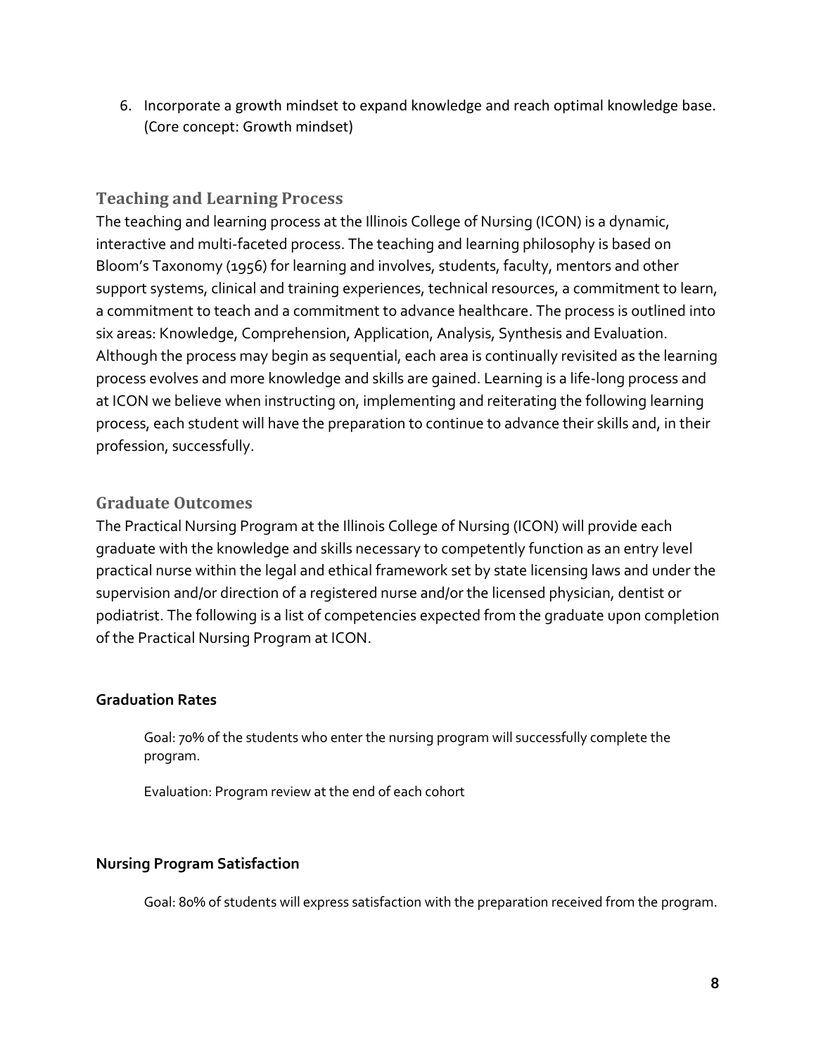6. Incorporate a growth mindset to expand knowledge and reach optimal knowledge base. (Core concept: Growth mindset)

## Teaching and Learning Process

The teaching and learning process at the Illinois College of Nursing (ICON) is a dynamic, interactive and multi-faceted process. The teaching and learning philosophy is based on Bloom's Taxonomy (1956) for learning and involves, students, faculty, mentors and other support systems, clinical and training experiences, technical resources, a commitment to learn, a commitment to teach and a commitment to advance healthcare. The process is outlined into six areas: Knowledge, Comprehension, Application, Analysis, Synthesis and Evaluation. Although the process may begin as sequential, each area is continually revisited as the learning process evolves and more knowledge and skills are gained. Learning is a life-long process and at ICON we believe when instructing on, implementing and reiterating the following learning process, each student will have the preparation to continue to advance their skills and, in their profession, successfully.

## Graduate Outcomes

The Practical Nursing Program at the Illinois College of Nursing (ICON) will provide each graduate with the knowledge and skills necessary to competently function as an entry level practical nurse within the legal and ethical framework set by state licensing laws and under the supervision and/or direction of a registered nurse and/or the licensed physician, dentist or podiatrist. The following is a list of competencies expected from the graduate upon completion of the Practical Nursing Program at ICON.

**Graduation Rates**

Goal: 70% of the students who enter the nursing program will successfully complete the program.

Evaluation: Program review at the end of each cohort

**Nursing Program Satisfaction**

Goal: 80% of students will express satisfaction with the preparation received from the program.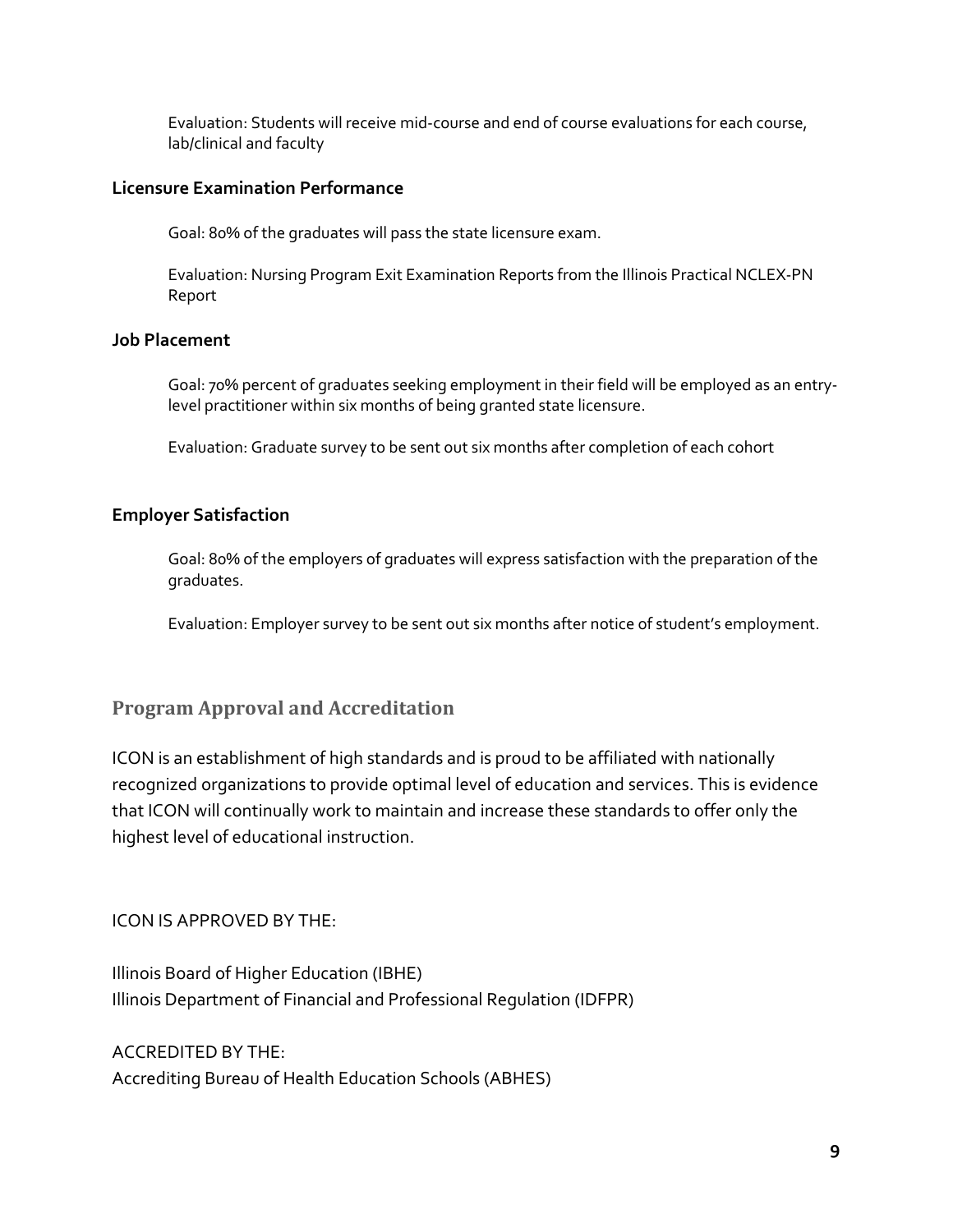Evaluation: Students will receive mid-course and end of course evaluations for each course, lab/clinical and faculty

**Licensure Examination Performance**

Goal: 80% of the graduates will pass the state licensure exam.

Evaluation: Nursing Program Exit Examination Reports from the Illinois Practical NCLEX-PN Report

**Job Placement**

Goal: 70% percent of graduates seeking employment in their field will be employed as an entry-level practitioner within six months of being granted state licensure.

Evaluation: Graduate survey to be sent out six months after completion of each cohort

**Employer Satisfaction**

Goal: 80% of the employers of graduates will express satisfaction with the preparation of the graduates.

Evaluation: Employer survey to be sent out six months after notice of student's employment.

## Program Approval and Accreditation

ICON is an establishment of high standards and is proud to be affiliated with nationally recognized organizations to provide optimal level of education and services. This is evidence that ICON will continually work to maintain and increase these standards to offer only the highest level of educational instruction.

ICON IS APPROVED BY THE:

Illinois Board of Higher Education (IBHE)
Illinois Department of Financial and Professional Regulation (IDFPR)

ACCREDITED BY THE:
Accrediting Bureau of Health Education Schools (ABHES)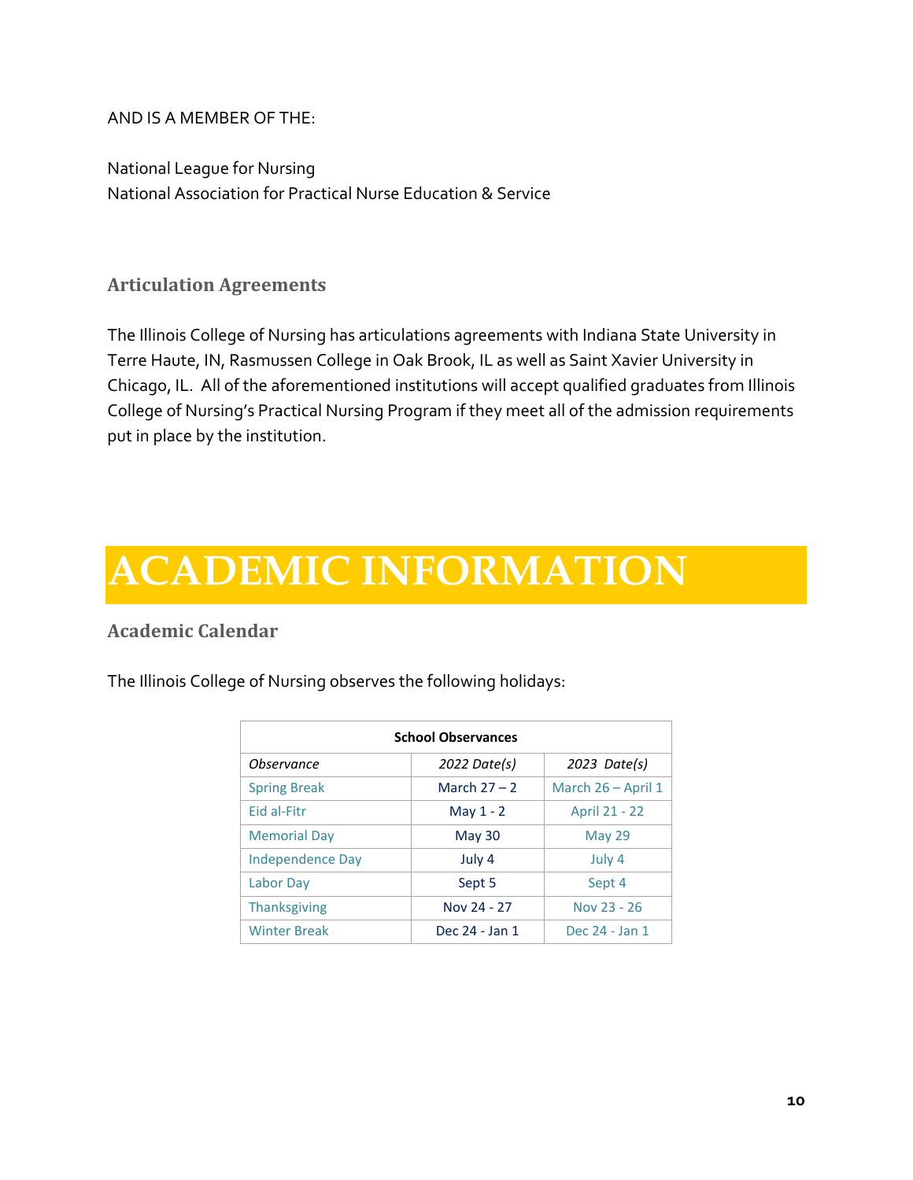AND IS A MEMBER OF THE:

National League for Nursing
National Association for Practical Nurse Education & Service

### Articulation Agreements

The Illinois College of Nursing has articulations agreements with Indiana State University in Terre Haute, IN, Rasmussen College in Oak Brook, IL as well as Saint Xavier University in Chicago, IL. All of the aforementioned institutions will accept qualified graduates from Illinois College of Nursing's Practical Nursing Program if they meet all of the admission requirements put in place by the institution.

# ACADEMIC INFORMATION

### Academic Calendar

The Illinois College of Nursing observes the following holidays:

| School Observances | | |
|---|---|---|
| *Observance* | *2022 Date(s)* | *2023 Date(s)* |
| Spring Break | March 27 – 2 | March 26 – April 1 |
| Eid al-Fitr | May 1 - 2 | April 21 - 22 |
| Memorial Day | May 30 | May 29 |
| Independence Day | July 4 | July 4 |
| Labor Day | Sept 5 | Sept 4 |
| Thanksgiving | Nov 24 - 27 | Nov 23 - 26 |
| Winter Break | Dec 24 - Jan 1 | Dec 24 - Jan 1 |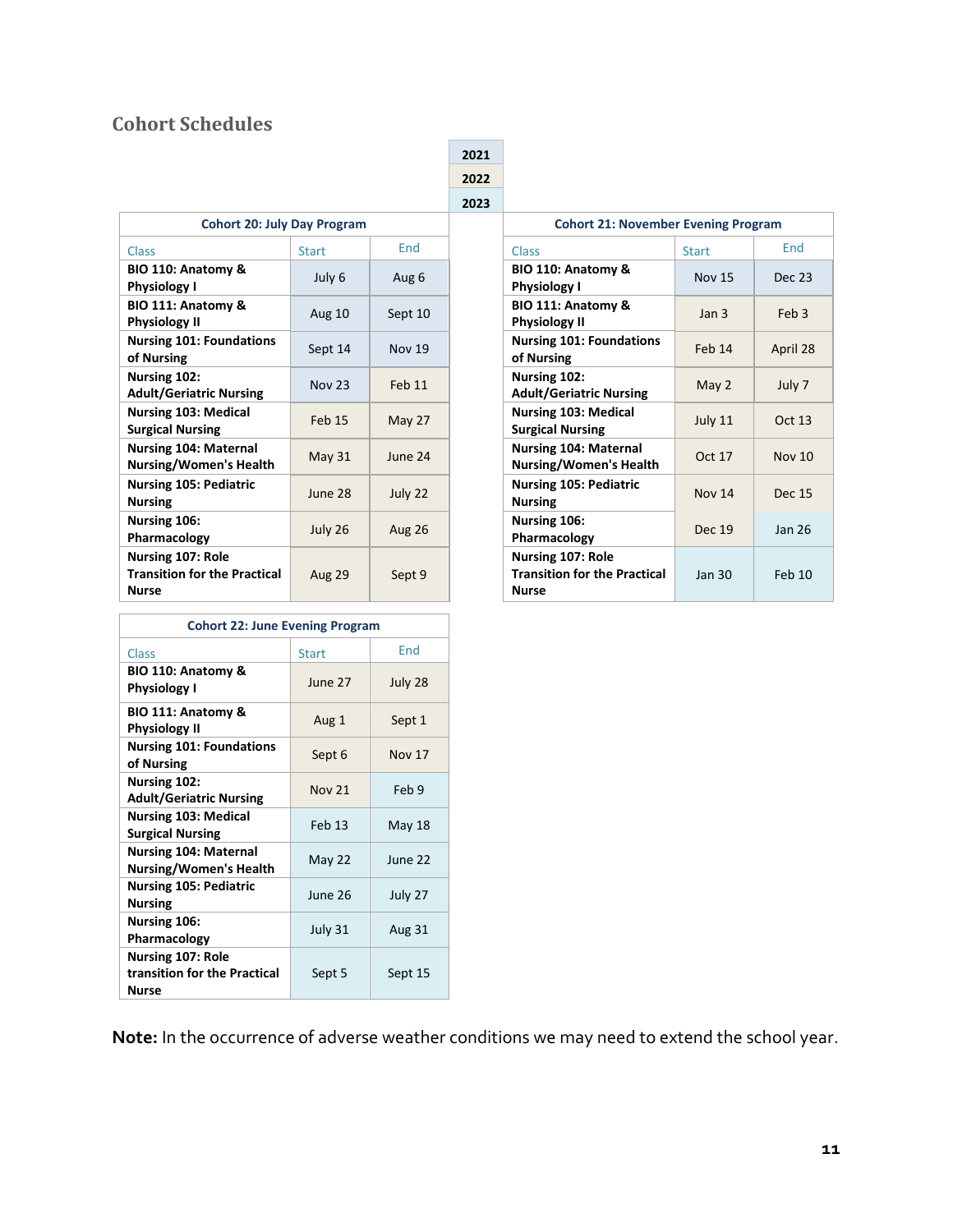## Cohort Schedules

| Year legend |
|---|
| 2021 |
| 2022 |
| 2023 |

| Cohort 20: July Day Program | | |
|---|---|---|
| Class | Start | End |
| BIO 110: Anatomy & Physiology I | July 6 | Aug 6 |
| BIO 111: Anatomy & Physiology II | Aug 10 | Sept 10 |
| Nursing 101: Foundations of Nursing | Sept 14 | Nov 19 |
| Nursing 102: Adult/Geriatric Nursing | Nov 23 | Feb 11 |
| Nursing 103: Medical Surgical Nursing | Feb 15 | May 27 |
| Nursing 104: Maternal Nursing/Women's Health | May 31 | June 24 |
| Nursing 105: Pediatric Nursing | June 28 | July 22 |
| Nursing 106: Pharmacology | July 26 | Aug 26 |
| Nursing 107: Role Transition for the Practical Nurse | Aug 29 | Sept 9 |

| Cohort 21: November Evening Program | | |
|---|---|---|
| Class | Start | End |
| BIO 110: Anatomy & Physiology I | Nov 15 | Dec 23 |
| BIO 111: Anatomy & Physiology II | Jan 3 | Feb 3 |
| Nursing 101: Foundations of Nursing | Feb 14 | April 28 |
| Nursing 102: Adult/Geriatric Nursing | May 2 | July 7 |
| Nursing 103: Medical Surgical Nursing | July 11 | Oct 13 |
| Nursing 104: Maternal Nursing/Women's Health | Oct 17 | Nov 10 |
| Nursing 105: Pediatric Nursing | Nov 14 | Dec 15 |
| Nursing 106: Pharmacology | Dec 19 | Jan 26 |
| Nursing 107: Role Transition for the Practical Nurse | Jan 30 | Feb 10 |

| Cohort 22: June Evening Program | | |
|---|---|---|
| Class | Start | End |
| BIO 110: Anatomy & Physiology I | June 27 | July 28 |
| BIO 111: Anatomy & Physiology II | Aug 1 | Sept 1 |
| Nursing 101: Foundations of Nursing | Sept 6 | Nov 17 |
| Nursing 102: Adult/Geriatric Nursing | Nov 21 | Feb 9 |
| Nursing 103: Medical Surgical Nursing | Feb 13 | May 18 |
| Nursing 104: Maternal Nursing/Women's Health | May 22 | June 22 |
| Nursing 105: Pediatric Nursing | June 26 | July 27 |
| Nursing 106: Pharmacology | July 31 | Aug 31 |
| Nursing 107: Role transition for the Practical Nurse | Sept 5 | Sept 15 |

**Note:** In the occurrence of adverse weather conditions we may need to extend the school year.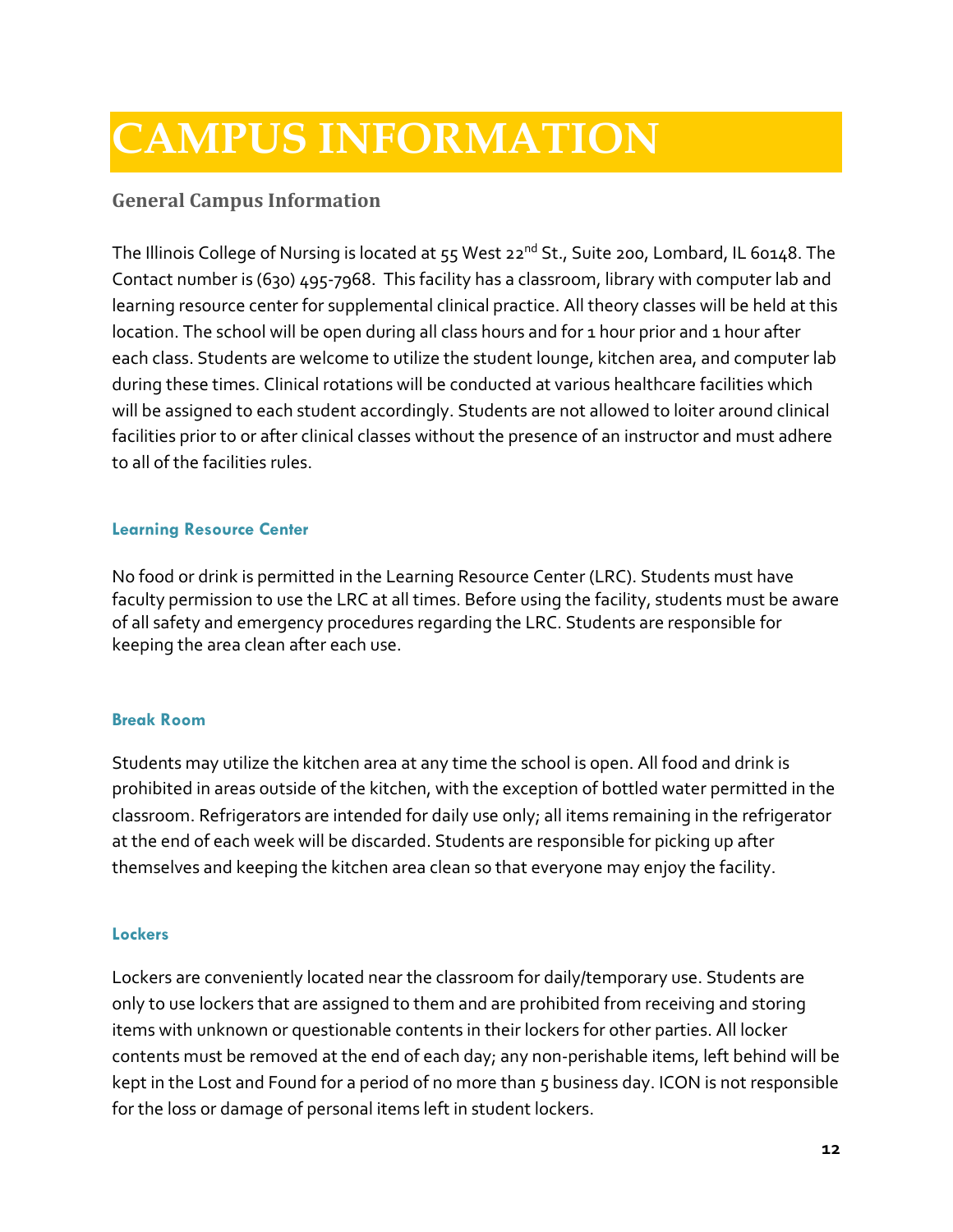# CAMPUS INFORMATION

## General Campus Information

The Illinois College of Nursing is located at 55 West 22nd St., Suite 200, Lombard, IL 60148. The Contact number is (630) 495-7968. This facility has a classroom, library with computer lab and learning resource center for supplemental clinical practice. All theory classes will be held at this location. The school will be open during all class hours and for 1 hour prior and 1 hour after each class. Students are welcome to utilize the student lounge, kitchen area, and computer lab during these times. Clinical rotations will be conducted at various healthcare facilities which will be assigned to each student accordingly. Students are not allowed to loiter around clinical facilities prior to or after clinical classes without the presence of an instructor and must adhere to all of the facilities rules.

### Learning Resource Center

No food or drink is permitted in the Learning Resource Center (LRC). Students must have faculty permission to use the LRC at all times. Before using the facility, students must be aware of all safety and emergency procedures regarding the LRC. Students are responsible for keeping the area clean after each use.

### Break Room

Students may utilize the kitchen area at any time the school is open. All food and drink is prohibited in areas outside of the kitchen, with the exception of bottled water permitted in the classroom. Refrigerators are intended for daily use only; all items remaining in the refrigerator at the end of each week will be discarded. Students are responsible for picking up after themselves and keeping the kitchen area clean so that everyone may enjoy the facility.

### Lockers

Lockers are conveniently located near the classroom for daily/temporary use. Students are only to use lockers that are assigned to them and are prohibited from receiving and storing items with unknown or questionable contents in their lockers for other parties. All locker contents must be removed at the end of each day; any non-perishable items, left behind will be kept in the Lost and Found for a period of no more than 5 business day. ICON is not responsible for the loss or damage of personal items left in student lockers.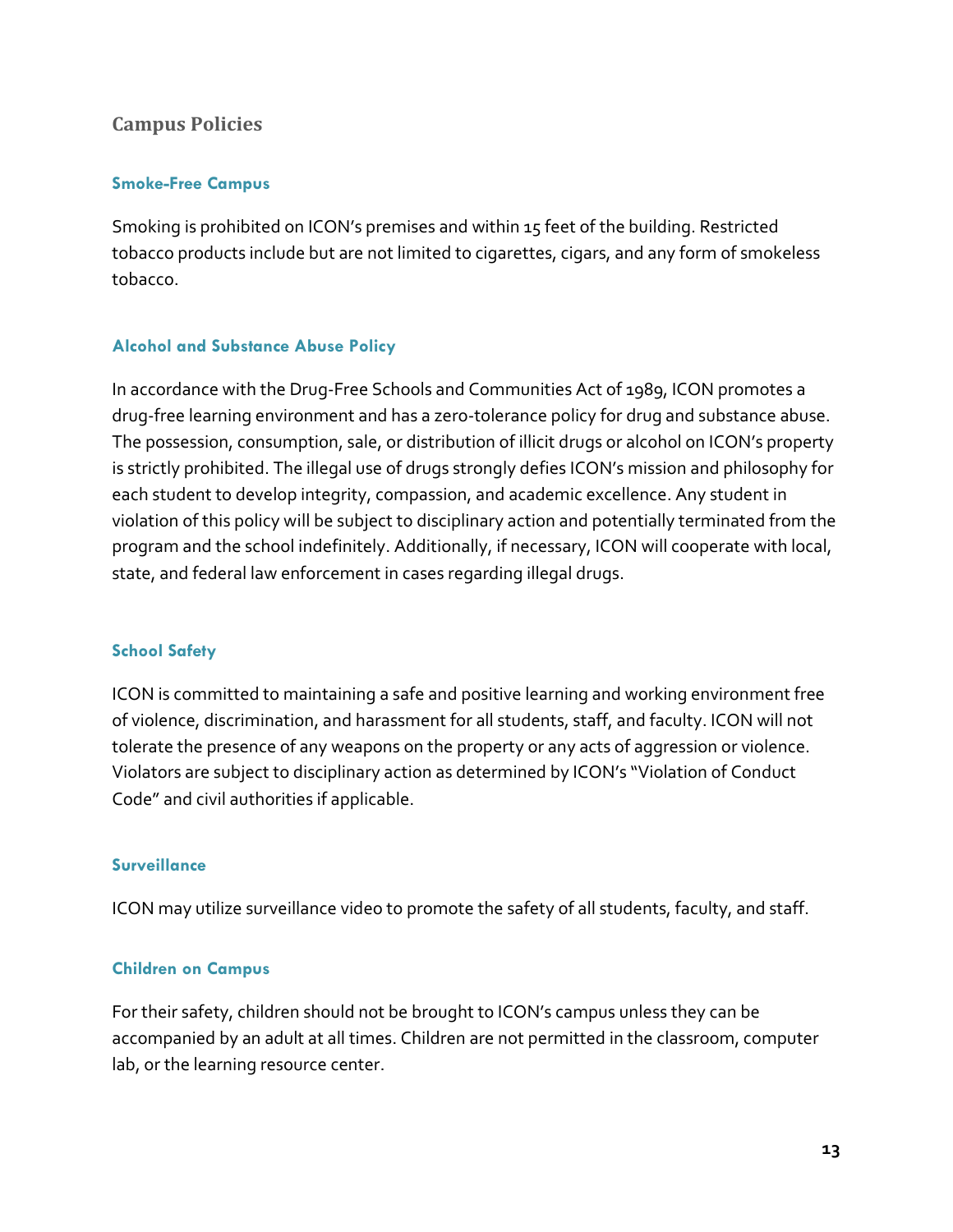## Campus Policies

### Smoke-Free Campus

Smoking is prohibited on ICON's premises and within 15 feet of the building. Restricted tobacco products include but are not limited to cigarettes, cigars, and any form of smokeless tobacco.

### Alcohol and Substance Abuse Policy

In accordance with the Drug-Free Schools and Communities Act of 1989, ICON promotes a drug-free learning environment and has a zero-tolerance policy for drug and substance abuse. The possession, consumption, sale, or distribution of illicit drugs or alcohol on ICON's property is strictly prohibited. The illegal use of drugs strongly defies ICON's mission and philosophy for each student to develop integrity, compassion, and academic excellence. Any student in violation of this policy will be subject to disciplinary action and potentially terminated from the program and the school indefinitely. Additionally, if necessary, ICON will cooperate with local, state, and federal law enforcement in cases regarding illegal drugs.

### School Safety

ICON is committed to maintaining a safe and positive learning and working environment free of violence, discrimination, and harassment for all students, staff, and faculty. ICON will not tolerate the presence of any weapons on the property or any acts of aggression or violence. Violators are subject to disciplinary action as determined by ICON's "Violation of Conduct Code" and civil authorities if applicable.

### Surveillance

ICON may utilize surveillance video to promote the safety of all students, faculty, and staff.

### Children on Campus

For their safety, children should not be brought to ICON's campus unless they can be accompanied by an adult at all times. Children are not permitted in the classroom, computer lab, or the learning resource center.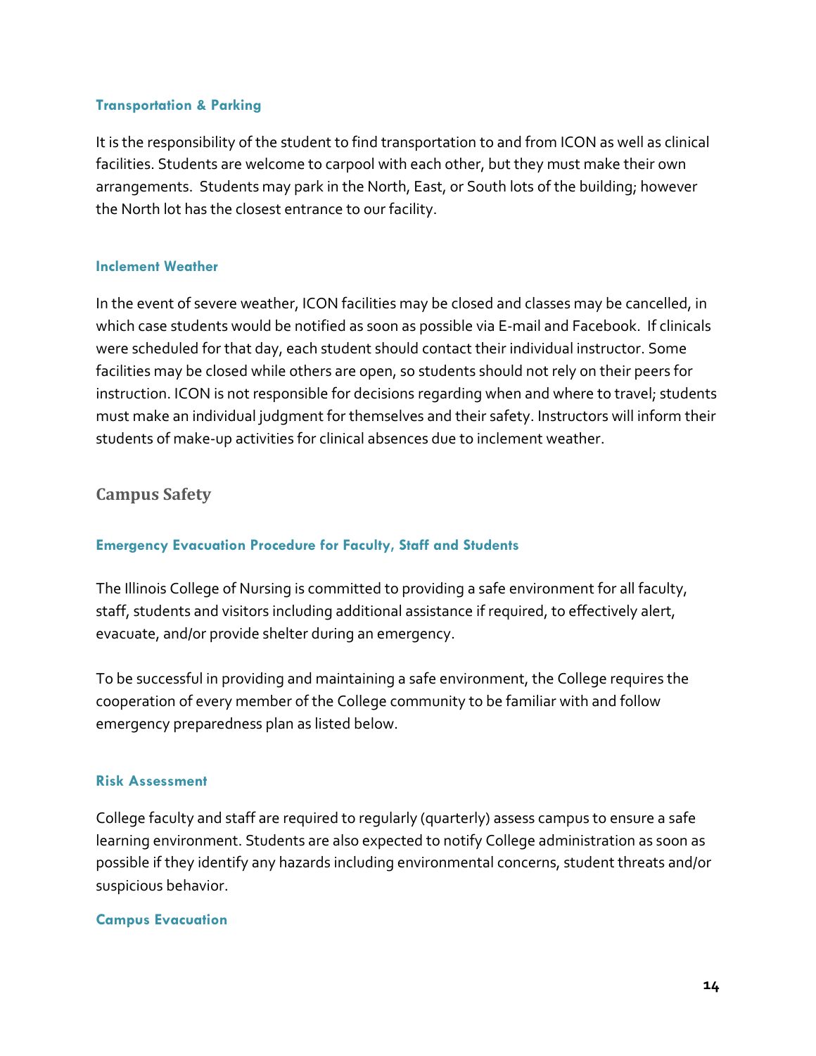### Transportation & Parking

It is the responsibility of the student to find transportation to and from ICON as well as clinical facilities. Students are welcome to carpool with each other, but they must make their own arrangements. Students may park in the North, East, or South lots of the building; however the North lot has the closest entrance to our facility.

### Inclement Weather

In the event of severe weather, ICON facilities may be closed and classes may be cancelled, in which case students would be notified as soon as possible via E-mail and Facebook. If clinicals were scheduled for that day, each student should contact their individual instructor. Some facilities may be closed while others are open, so students should not rely on their peers for instruction. ICON is not responsible for decisions regarding when and where to travel; students must make an individual judgment for themselves and their safety. Instructors will inform their students of make-up activities for clinical absences due to inclement weather.

## Campus Safety

### Emergency Evacuation Procedure for Faculty, Staff and Students

The Illinois College of Nursing is committed to providing a safe environment for all faculty, staff, students and visitors including additional assistance if required, to effectively alert, evacuate, and/or provide shelter during an emergency.

To be successful in providing and maintaining a safe environment, the College requires the cooperation of every member of the College community to be familiar with and follow emergency preparedness plan as listed below.

### Risk Assessment

College faculty and staff are required to regularly (quarterly) assess campus to ensure a safe learning environment. Students are also expected to notify College administration as soon as possible if they identify any hazards including environmental concerns, student threats and/or suspicious behavior.

### Campus Evacuation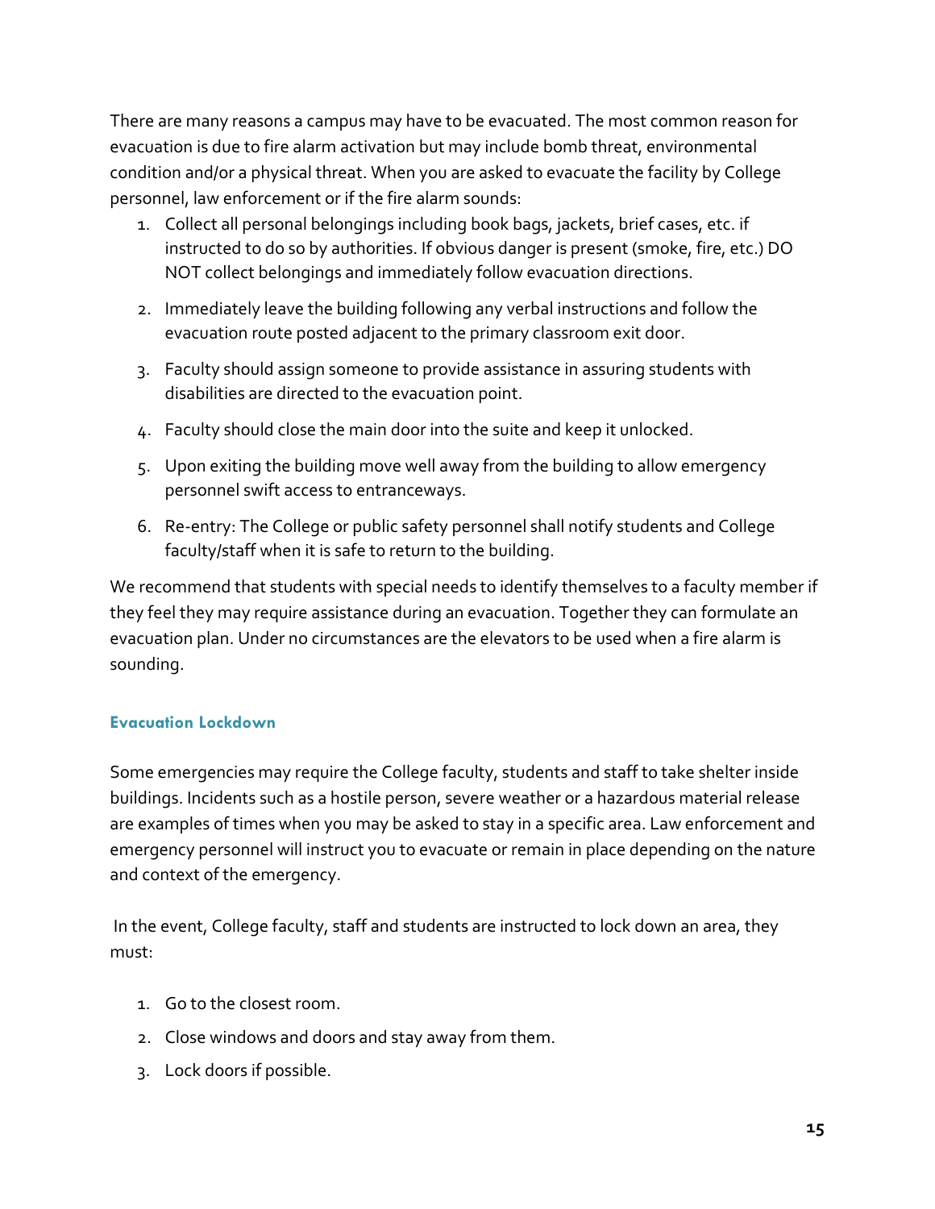There are many reasons a campus may have to be evacuated. The most common reason for evacuation is due to fire alarm activation but may include bomb threat, environmental condition and/or a physical threat. When you are asked to evacuate the facility by College personnel, law enforcement or if the fire alarm sounds:

1. Collect all personal belongings including book bags, jackets, brief cases, etc. if instructed to do so by authorities. If obvious danger is present (smoke, fire, etc.) DO NOT collect belongings and immediately follow evacuation directions.
2. Immediately leave the building following any verbal instructions and follow the evacuation route posted adjacent to the primary classroom exit door.
3. Faculty should assign someone to provide assistance in assuring students with disabilities are directed to the evacuation point.
4. Faculty should close the main door into the suite and keep it unlocked.
5. Upon exiting the building move well away from the building to allow emergency personnel swift access to entranceways.
6. Re-entry: The College or public safety personnel shall notify students and College faculty/staff when it is safe to return to the building.

We recommend that students with special needs to identify themselves to a faculty member if they feel they may require assistance during an evacuation. Together they can formulate an evacuation plan. Under no circumstances are the elevators to be used when a fire alarm is sounding.

### Evacuation Lockdown

Some emergencies may require the College faculty, students and staff to take shelter inside buildings. Incidents such as a hostile person, severe weather or a hazardous material release are examples of times when you may be asked to stay in a specific area. Law enforcement and emergency personnel will instruct you to evacuate or remain in place depending on the nature and context of the emergency.

In the event, College faculty, staff and students are instructed to lock down an area, they must:

1. Go to the closest room.
2. Close windows and doors and stay away from them.
3. Lock doors if possible.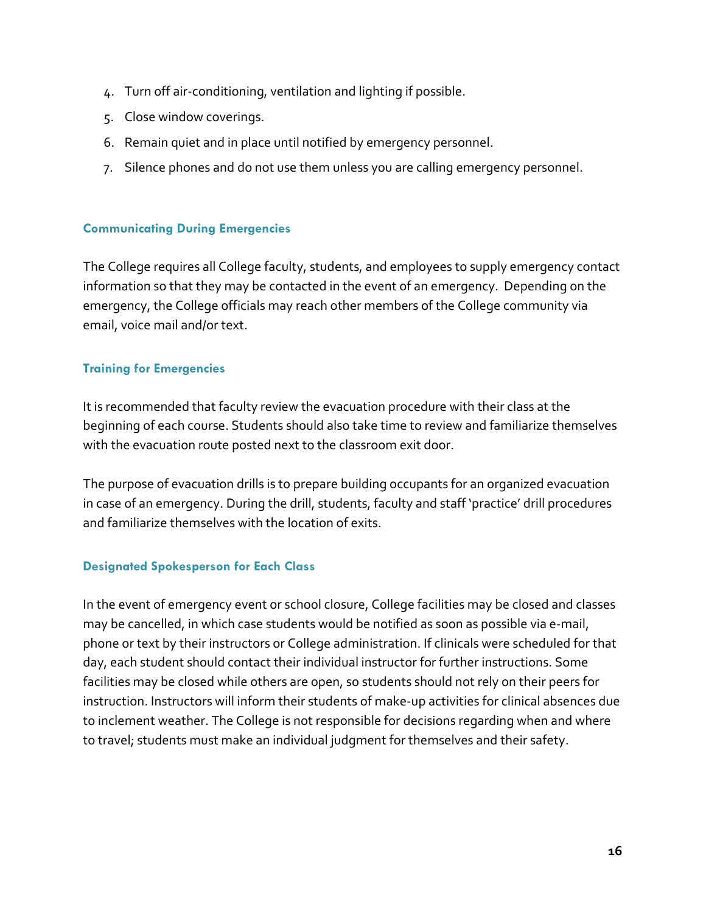4. Turn off air-conditioning, ventilation and lighting if possible.
5. Close window coverings.
6. Remain quiet and in place until notified by emergency personnel.
7. Silence phones and do not use them unless you are calling emergency personnel.

### Communicating During Emergencies

The College requires all College faculty, students, and employees to supply emergency contact information so that they may be contacted in the event of an emergency. Depending on the emergency, the College officials may reach other members of the College community via email, voice mail and/or text.

### Training for Emergencies

It is recommended that faculty review the evacuation procedure with their class at the beginning of each course. Students should also take time to review and familiarize themselves with the evacuation route posted next to the classroom exit door.

The purpose of evacuation drills is to prepare building occupants for an organized evacuation in case of an emergency. During the drill, students, faculty and staff 'practice' drill procedures and familiarize themselves with the location of exits.

### Designated Spokesperson for Each Class

In the event of emergency event or school closure, College facilities may be closed and classes may be cancelled, in which case students would be notified as soon as possible via e-mail, phone or text by their instructors or College administration. If clinicals were scheduled for that day, each student should contact their individual instructor for further instructions. Some facilities may be closed while others are open, so students should not rely on their peers for instruction. Instructors will inform their students of make-up activities for clinical absences due to inclement weather. The College is not responsible for decisions regarding when and where to travel; students must make an individual judgment for themselves and their safety.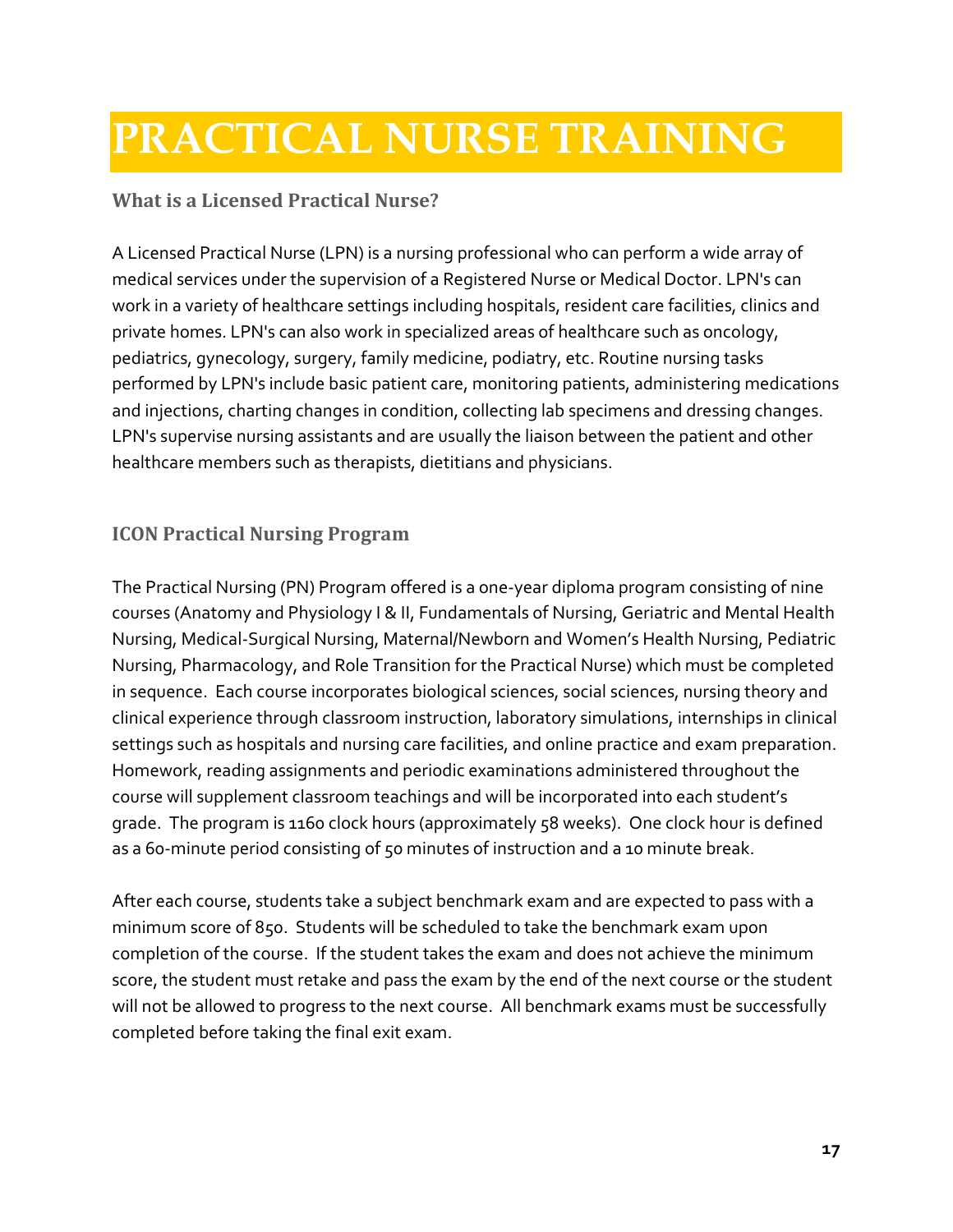# PRACTICAL NURSE TRAINING

### What is a Licensed Practical Nurse?

A Licensed Practical Nurse (LPN) is a nursing professional who can perform a wide array of medical services under the supervision of a Registered Nurse or Medical Doctor. LPN's can work in a variety of healthcare settings including hospitals, resident care facilities, clinics and private homes. LPN's can also work in specialized areas of healthcare such as oncology, pediatrics, gynecology, surgery, family medicine, podiatry, etc. Routine nursing tasks performed by LPN's include basic patient care, monitoring patients, administering medications and injections, charting changes in condition, collecting lab specimens and dressing changes. LPN's supervise nursing assistants and are usually the liaison between the patient and other healthcare members such as therapists, dietitians and physicians.

### ICON Practical Nursing Program

The Practical Nursing (PN) Program offered is a one-year diploma program consisting of nine courses (Anatomy and Physiology I & II, Fundamentals of Nursing, Geriatric and Mental Health Nursing, Medical-Surgical Nursing, Maternal/Newborn and Women's Health Nursing, Pediatric Nursing, Pharmacology, and Role Transition for the Practical Nurse) which must be completed in sequence. Each course incorporates biological sciences, social sciences, nursing theory and clinical experience through classroom instruction, laboratory simulations, internships in clinical settings such as hospitals and nursing care facilities, and online practice and exam preparation. Homework, reading assignments and periodic examinations administered throughout the course will supplement classroom teachings and will be incorporated into each student's grade. The program is 1160 clock hours (approximately 58 weeks). One clock hour is defined as a 60-minute period consisting of 50 minutes of instruction and a 10 minute break.

After each course, students take a subject benchmark exam and are expected to pass with a minimum score of 850. Students will be scheduled to take the benchmark exam upon completion of the course. If the student takes the exam and does not achieve the minimum score, the student must retake and pass the exam by the end of the next course or the student will not be allowed to progress to the next course. All benchmark exams must be successfully completed before taking the final exit exam.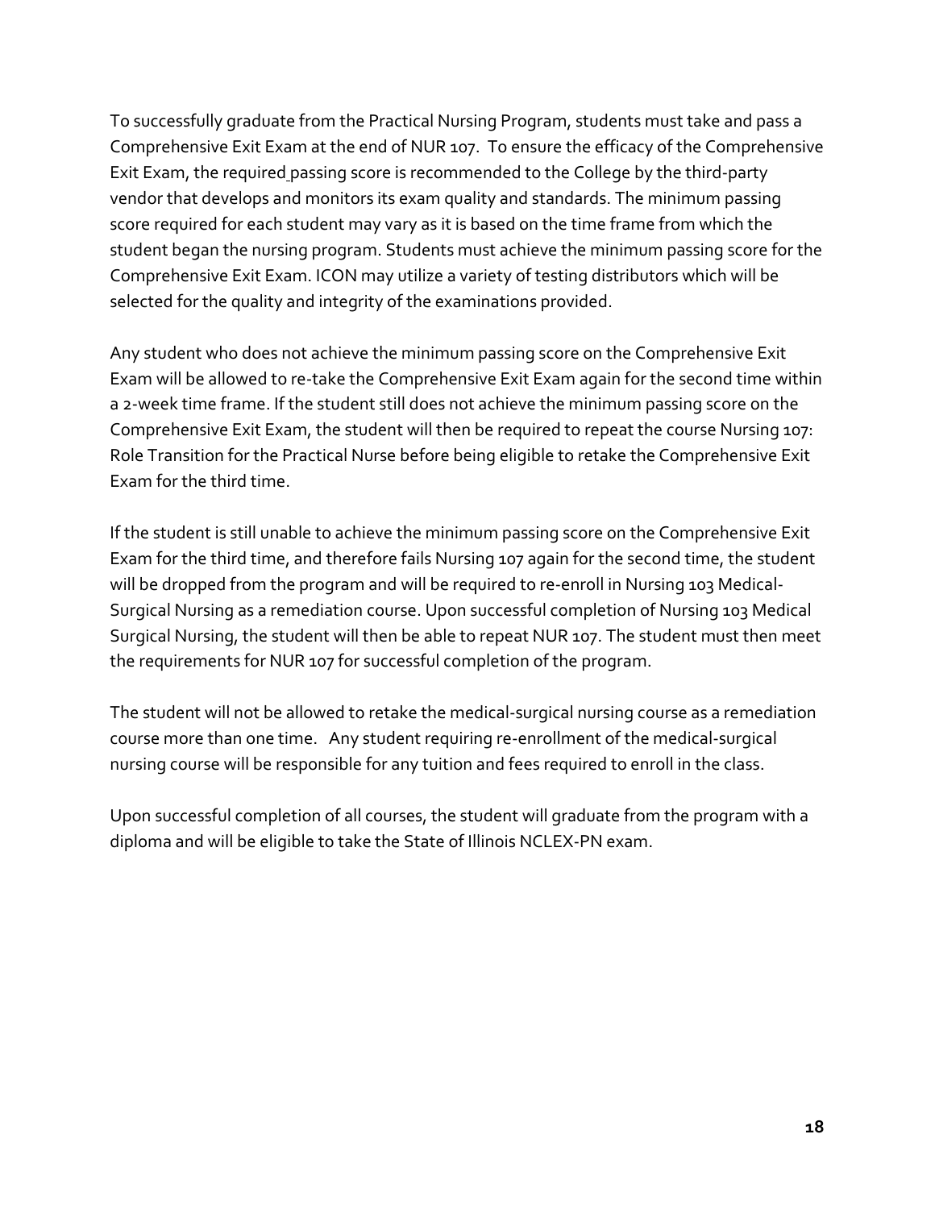To successfully graduate from the Practical Nursing Program, students must take and pass a Comprehensive Exit Exam at the end of NUR 107. To ensure the efficacy of the Comprehensive Exit Exam, the required passing score is recommended to the College by the third-party vendor that develops and monitors its exam quality and standards. The minimum passing score required for each student may vary as it is based on the time frame from which the student began the nursing program. Students must achieve the minimum passing score for the Comprehensive Exit Exam. ICON may utilize a variety of testing distributors which will be selected for the quality and integrity of the examinations provided.

Any student who does not achieve the minimum passing score on the Comprehensive Exit Exam will be allowed to re-take the Comprehensive Exit Exam again for the second time within a 2-week time frame. If the student still does not achieve the minimum passing score on the Comprehensive Exit Exam, the student will then be required to repeat the course Nursing 107: Role Transition for the Practical Nurse before being eligible to retake the Comprehensive Exit Exam for the third time.

If the student is still unable to achieve the minimum passing score on the Comprehensive Exit Exam for the third time, and therefore fails Nursing 107 again for the second time, the student will be dropped from the program and will be required to re-enroll in Nursing 103 Medical-Surgical Nursing as a remediation course. Upon successful completion of Nursing 103 Medical Surgical Nursing, the student will then be able to repeat NUR 107. The student must then meet the requirements for NUR 107 for successful completion of the program.

The student will not be allowed to retake the medical-surgical nursing course as a remediation course more than one time. Any student requiring re-enrollment of the medical-surgical nursing course will be responsible for any tuition and fees required to enroll in the class.

Upon successful completion of all courses, the student will graduate from the program with a diploma and will be eligible to take the State of Illinois NCLEX-PN exam.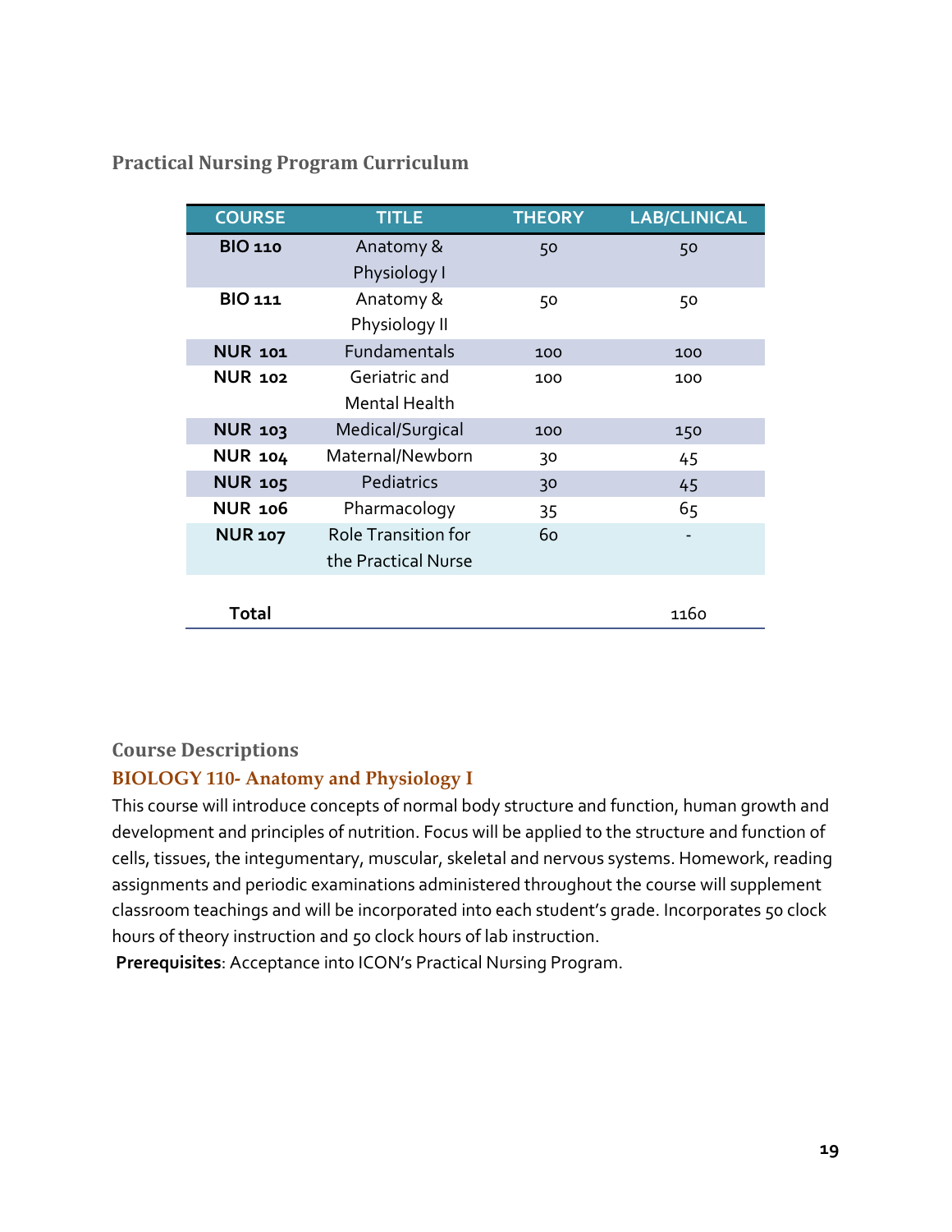## Practical Nursing Program Curriculum

| COURSE | TITLE | THEORY | LAB/CLINICAL |
|---|---|---|---|
| **BIO 110** | Anatomy & Physiology I | 50 | 50 |
| **BIO 111** | Anatomy & Physiology II | 50 | 50 |
| **NUR 101** | Fundamentals | 100 | 100 |
| **NUR 102** | Geriatric and Mental Health | 100 | 100 |
| **NUR 103** | Medical/Surgical | 100 | 150 |
| **NUR 104** | Maternal/Newborn | 30 | 45 |
| **NUR 105** | Pediatrics | 30 | 45 |
| **NUR 106** | Pharmacology | 35 | 65 |
| **NUR 107** | Role Transition for the Practical Nurse | 60 | - |
| **Total** | | | 1160 |

## Course Descriptions

### BIOLOGY 110- Anatomy and Physiology I

This course will introduce concepts of normal body structure and function, human growth and development and principles of nutrition. Focus will be applied to the structure and function of cells, tissues, the integumentary, muscular, skeletal and nervous systems. Homework, reading assignments and periodic examinations administered throughout the course will supplement classroom teachings and will be incorporated into each student's grade. Incorporates 50 clock hours of theory instruction and 50 clock hours of lab instruction.

**Prerequisites**: Acceptance into ICON's Practical Nursing Program.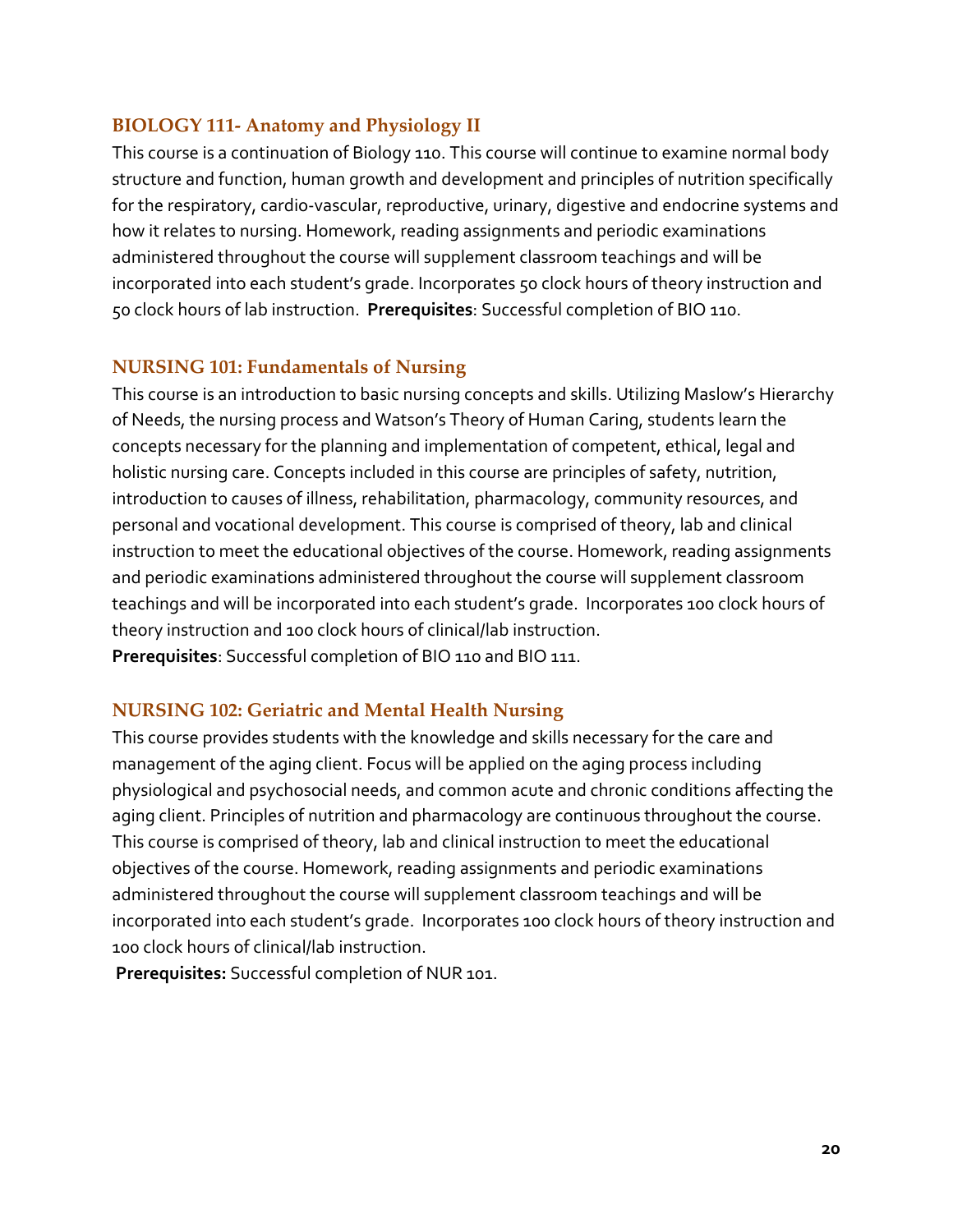### BIOLOGY 111- Anatomy and Physiology II

This course is a continuation of Biology 110. This course will continue to examine normal body structure and function, human growth and development and principles of nutrition specifically for the respiratory, cardio-vascular, reproductive, urinary, digestive and endocrine systems and how it relates to nursing. Homework, reading assignments and periodic examinations administered throughout the course will supplement classroom teachings and will be incorporated into each student's grade. Incorporates 50 clock hours of theory instruction and 50 clock hours of lab instruction. **Prerequisites**: Successful completion of BIO 110.

### NURSING 101: Fundamentals of Nursing

This course is an introduction to basic nursing concepts and skills. Utilizing Maslow's Hierarchy of Needs, the nursing process and Watson's Theory of Human Caring, students learn the concepts necessary for the planning and implementation of competent, ethical, legal and holistic nursing care. Concepts included in this course are principles of safety, nutrition, introduction to causes of illness, rehabilitation, pharmacology, community resources, and personal and vocational development. This course is comprised of theory, lab and clinical instruction to meet the educational objectives of the course. Homework, reading assignments and periodic examinations administered throughout the course will supplement classroom teachings and will be incorporated into each student's grade. Incorporates 100 clock hours of theory instruction and 100 clock hours of clinical/lab instruction.
**Prerequisites**: Successful completion of BIO 110 and BIO 111.

### NURSING 102: Geriatric and Mental Health Nursing

This course provides students with the knowledge and skills necessary for the care and management of the aging client. Focus will be applied on the aging process including physiological and psychosocial needs, and common acute and chronic conditions affecting the aging client. Principles of nutrition and pharmacology are continuous throughout the course. This course is comprised of theory, lab and clinical instruction to meet the educational objectives of the course. Homework, reading assignments and periodic examinations administered throughout the course will supplement classroom teachings and will be incorporated into each student's grade. Incorporates 100 clock hours of theory instruction and 100 clock hours of clinical/lab instruction.
**Prerequisites:** Successful completion of NUR 101.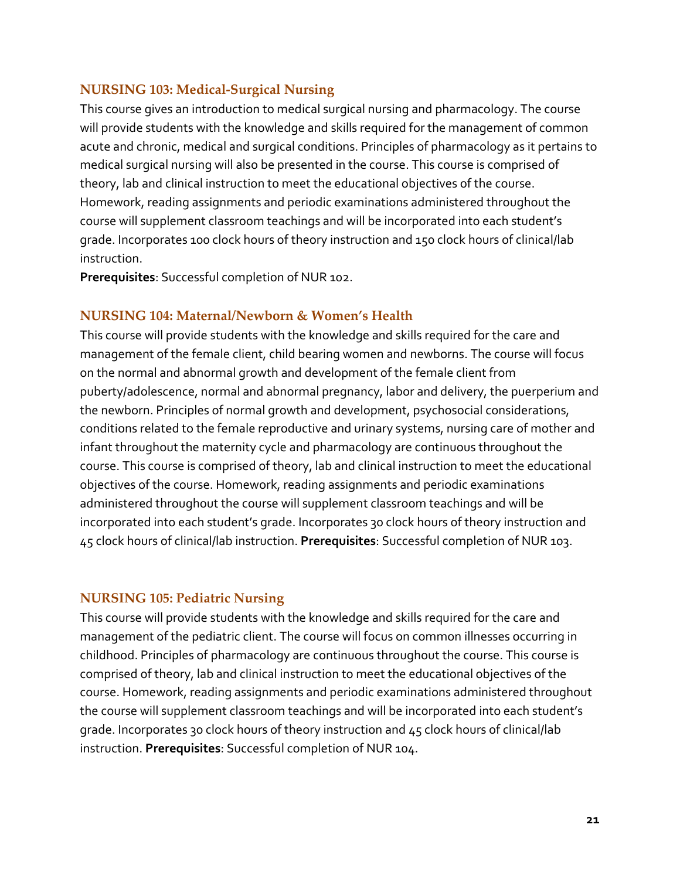### NURSING 103: Medical-Surgical Nursing

This course gives an introduction to medical surgical nursing and pharmacology. The course will provide students with the knowledge and skills required for the management of common acute and chronic, medical and surgical conditions. Principles of pharmacology as it pertains to medical surgical nursing will also be presented in the course. This course is comprised of theory, lab and clinical instruction to meet the educational objectives of the course. Homework, reading assignments and periodic examinations administered throughout the course will supplement classroom teachings and will be incorporated into each student's grade. Incorporates 100 clock hours of theory instruction and 150 clock hours of clinical/lab instruction.

**Prerequisites**: Successful completion of NUR 102.

### NURSING 104: Maternal/Newborn & Women's Health

This course will provide students with the knowledge and skills required for the care and management of the female client, child bearing women and newborns. The course will focus on the normal and abnormal growth and development of the female client from puberty/adolescence, normal and abnormal pregnancy, labor and delivery, the puerperium and the newborn. Principles of normal growth and development, psychosocial considerations, conditions related to the female reproductive and urinary systems, nursing care of mother and infant throughout the maternity cycle and pharmacology are continuous throughout the course. This course is comprised of theory, lab and clinical instruction to meet the educational objectives of the course. Homework, reading assignments and periodic examinations administered throughout the course will supplement classroom teachings and will be incorporated into each student's grade. Incorporates 30 clock hours of theory instruction and 45 clock hours of clinical/lab instruction. **Prerequisites**: Successful completion of NUR 103.

### NURSING 105: Pediatric Nursing

This course will provide students with the knowledge and skills required for the care and management of the pediatric client. The course will focus on common illnesses occurring in childhood. Principles of pharmacology are continuous throughout the course. This course is comprised of theory, lab and clinical instruction to meet the educational objectives of the course. Homework, reading assignments and periodic examinations administered throughout the course will supplement classroom teachings and will be incorporated into each student's grade. Incorporates 30 clock hours of theory instruction and 45 clock hours of clinical/lab instruction. **Prerequisites**: Successful completion of NUR 104.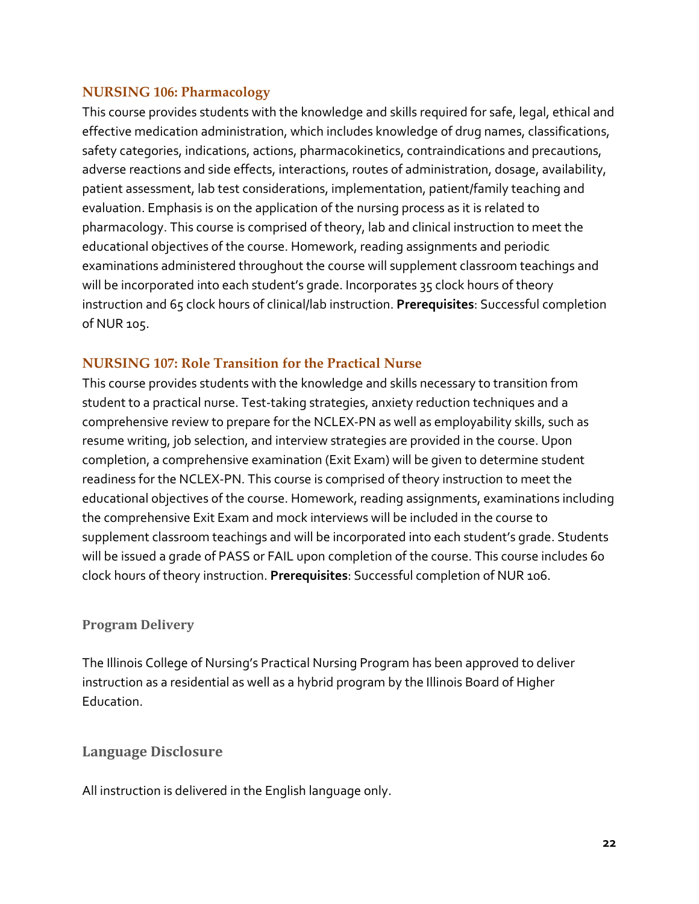### NURSING 106: Pharmacology

This course provides students with the knowledge and skills required for safe, legal, ethical and effective medication administration, which includes knowledge of drug names, classifications, safety categories, indications, actions, pharmacokinetics, contraindications and precautions, adverse reactions and side effects, interactions, routes of administration, dosage, availability, patient assessment, lab test considerations, implementation, patient/family teaching and evaluation. Emphasis is on the application of the nursing process as it is related to pharmacology. This course is comprised of theory, lab and clinical instruction to meet the educational objectives of the course. Homework, reading assignments and periodic examinations administered throughout the course will supplement classroom teachings and will be incorporated into each student's grade. Incorporates 35 clock hours of theory instruction and 65 clock hours of clinical/lab instruction. **Prerequisites**: Successful completion of NUR 105.

### NURSING 107: Role Transition for the Practical Nurse

This course provides students with the knowledge and skills necessary to transition from student to a practical nurse. Test-taking strategies, anxiety reduction techniques and a comprehensive review to prepare for the NCLEX-PN as well as employability skills, such as resume writing, job selection, and interview strategies are provided in the course. Upon completion, a comprehensive examination (Exit Exam) will be given to determine student readiness for the NCLEX-PN. This course is comprised of theory instruction to meet the educational objectives of the course. Homework, reading assignments, examinations including the comprehensive Exit Exam and mock interviews will be included in the course to supplement classroom teachings and will be incorporated into each student's grade. Students will be issued a grade of PASS or FAIL upon completion of the course. This course includes 60 clock hours of theory instruction. **Prerequisites**: Successful completion of NUR 106.

### Program Delivery

The Illinois College of Nursing's Practical Nursing Program has been approved to deliver instruction as a residential as well as a hybrid program by the Illinois Board of Higher Education.

### Language Disclosure

All instruction is delivered in the English language only.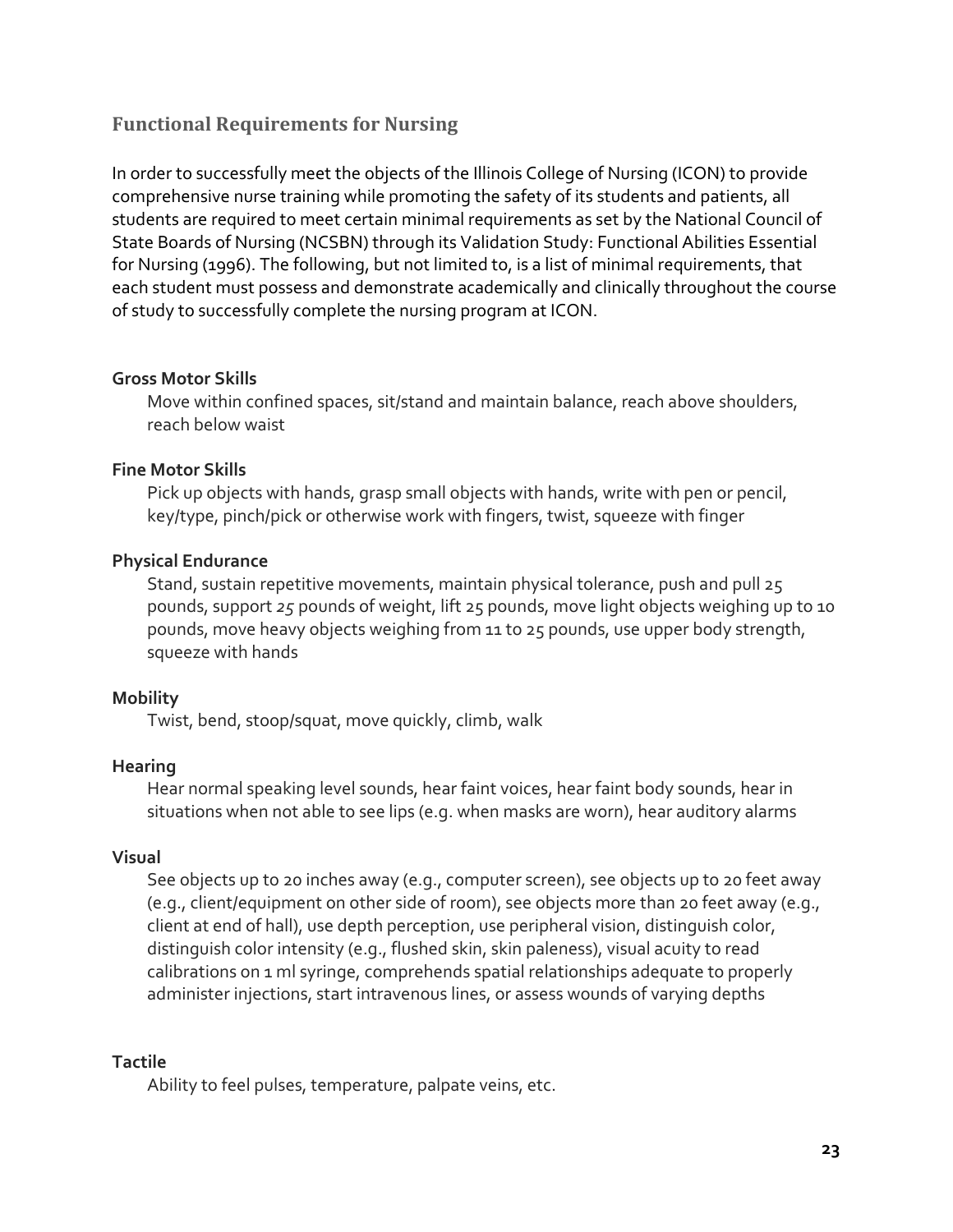## Functional Requirements for Nursing

In order to successfully meet the objects of the Illinois College of Nursing (ICON) to provide comprehensive nurse training while promoting the safety of its students and patients, all students are required to meet certain minimal requirements as set by the National Council of State Boards of Nursing (NCSBN) through its Validation Study: Functional Abilities Essential for Nursing (1996). The following, but not limited to, is a list of minimal requirements, that each student must possess and demonstrate academically and clinically throughout the course of study to successfully complete the nursing program at ICON.

**Gross Motor Skills**

Move within confined spaces, sit/stand and maintain balance, reach above shoulders, reach below waist

**Fine Motor Skills**

Pick up objects with hands, grasp small objects with hands, write with pen or pencil, key/type, pinch/pick or otherwise work with fingers, twist, squeeze with finger

**Physical Endurance**

Stand, sustain repetitive movements, maintain physical tolerance, push and pull 25 pounds, support *25* pounds of weight, lift 25 pounds, move light objects weighing up to 10 pounds, move heavy objects weighing from 11 to 25 pounds, use upper body strength, squeeze with hands

**Mobility**

Twist, bend, stoop/squat, move quickly, climb, walk

**Hearing**

Hear normal speaking level sounds, hear faint voices, hear faint body sounds, hear in situations when not able to see lips (e.g. when masks are worn), hear auditory alarms

**Visual**

See objects up to 20 inches away (e.g., computer screen), see objects up to 20 feet away (e.g., client/equipment on other side of room), see objects more than 20 feet away (e.g., client at end of hall), use depth perception, use peripheral vision, distinguish color, distinguish color intensity (e.g., flushed skin, skin paleness), visual acuity to read calibrations on 1 ml syringe, comprehends spatial relationships adequate to properly administer injections, start intravenous lines, or assess wounds of varying depths

**Tactile**

Ability to feel pulses, temperature, palpate veins, etc.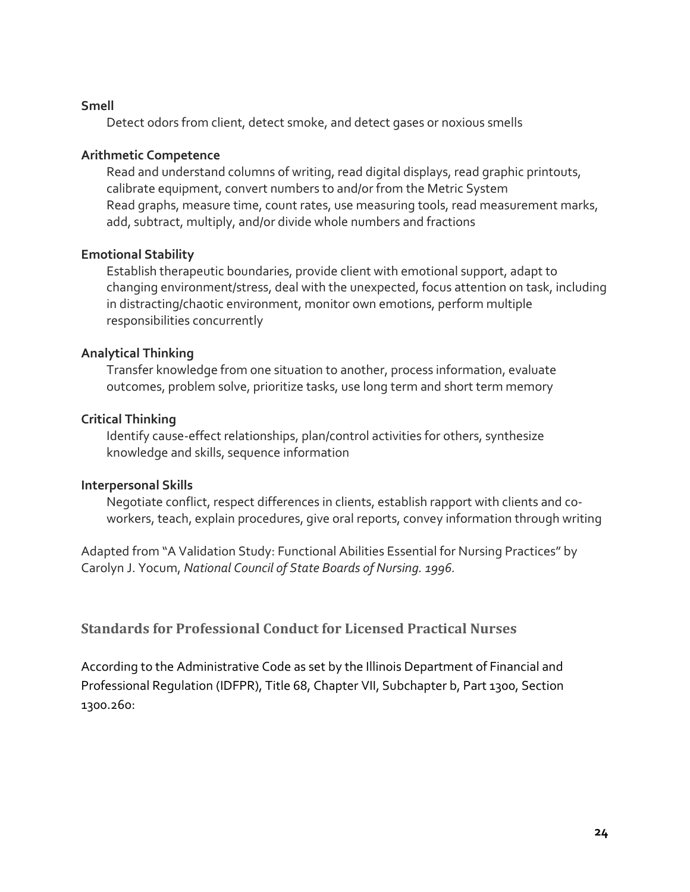**Smell**

Detect odors from client, detect smoke, and detect gases or noxious smells

**Arithmetic Competence**

Read and understand columns of writing, read digital displays, read graphic printouts, calibrate equipment, convert numbers to and/or from the Metric System
Read graphs, measure time, count rates, use measuring tools, read measurement marks, add, subtract, multiply, and/or divide whole numbers and fractions

**Emotional Stability**

Establish therapeutic boundaries, provide client with emotional support, adapt to changing environment/stress, deal with the unexpected, focus attention on task, including in distracting/chaotic environment, monitor own emotions, perform multiple responsibilities concurrently

**Analytical Thinking**

Transfer knowledge from one situation to another, process information, evaluate outcomes, problem solve, prioritize tasks, use long term and short term memory

**Critical Thinking**

Identify cause-effect relationships, plan/control activities for others, synthesize knowledge and skills, sequence information

**Interpersonal Skills**

Negotiate conflict, respect differences in clients, establish rapport with clients and co-workers, teach, explain procedures, give oral reports, convey information through writing

Adapted from "A Validation Study: Functional Abilities Essential for Nursing Practices" by Carolyn J. Yocum, *National Council of State Boards of Nursing. 1996.*

## Standards for Professional Conduct for Licensed Practical Nurses

According to the Administrative Code as set by the Illinois Department of Financial and Professional Regulation (IDFPR), Title 68, Chapter VII, Subchapter b, Part 1300, Section 1300.260: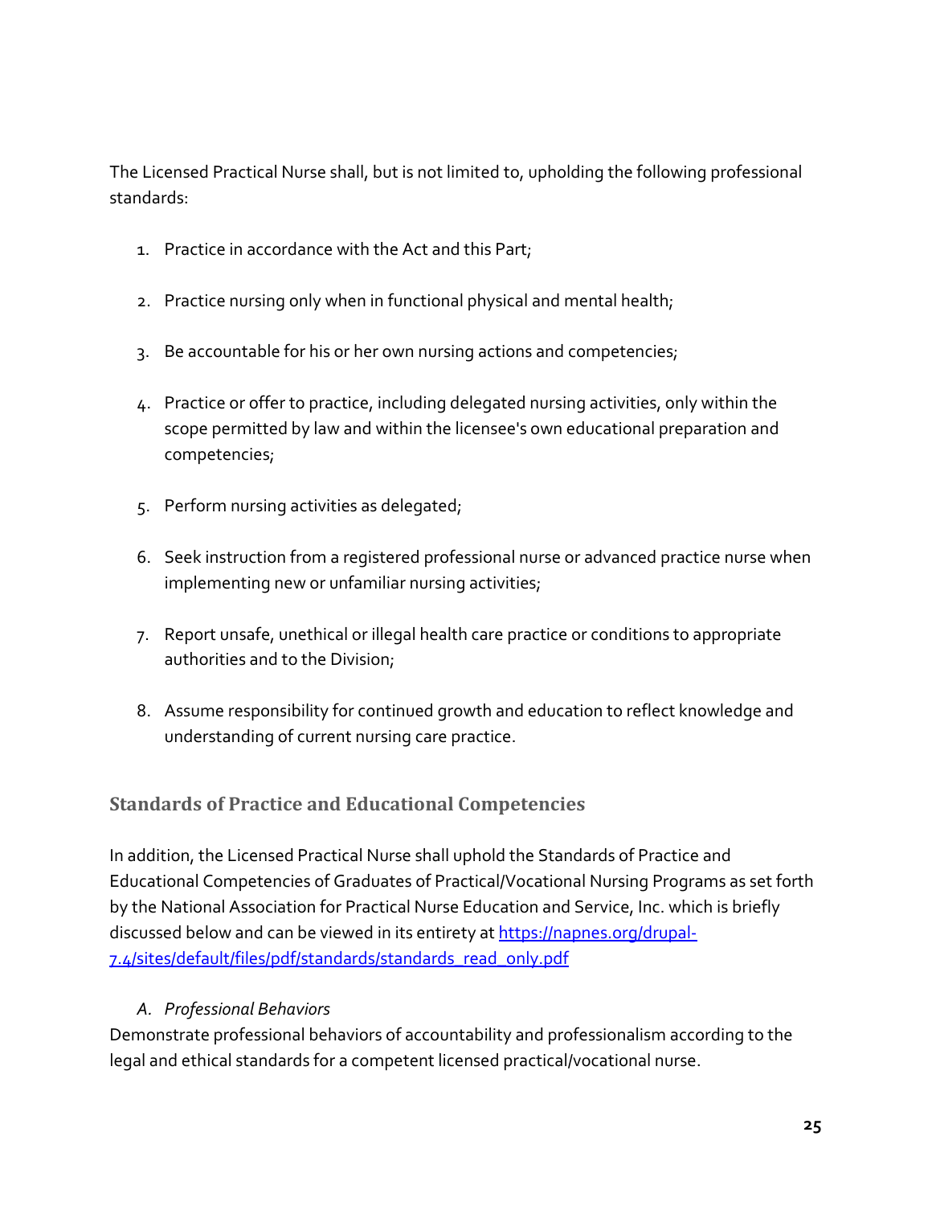The Licensed Practical Nurse shall, but is not limited to, upholding the following professional standards:

1. Practice in accordance with the Act and this Part;
2. Practice nursing only when in functional physical and mental health;
3. Be accountable for his or her own nursing actions and competencies;
4. Practice or offer to practice, including delegated nursing activities, only within the scope permitted by law and within the licensee's own educational preparation and competencies;
5. Perform nursing activities as delegated;
6. Seek instruction from a registered professional nurse or advanced practice nurse when implementing new or unfamiliar nursing activities;
7. Report unsafe, unethical or illegal health care practice or conditions to appropriate authorities and to the Division;
8. Assume responsibility for continued growth and education to reflect knowledge and understanding of current nursing care practice.

## Standards of Practice and Educational Competencies

In addition, the Licensed Practical Nurse shall uphold the Standards of Practice and Educational Competencies of Graduates of Practical/Vocational Nursing Programs as set forth by the National Association for Practical Nurse Education and Service, Inc. which is briefly discussed below and can be viewed in its entirety at [https://napnes.org/drupal-7.4/sites/default/files/pdf/standards/standards_read_only.pdf](https://napnes.org/drupal-7.4/sites/default/files/pdf/standards/standards_read_only.pdf)

A. *Professional Behaviors*

Demonstrate professional behaviors of accountability and professionalism according to the legal and ethical standards for a competent licensed practical/vocational nurse.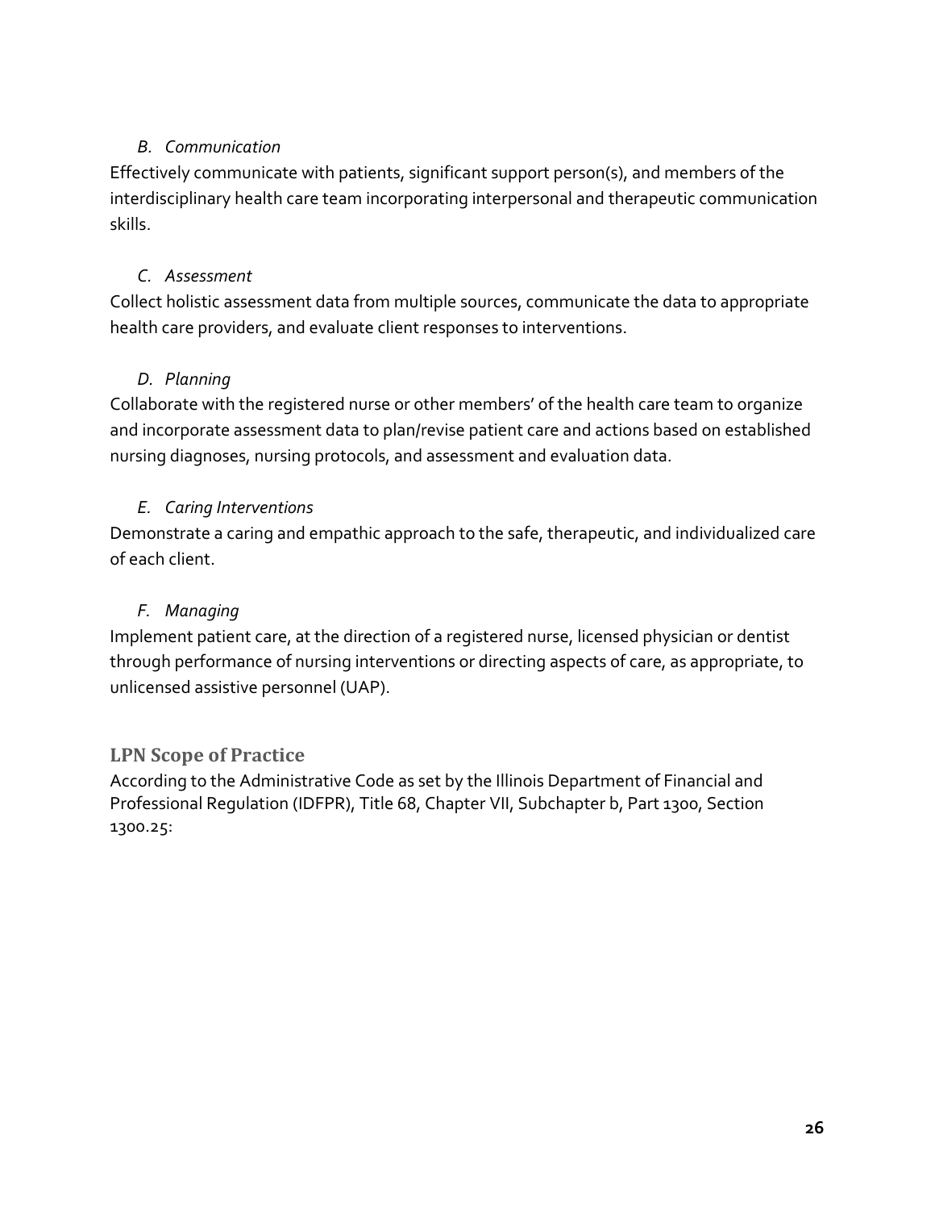*B. Communication*

Effectively communicate with patients, significant support person(s), and members of the interdisciplinary health care team incorporating interpersonal and therapeutic communication skills.

*C. Assessment*

Collect holistic assessment data from multiple sources, communicate the data to appropriate health care providers, and evaluate client responses to interventions.

*D. Planning*

Collaborate with the registered nurse or other members' of the health care team to organize and incorporate assessment data to plan/revise patient care and actions based on established nursing diagnoses, nursing protocols, and assessment and evaluation data.

*E. Caring Interventions*

Demonstrate a caring and empathic approach to the safe, therapeutic, and individualized care of each client.

*F. Managing*

Implement patient care, at the direction of a registered nurse, licensed physician or dentist through performance of nursing interventions or directing aspects of care, as appropriate, to unlicensed assistive personnel (UAP).

## LPN Scope of Practice

According to the Administrative Code as set by the Illinois Department of Financial and Professional Regulation (IDFPR), Title 68, Chapter VII, Subchapter b, Part 1300, Section 1300.25: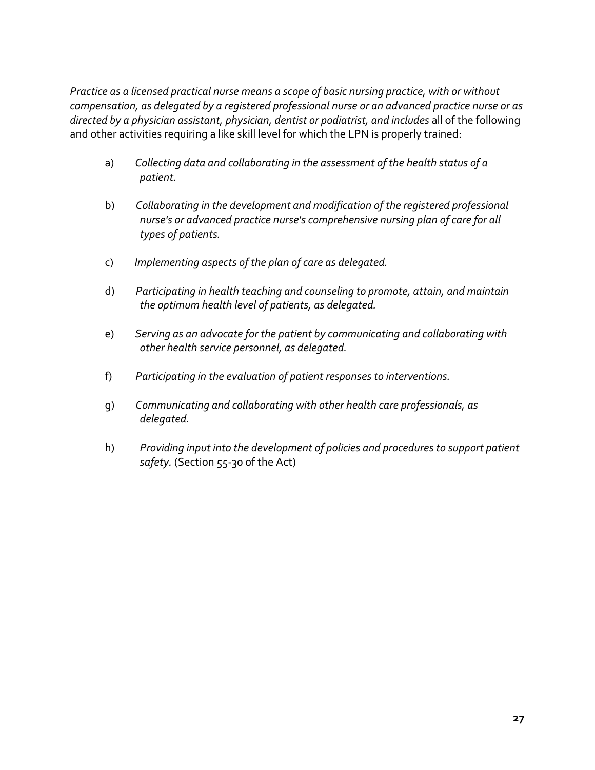*Practice as a licensed practical nurse means a scope of basic nursing practice, with or without compensation, as delegated by a registered professional nurse or an advanced practice nurse or as directed by a physician assistant, physician, dentist or podiatrist, and includes* all of the following and other activities requiring a like skill level for which the LPN is properly trained:

a) *Collecting data and collaborating in the assessment of the health status of a patient.*

b) *Collaborating in the development and modification of the registered professional nurse's or advanced practice nurse's comprehensive nursing plan of care for all types of patients.*

c) *Implementing aspects of the plan of care as delegated.*

d) *Participating in health teaching and counseling to promote, attain, and maintain the optimum health level of patients, as delegated.*

e) *Serving as an advocate for the patient by communicating and collaborating with other health service personnel, as delegated.*

f) *Participating in the evaluation of patient responses to interventions.*

g) *Communicating and collaborating with other health care professionals, as delegated.*

h) *Providing input into the development of policies and procedures to support patient safety.* (Section 55-30 of the Act)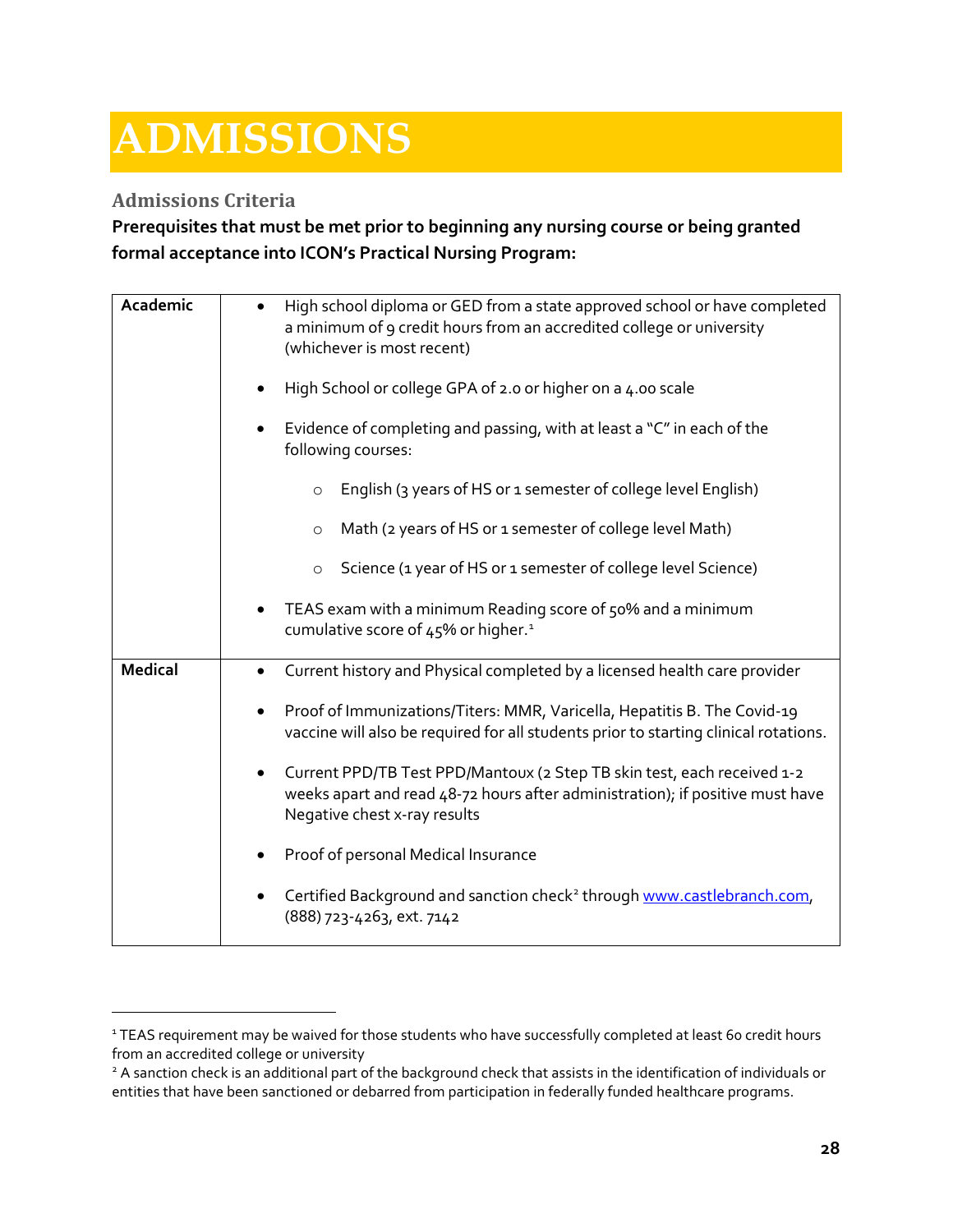# ADMISSIONS

## Admissions Criteria

**Prerequisites that must be met prior to beginning any nursing course or being granted formal acceptance into ICON's Practical Nursing Program:**

| | |
|---|---|
| **Academic** | • High school diploma or GED from a state approved school or have completed a minimum of 9 credit hours from an accredited college or university (whichever is most recent)<br><br>• High School or college GPA of 2.0 or higher on a 4.00 scale<br><br>• Evidence of completing and passing, with at least a "C" in each of the following courses:<br>&nbsp;&nbsp;&nbsp;&nbsp;○ English (3 years of HS or 1 semester of college level English)<br>&nbsp;&nbsp;&nbsp;&nbsp;○ Math (2 years of HS or 1 semester of college level Math)<br>&nbsp;&nbsp;&nbsp;&nbsp;○ Science (1 year of HS or 1 semester of college level Science)<br><br>• TEAS exam with a minimum Reading score of 50% and a minimum cumulative score of 45% or higher.[1] |
| **Medical** | • Current history and Physical completed by a licensed health care provider<br><br>• Proof of Immunizations/Titers: MMR, Varicella, Hepatitis B. The Covid-19 vaccine will also be required for all students prior to starting clinical rotations.<br><br>• Current PPD/TB Test PPD/Mantoux (2 Step TB skin test, each received 1-2 weeks apart and read 48-72 hours after administration); if positive must have Negative chest x-ray results<br><br>• Proof of personal Medical Insurance<br><br>• Certified Background and sanction check[2] through www.castlebranch.com, (888) 723-4263, ext. 7142 |

---

[1] TEAS requirement may be waived for those students who have successfully completed at least 60 credit hours from an accredited college or university

[2] A sanction check is an additional part of the background check that assists in the identification of individuals or entities that have been sanctioned or debarred from participation in federally funded healthcare programs.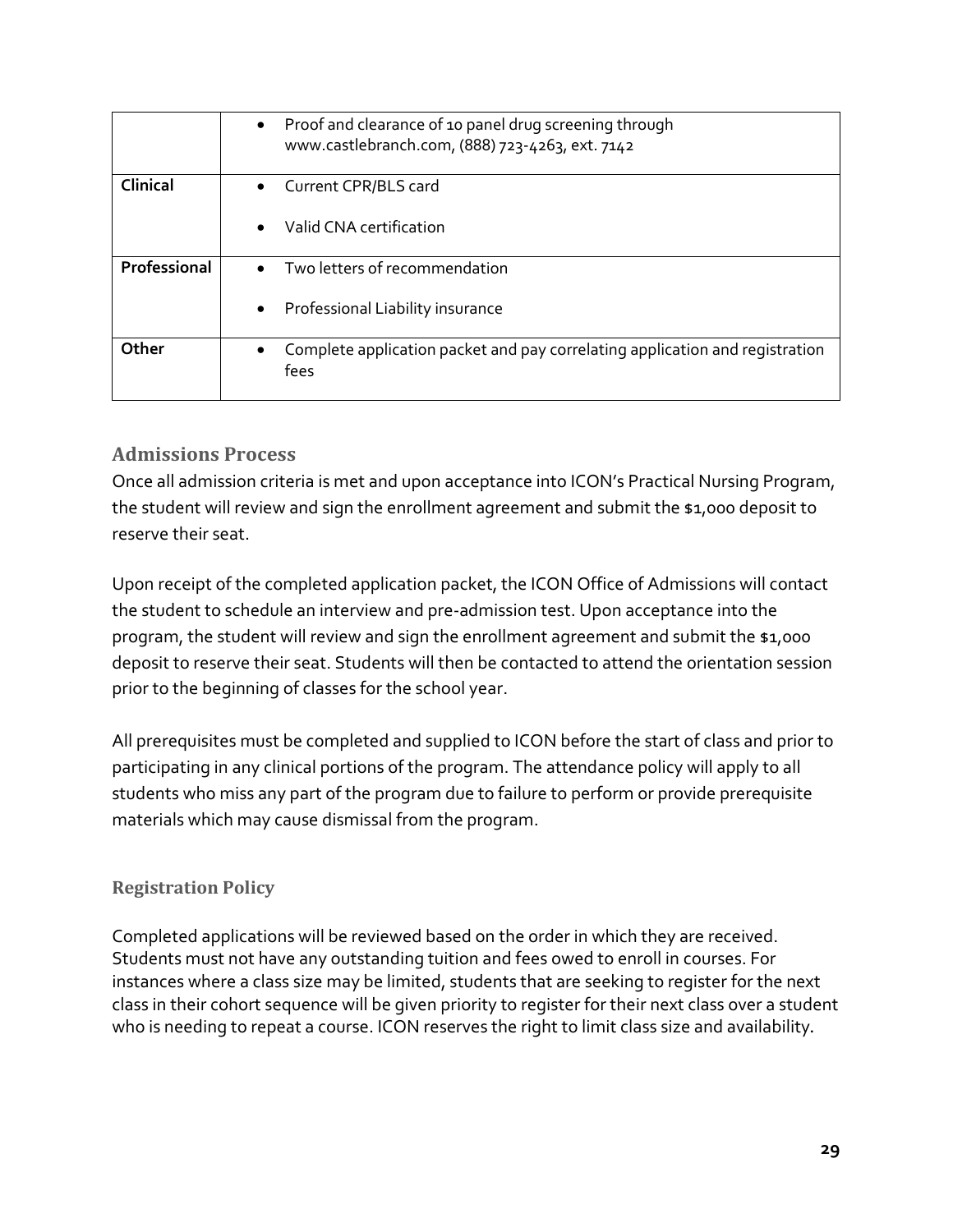| | |
|---|---|
| | • Proof and clearance of 10 panel drug screening through www.castlebranch.com, (888) 723-4263, ext. 7142 |
| **Clinical** | • Current CPR/BLS card<br>• Valid CNA certification |
| **Professional** | • Two letters of recommendation<br>• Professional Liability insurance |
| **Other** | • Complete application packet and pay correlating application and registration fees |

## Admissions Process

Once all admission criteria is met and upon acceptance into ICON's Practical Nursing Program, the student will review and sign the enrollment agreement and submit the $1,000 deposit to reserve their seat.

Upon receipt of the completed application packet, the ICON Office of Admissions will contact the student to schedule an interview and pre-admission test. Upon acceptance into the program, the student will review and sign the enrollment agreement and submit the $1,000 deposit to reserve their seat. Students will then be contacted to attend the orientation session prior to the beginning of classes for the school year.

All prerequisites must be completed and supplied to ICON before the start of class and prior to participating in any clinical portions of the program. The attendance policy will apply to all students who miss any part of the program due to failure to perform or provide prerequisite materials which may cause dismissal from the program.

### Registration Policy

Completed applications will be reviewed based on the order in which they are received. Students must not have any outstanding tuition and fees owed to enroll in courses. For instances where a class size may be limited, students that are seeking to register for the next class in their cohort sequence will be given priority to register for their next class over a student who is needing to repeat a course. ICON reserves the right to limit class size and availability.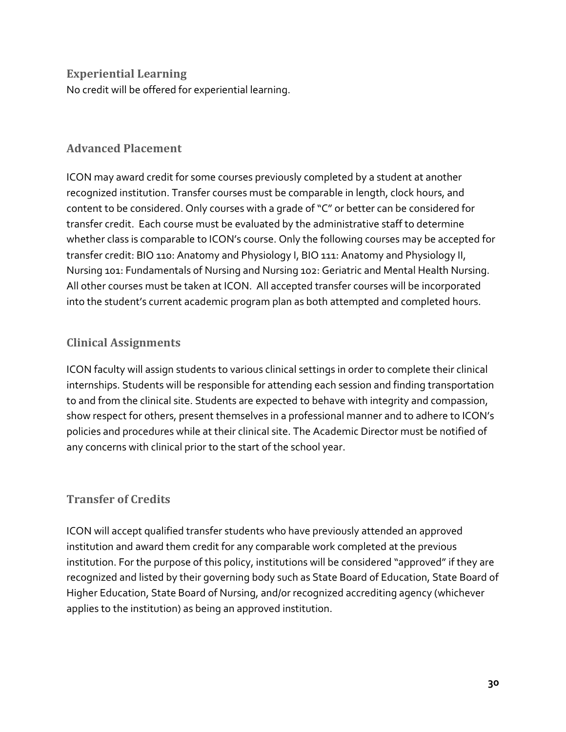## Experiential Learning

No credit will be offered for experiential learning.

## Advanced Placement

ICON may award credit for some courses previously completed by a student at another recognized institution. Transfer courses must be comparable in length, clock hours, and content to be considered. Only courses with a grade of "C" or better can be considered for transfer credit. Each course must be evaluated by the administrative staff to determine whether class is comparable to ICON's course. Only the following courses may be accepted for transfer credit: BIO 110: Anatomy and Physiology I, BIO 111: Anatomy and Physiology II, Nursing 101: Fundamentals of Nursing and Nursing 102: Geriatric and Mental Health Nursing. All other courses must be taken at ICON. All accepted transfer courses will be incorporated into the student's current academic program plan as both attempted and completed hours.

## Clinical Assignments

ICON faculty will assign students to various clinical settings in order to complete their clinical internships. Students will be responsible for attending each session and finding transportation to and from the clinical site. Students are expected to behave with integrity and compassion, show respect for others, present themselves in a professional manner and to adhere to ICON's policies and procedures while at their clinical site. The Academic Director must be notified of any concerns with clinical prior to the start of the school year.

## Transfer of Credits

ICON will accept qualified transfer students who have previously attended an approved institution and award them credit for any comparable work completed at the previous institution. For the purpose of this policy, institutions will be considered "approved" if they are recognized and listed by their governing body such as State Board of Education, State Board of Higher Education, State Board of Nursing, and/or recognized accrediting agency (whichever applies to the institution) as being an approved institution.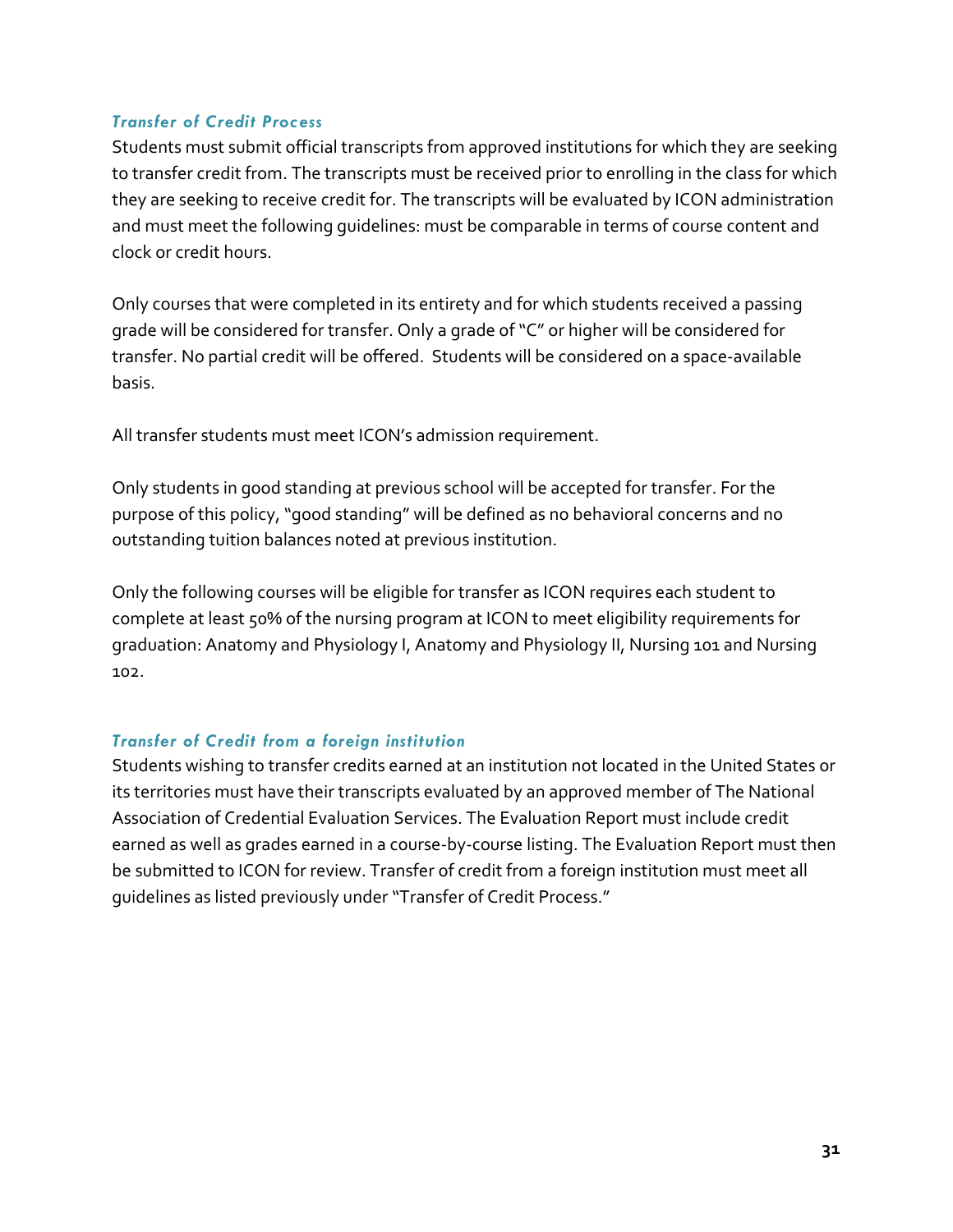### *Transfer of Credit Process*

Students must submit official transcripts from approved institutions for which they are seeking to transfer credit from. The transcripts must be received prior to enrolling in the class for which they are seeking to receive credit for. The transcripts will be evaluated by ICON administration and must meet the following guidelines: must be comparable in terms of course content and clock or credit hours.

Only courses that were completed in its entirety and for which students received a passing grade will be considered for transfer. Only a grade of "C" or higher will be considered for transfer. No partial credit will be offered. Students will be considered on a space-available basis.

All transfer students must meet ICON's admission requirement.

Only students in good standing at previous school will be accepted for transfer. For the purpose of this policy, "good standing" will be defined as no behavioral concerns and no outstanding tuition balances noted at previous institution.

Only the following courses will be eligible for transfer as ICON requires each student to complete at least 50% of the nursing program at ICON to meet eligibility requirements for graduation: Anatomy and Physiology I, Anatomy and Physiology II, Nursing 101 and Nursing 102.

### *Transfer of Credit from a foreign institution*

Students wishing to transfer credits earned at an institution not located in the United States or its territories must have their transcripts evaluated by an approved member of The National Association of Credential Evaluation Services. The Evaluation Report must include credit earned as well as grades earned in a course-by-course listing. The Evaluation Report must then be submitted to ICON for review. Transfer of credit from a foreign institution must meet all guidelines as listed previously under "Transfer of Credit Process."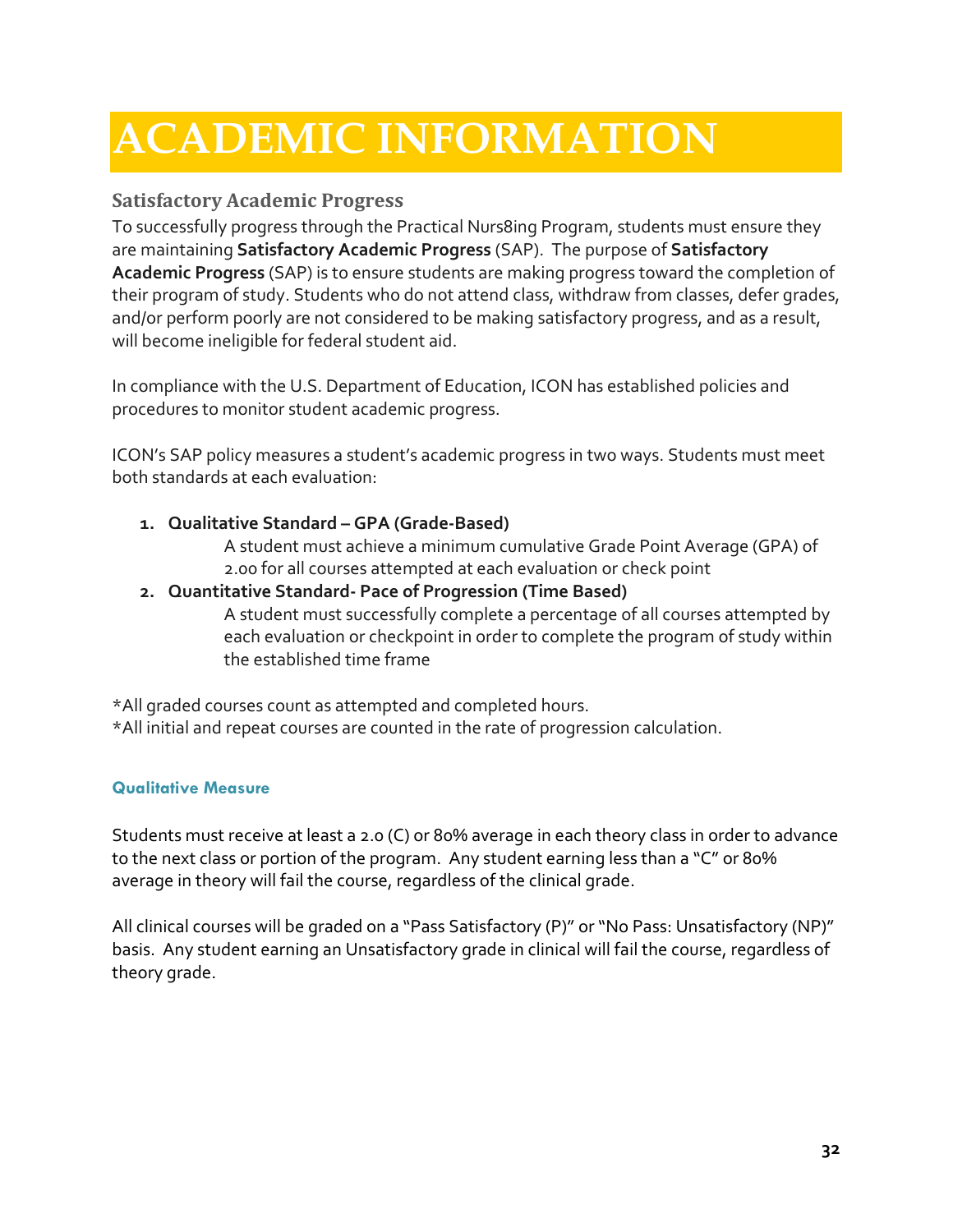# ACADEMIC INFORMATION

## Satisfactory Academic Progress

To successfully progress through the Practical Nurs8ing Program, students must ensure they are maintaining **Satisfactory Academic Progress** (SAP). The purpose of **Satisfactory Academic Progress** (SAP) is to ensure students are making progress toward the completion of their program of study. Students who do not attend class, withdraw from classes, defer grades, and/or perform poorly are not considered to be making satisfactory progress, and as a result, will become ineligible for federal student aid.

In compliance with the U.S. Department of Education, ICON has established policies and procedures to monitor student academic progress.

ICON's SAP policy measures a student's academic progress in two ways. Students must meet both standards at each evaluation:

1. **Qualitative Standard – GPA (Grade-Based)**
   A student must achieve a minimum cumulative Grade Point Average (GPA) of 2.00 for all courses attempted at each evaluation or check point
2. **Quantitative Standard- Pace of Progression (Time Based)**
   A student must successfully complete a percentage of all courses attempted by each evaluation or checkpoint in order to complete the program of study within the established time frame

*All graded courses count as attempted and completed hours.
*All initial and repeat courses are counted in the rate of progression calculation.

### Qualitative Measure

Students must receive at least a 2.0 (C) or 80% average in each theory class in order to advance to the next class or portion of the program. Any student earning less than a "C" or 80% average in theory will fail the course, regardless of the clinical grade.

All clinical courses will be graded on a "Pass Satisfactory (P)" or "No Pass: Unsatisfactory (NP)" basis. Any student earning an Unsatisfactory grade in clinical will fail the course, regardless of theory grade.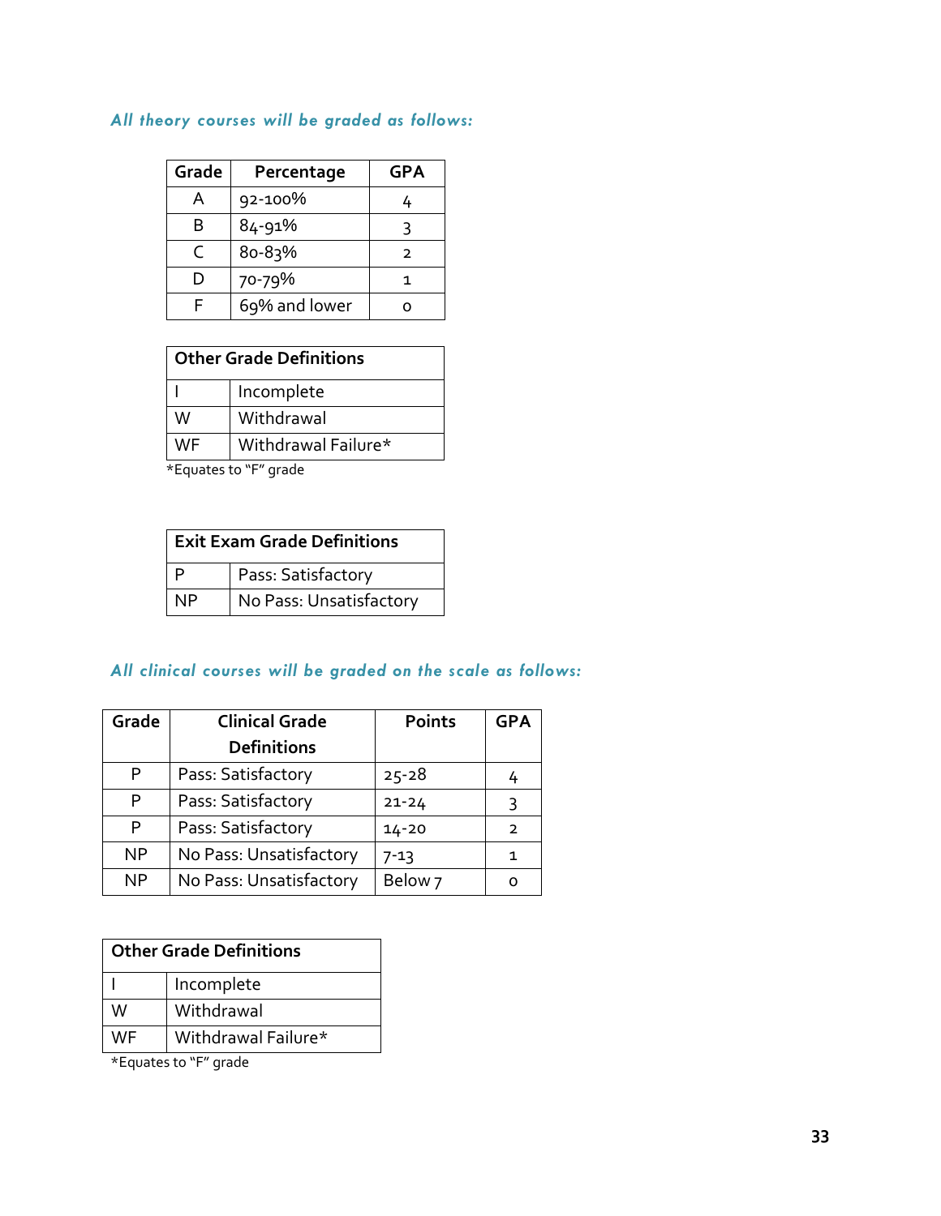*All theory courses will be graded as follows:*

| Grade | Percentage | GPA |
|---|---|---|
| A | 92-100% | 4 |
| B | 84-91% | 3 |
| C | 80-83% | 2 |
| D | 70-79% | 1 |
| F | 69% and lower | 0 |

| Other Grade Definitions | |
|---|---|
| I | Incomplete |
| W | Withdrawal |
| WF | Withdrawal Failure* |

*Equates to "F" grade

| Exit Exam Grade Definitions | |
|---|---|
| P | Pass: Satisfactory |
| NP | No Pass: Unsatisfactory |

*All clinical courses will be graded on the scale as follows:*

| Grade | Clinical Grade Definitions | Points | GPA |
|---|---|---|---|
| P | Pass: Satisfactory | 25-28 | 4 |
| P | Pass: Satisfactory | 21-24 | 3 |
| P | Pass: Satisfactory | 14-20 | 2 |
| NP | No Pass: Unsatisfactory | 7-13 | 1 |
| NP | No Pass: Unsatisfactory | Below 7 | 0 |

| Other Grade Definitions | |
|---|---|
| I | Incomplete |
| W | Withdrawal |
| WF | Withdrawal Failure* |

*Equates to "F" grade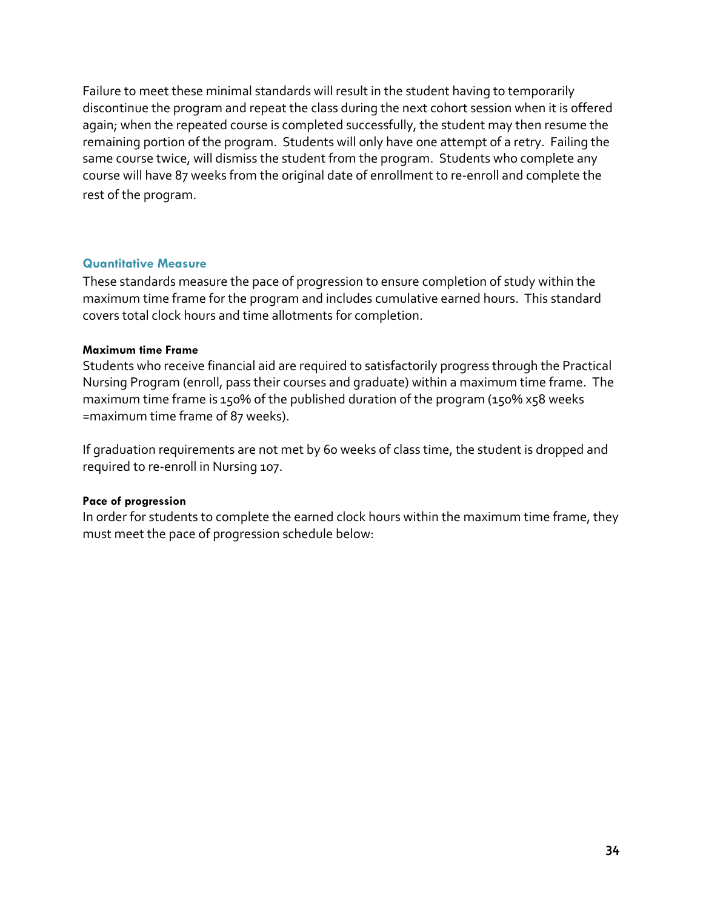Failure to meet these minimal standards will result in the student having to temporarily discontinue the program and repeat the class during the next cohort session when it is offered again; when the repeated course is completed successfully, the student may then resume the remaining portion of the program. Students will only have one attempt of a retry. Failing the same course twice, will dismiss the student from the program. Students who complete any course will have 87 weeks from the original date of enrollment to re-enroll and complete the rest of the program.

### Quantitative Measure

These standards measure the pace of progression to ensure completion of study within the maximum time frame for the program and includes cumulative earned hours. This standard covers total clock hours and time allotments for completion.

#### Maximum time Frame

Students who receive financial aid are required to satisfactorily progress through the Practical Nursing Program (enroll, pass their courses and graduate) within a maximum time frame. The maximum time frame is 150% of the published duration of the program (150% x58 weeks =maximum time frame of 87 weeks).

If graduation requirements are not met by 60 weeks of class time, the student is dropped and required to re-enroll in Nursing 107.

#### Pace of progression

In order for students to complete the earned clock hours within the maximum time frame, they must meet the pace of progression schedule below: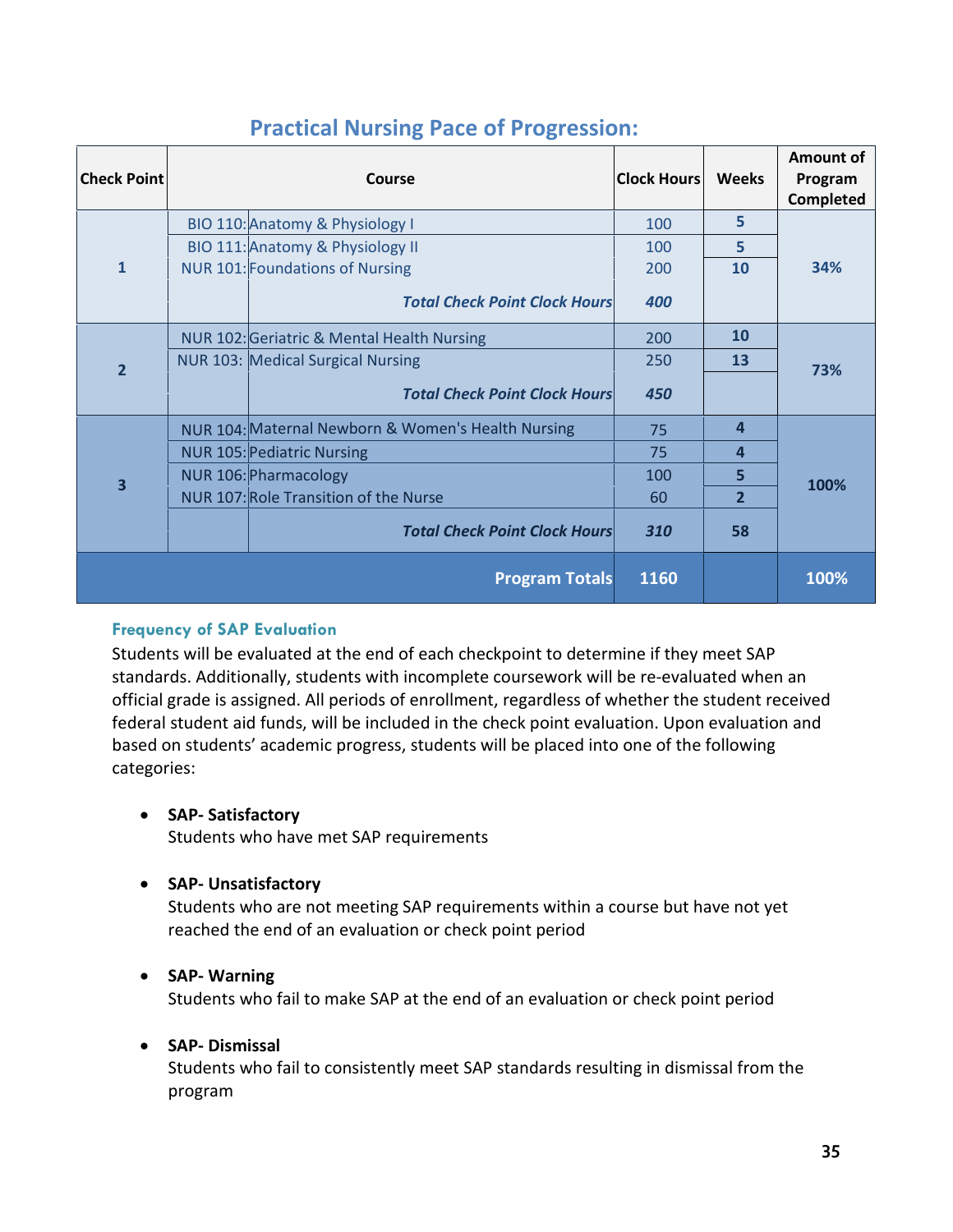## Practical Nursing Pace of Progression:

| Check Point | Course | | Clock Hours | Weeks | Amount of Program Completed |
|---|---|---|---|---|---|
| 1 | BIO 110: | Anatomy & Physiology I | 100 | 5 | 34% |
| | BIO 111: | Anatomy & Physiology II | 100 | 5 | |
| | NUR 101: | Foundations of Nursing | 200 | 10 | |
| | | ***Total Check Point Clock Hours*** | ***400*** | | |
| 2 | NUR 102: | Geriatric & Mental Health Nursing | 200 | 10 | 73% |
| | NUR 103: | Medical Surgical Nursing | 250 | 13 | |
| | | ***Total Check Point Clock Hours*** | ***450*** | | |
| 3 | NUR 104: | Maternal Newborn & Women's Health Nursing | 75 | 4 | 100% |
| | NUR 105: | Pediatric Nursing | 75 | 4 | |
| | NUR 106: | Pharmacology | 100 | 5 | |
| | NUR 107: | Role Transition of the Nurse | 60 | 2 | |
| | | ***Total Check Point Clock Hours*** | ***310*** | **58** | |
| | | **Program Totals** | **1160** | | **100%** |

### Frequency of SAP Evaluation

Students will be evaluated at the end of each checkpoint to determine if they meet SAP standards. Additionally, students with incomplete coursework will be re-evaluated when an official grade is assigned. All periods of enrollment, regardless of whether the student received federal student aid funds, will be included in the check point evaluation. Upon evaluation and based on students' academic progress, students will be placed into one of the following categories:

- **SAP- Satisfactory**
  Students who have met SAP requirements

- **SAP- Unsatisfactory**
  Students who are not meeting SAP requirements within a course but have not yet reached the end of an evaluation or check point period

- **SAP- Warning**
  Students who fail to make SAP at the end of an evaluation or check point period

- **SAP- Dismissal**
  Students who fail to consistently meet SAP standards resulting in dismissal from the program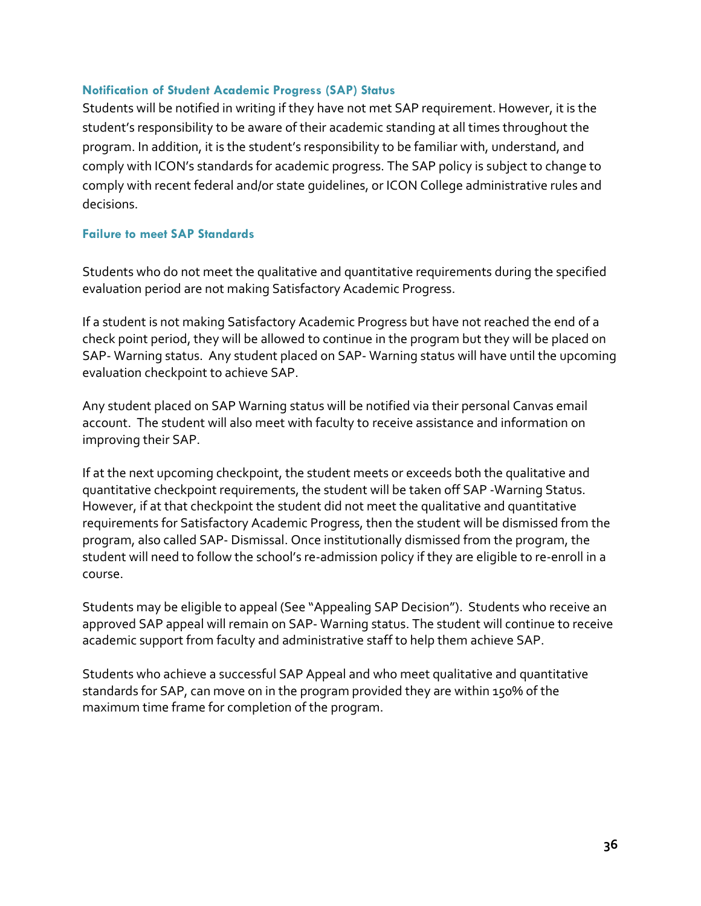### Notification of Student Academic Progress (SAP) Status

Students will be notified in writing if they have not met SAP requirement. However, it is the student's responsibility to be aware of their academic standing at all times throughout the program. In addition, it is the student's responsibility to be familiar with, understand, and comply with ICON's standards for academic progress. The SAP policy is subject to change to comply with recent federal and/or state guidelines, or ICON College administrative rules and decisions.

### Failure to meet SAP Standards

Students who do not meet the qualitative and quantitative requirements during the specified evaluation period are not making Satisfactory Academic Progress.

If a student is not making Satisfactory Academic Progress but have not reached the end of a check point period, they will be allowed to continue in the program but they will be placed on SAP- Warning status. Any student placed on SAP- Warning status will have until the upcoming evaluation checkpoint to achieve SAP.

Any student placed on SAP Warning status will be notified via their personal Canvas email account. The student will also meet with faculty to receive assistance and information on improving their SAP.

If at the next upcoming checkpoint, the student meets or exceeds both the qualitative and quantitative checkpoint requirements, the student will be taken off SAP -Warning Status. However, if at that checkpoint the student did not meet the qualitative and quantitative requirements for Satisfactory Academic Progress, then the student will be dismissed from the program, also called SAP- Dismissal. Once institutionally dismissed from the program, the student will need to follow the school's re-admission policy if they are eligible to re-enroll in a course.

Students may be eligible to appeal (See "Appealing SAP Decision"). Students who receive an approved SAP appeal will remain on SAP- Warning status. The student will continue to receive academic support from faculty and administrative staff to help them achieve SAP.

Students who achieve a successful SAP Appeal and who meet qualitative and quantitative standards for SAP, can move on in the program provided they are within 150% of the maximum time frame for completion of the program.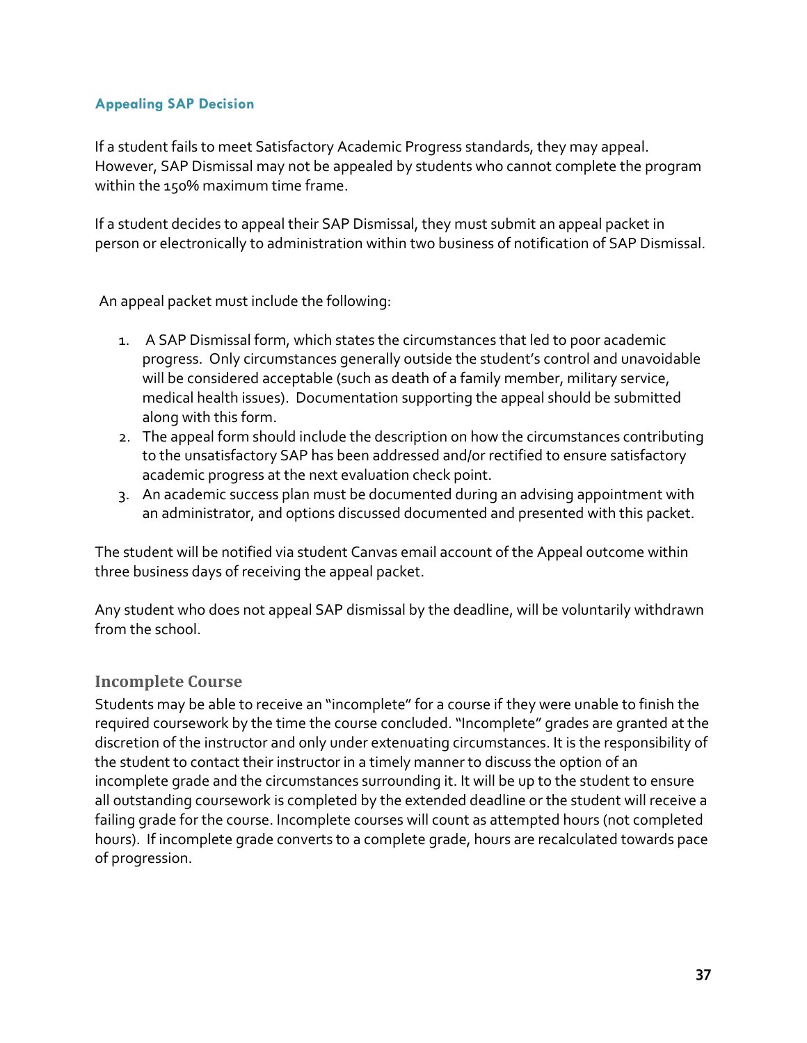### Appealing SAP Decision

If a student fails to meet Satisfactory Academic Progress standards, they may appeal. However, SAP Dismissal may not be appealed by students who cannot complete the program within the 150% maximum time frame.

If a student decides to appeal their SAP Dismissal, they must submit an appeal packet in person or electronically to administration within two business of notification of SAP Dismissal.

An appeal packet must include the following:

1. A SAP Dismissal form, which states the circumstances that led to poor academic progress. Only circumstances generally outside the student's control and unavoidable will be considered acceptable (such as death of a family member, military service, medical health issues). Documentation supporting the appeal should be submitted along with this form.
2. The appeal form should include the description on how the circumstances contributing to the unsatisfactory SAP has been addressed and/or rectified to ensure satisfactory academic progress at the next evaluation check point.
3. An academic success plan must be documented during an advising appointment with an administrator, and options discussed documented and presented with this packet.

The student will be notified via student Canvas email account of the Appeal outcome within three business days of receiving the appeal packet.

Any student who does not appeal SAP dismissal by the deadline, will be voluntarily withdrawn from the school.

### Incomplete Course

Students may be able to receive an "incomplete" for a course if they were unable to finish the required coursework by the time the course concluded. "Incomplete" grades are granted at the discretion of the instructor and only under extenuating circumstances. It is the responsibility of the student to contact their instructor in a timely manner to discuss the option of an incomplete grade and the circumstances surrounding it. It will be up to the student to ensure all outstanding coursework is completed by the extended deadline or the student will receive a failing grade for the course. Incomplete courses will count as attempted hours (not completed hours). If incomplete grade converts to a complete grade, hours are recalculated towards pace of progression.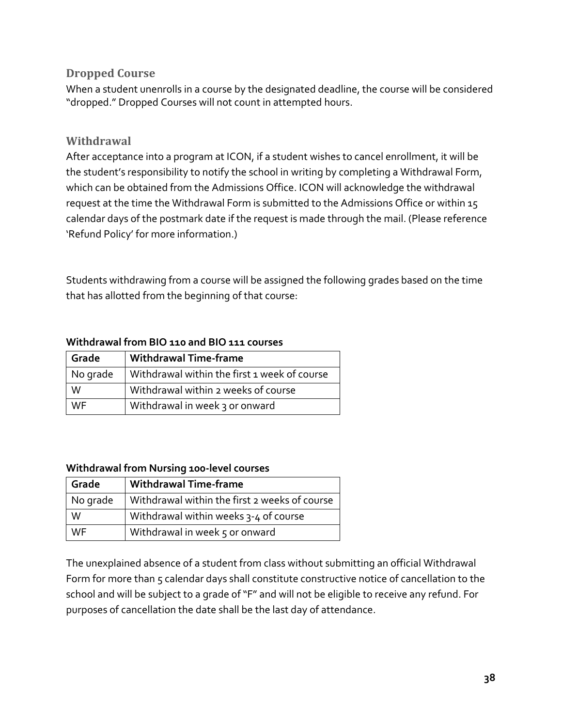## Dropped Course

When a student unenrolls in a course by the designated deadline, the course will be considered "dropped." Dropped Courses will not count in attempted hours.

## Withdrawal

After acceptance into a program at ICON, if a student wishes to cancel enrollment, it will be the student's responsibility to notify the school in writing by completing a Withdrawal Form, which can be obtained from the Admissions Office. ICON will acknowledge the withdrawal request at the time the Withdrawal Form is submitted to the Admissions Office or within 15 calendar days of the postmark date if the request is made through the mail. (Please reference 'Refund Policy' for more information.)

Students withdrawing from a course will be assigned the following grades based on the time that has allotted from the beginning of that course:

**Withdrawal from BIO 110 and BIO 111 courses**

| Grade | Withdrawal Time-frame |
|---|---|
| No grade | Withdrawal within the first 1 week of course |
| W | Withdrawal within 2 weeks of course |
| WF | Withdrawal in week 3 or onward |

**Withdrawal from Nursing 100-level courses**

| Grade | Withdrawal Time-frame |
|---|---|
| No grade | Withdrawal within the first 2 weeks of course |
| W | Withdrawal within weeks 3-4 of course |
| WF | Withdrawal in week 5 or onward |

The unexplained absence of a student from class without submitting an official Withdrawal Form for more than 5 calendar days shall constitute constructive notice of cancellation to the school and will be subject to a grade of "F" and will not be eligible to receive any refund. For purposes of cancellation the date shall be the last day of attendance.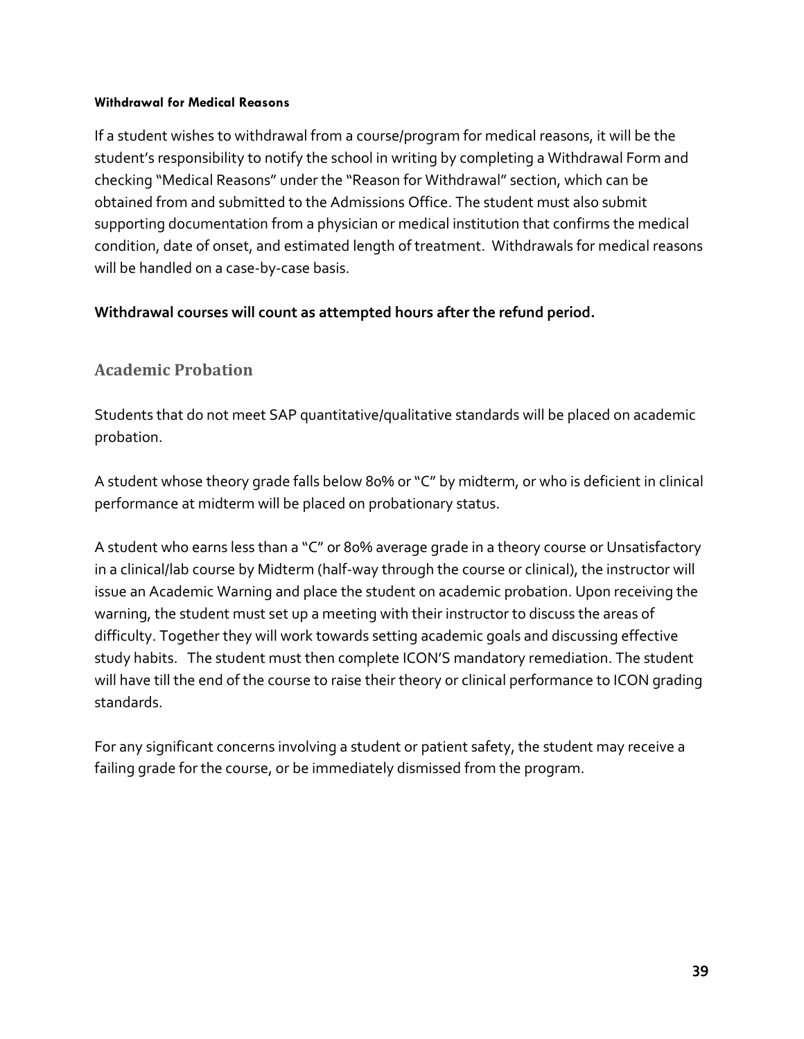#### Withdrawal for Medical Reasons

If a student wishes to withdrawal from a course/program for medical reasons, it will be the student's responsibility to notify the school in writing by completing a Withdrawal Form and checking "Medical Reasons" under the "Reason for Withdrawal" section, which can be obtained from and submitted to the Admissions Office. The student must also submit supporting documentation from a physician or medical institution that confirms the medical condition, date of onset, and estimated length of treatment. Withdrawals for medical reasons will be handled on a case-by-case basis.

**Withdrawal courses will count as attempted hours after the refund period.**

### Academic Probation

Students that do not meet SAP quantitative/qualitative standards will be placed on academic probation.

A student whose theory grade falls below 80% or "C" by midterm, or who is deficient in clinical performance at midterm will be placed on probationary status.

A student who earns less than a "C" or 80% average grade in a theory course or Unsatisfactory in a clinical/lab course by Midterm (half-way through the course or clinical), the instructor will issue an Academic Warning and place the student on academic probation. Upon receiving the warning, the student must set up a meeting with their instructor to discuss the areas of difficulty. Together they will work towards setting academic goals and discussing effective study habits. The student must then complete ICON'S mandatory remediation. The student will have till the end of the course to raise their theory or clinical performance to ICON grading standards.

For any significant concerns involving a student or patient safety, the student may receive a failing grade for the course, or be immediately dismissed from the program.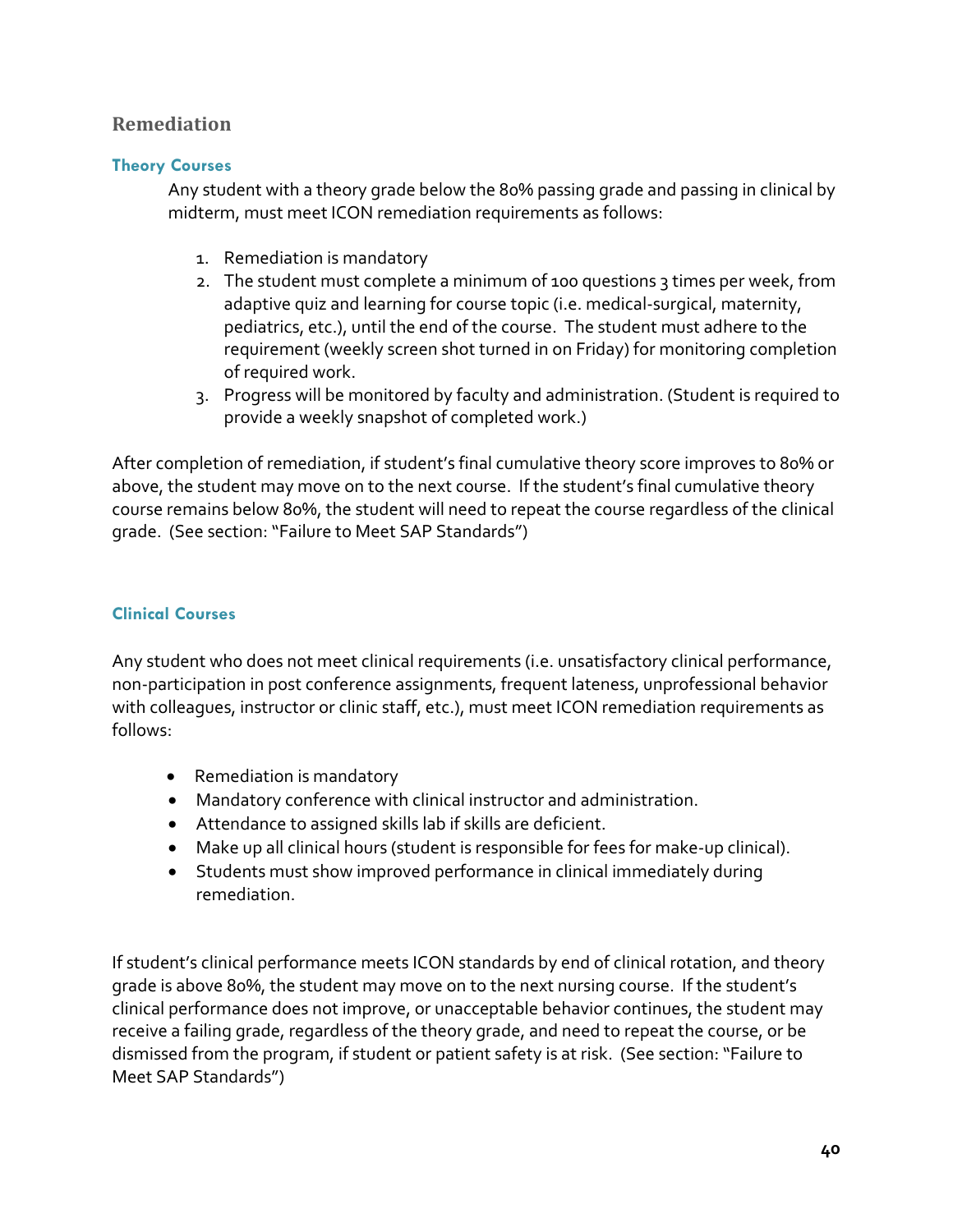## Remediation

### Theory Courses

Any student with a theory grade below the 80% passing grade and passing in clinical by midterm, must meet ICON remediation requirements as follows:

1. Remediation is mandatory
2. The student must complete a minimum of 100 questions 3 times per week, from adaptive quiz and learning for course topic (i.e. medical-surgical, maternity, pediatrics, etc.), until the end of the course. The student must adhere to the requirement (weekly screen shot turned in on Friday) for monitoring completion of required work.
3. Progress will be monitored by faculty and administration. (Student is required to provide a weekly snapshot of completed work.)

After completion of remediation, if student's final cumulative theory score improves to 80% or above, the student may move on to the next course. If the student's final cumulative theory course remains below 80%, the student will need to repeat the course regardless of the clinical grade. (See section: "Failure to Meet SAP Standards")

### Clinical Courses

Any student who does not meet clinical requirements (i.e. unsatisfactory clinical performance, non-participation in post conference assignments, frequent lateness, unprofessional behavior with colleagues, instructor or clinic staff, etc.), must meet ICON remediation requirements as follows:

- Remediation is mandatory
- Mandatory conference with clinical instructor and administration.
- Attendance to assigned skills lab if skills are deficient.
- Make up all clinical hours (student is responsible for fees for make-up clinical).
- Students must show improved performance in clinical immediately during remediation.

If student's clinical performance meets ICON standards by end of clinical rotation, and theory grade is above 80%, the student may move on to the next nursing course. If the student's clinical performance does not improve, or unacceptable behavior continues, the student may receive a failing grade, regardless of the theory grade, and need to repeat the course, or be dismissed from the program, if student or patient safety is at risk. (See section: "Failure to Meet SAP Standards")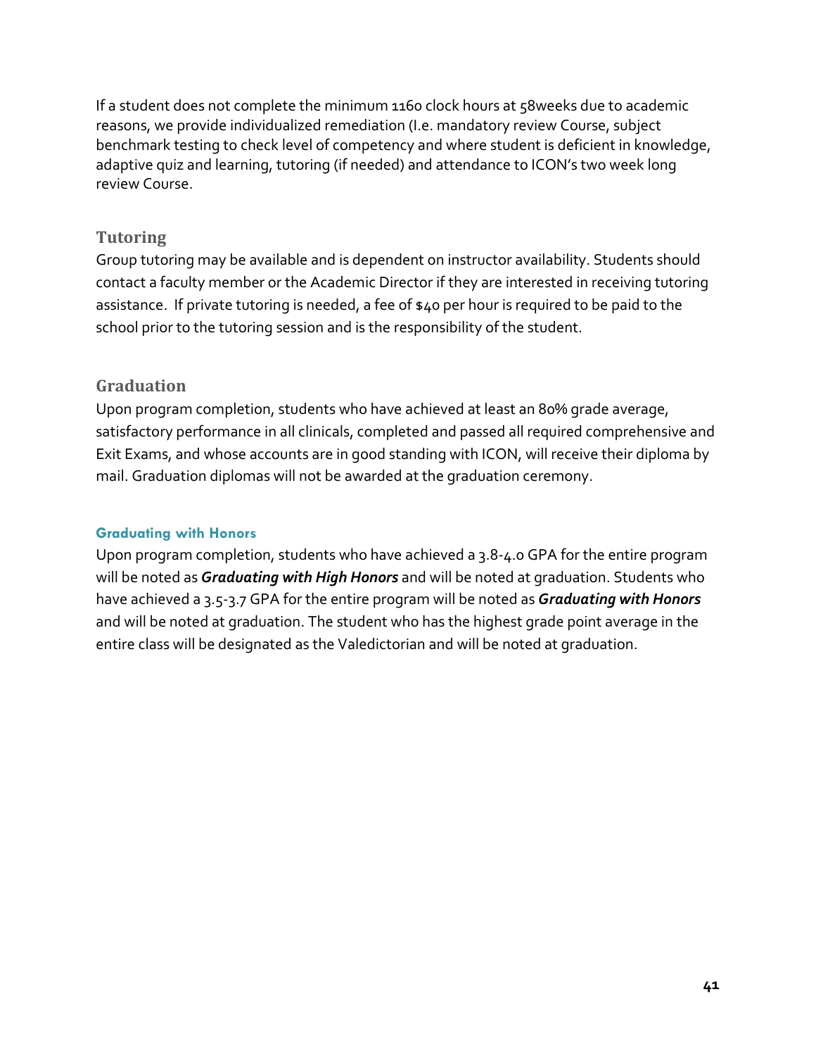If a student does not complete the minimum 1160 clock hours at 58weeks due to academic reasons, we provide individualized remediation (I.e. mandatory review Course, subject benchmark testing to check level of competency and where student is deficient in knowledge, adaptive quiz and learning, tutoring (if needed) and attendance to ICON's two week long review Course.

## Tutoring

Group tutoring may be available and is dependent on instructor availability. Students should contact a faculty member or the Academic Director if they are interested in receiving tutoring assistance. If private tutoring is needed, a fee of $40 per hour is required to be paid to the school prior to the tutoring session and is the responsibility of the student.

## Graduation

Upon program completion, students who have achieved at least an 80% grade average, satisfactory performance in all clinicals, completed and passed all required comprehensive and Exit Exams, and whose accounts are in good standing with ICON, will receive their diploma by mail. Graduation diplomas will not be awarded at the graduation ceremony.

### Graduating with Honors

Upon program completion, students who have achieved a 3.8-4.0 GPA for the entire program will be noted as ***Graduating with High Honors*** and will be noted at graduation. Students who have achieved a 3.5-3.7 GPA for the entire program will be noted as ***Graduating with Honors*** and will be noted at graduation. The student who has the highest grade point average in the entire class will be designated as the Valedictorian and will be noted at graduation.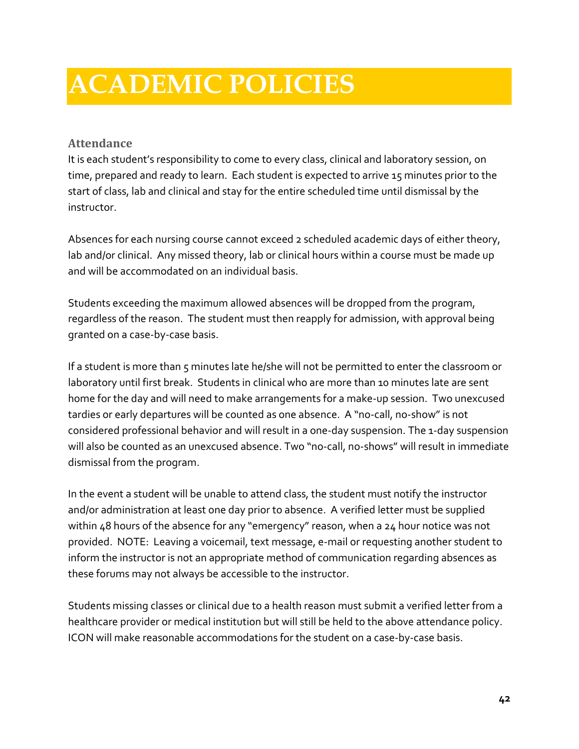# ACADEMIC POLICIES

### Attendance

It is each student's responsibility to come to every class, clinical and laboratory session, on time, prepared and ready to learn. Each student is expected to arrive 15 minutes prior to the start of class, lab and clinical and stay for the entire scheduled time until dismissal by the instructor.

Absences for each nursing course cannot exceed 2 scheduled academic days of either theory, lab and/or clinical. Any missed theory, lab or clinical hours within a course must be made up and will be accommodated on an individual basis.

Students exceeding the maximum allowed absences will be dropped from the program, regardless of the reason. The student must then reapply for admission, with approval being granted on a case-by-case basis.

If a student is more than 5 minutes late he/she will not be permitted to enter the classroom or laboratory until first break. Students in clinical who are more than 10 minutes late are sent home for the day and will need to make arrangements for a make-up session. Two unexcused tardies or early departures will be counted as one absence. A "no-call, no-show" is not considered professional behavior and will result in a one-day suspension. The 1-day suspension will also be counted as an unexcused absence. Two "no-call, no-shows" will result in immediate dismissal from the program.

In the event a student will be unable to attend class, the student must notify the instructor and/or administration at least one day prior to absence. A verified letter must be supplied within 48 hours of the absence for any "emergency" reason, when a 24 hour notice was not provided. NOTE: Leaving a voicemail, text message, e-mail or requesting another student to inform the instructor is not an appropriate method of communication regarding absences as these forums may not always be accessible to the instructor.

Students missing classes or clinical due to a health reason must submit a verified letter from a healthcare provider or medical institution but will still be held to the above attendance policy. ICON will make reasonable accommodations for the student on a case-by-case basis.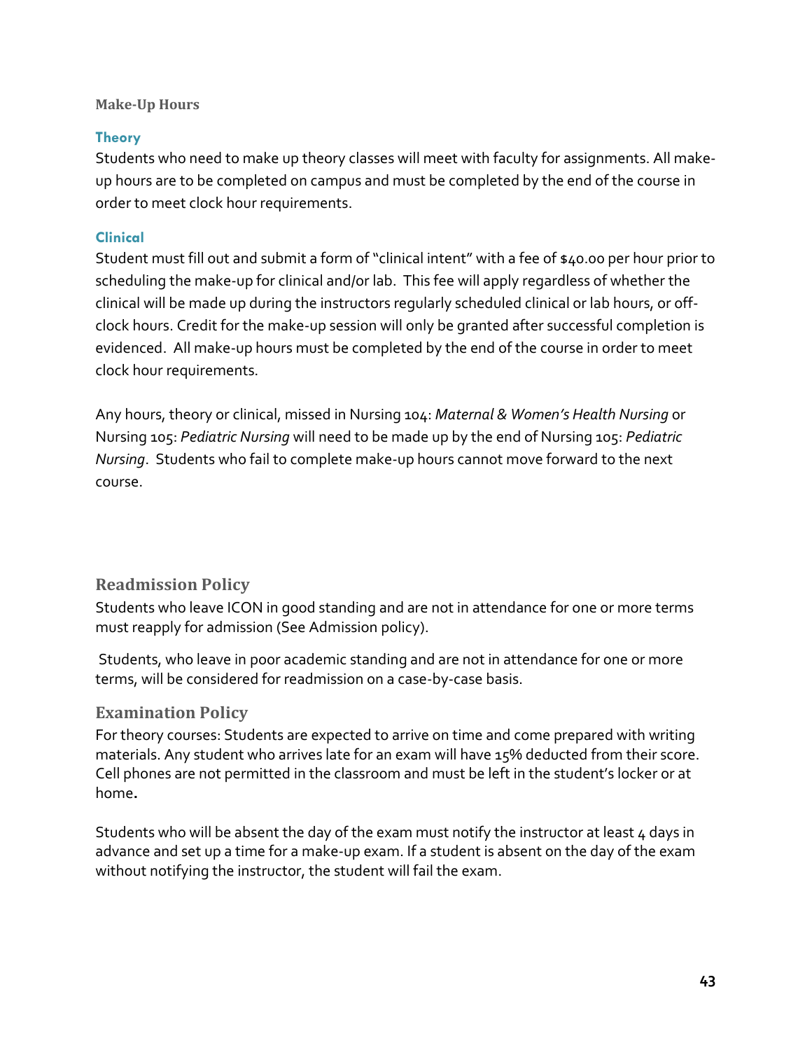### Make-Up Hours

#### Theory

Students who need to make up theory classes will meet with faculty for assignments. All make-up hours are to be completed on campus and must be completed by the end of the course in order to meet clock hour requirements.

#### Clinical

Student must fill out and submit a form of "clinical intent" with a fee of $40.00 per hour prior to scheduling the make-up for clinical and/or lab. This fee will apply regardless of whether the clinical will be made up during the instructors regularly scheduled clinical or lab hours, or off-clock hours. Credit for the make-up session will only be granted after successful completion is evidenced. All make-up hours must be completed by the end of the course in order to meet clock hour requirements.

Any hours, theory or clinical, missed in Nursing 104: *Maternal & Women's Health Nursing* or Nursing 105: *Pediatric Nursing* will need to be made up by the end of Nursing 105: *Pediatric Nursing*. Students who fail to complete make-up hours cannot move forward to the next course.

## Readmission Policy

Students who leave ICON in good standing and are not in attendance for one or more terms must reapply for admission (See Admission policy).

Students, who leave in poor academic standing and are not in attendance for one or more terms, will be considered for readmission on a case-by-case basis.

## Examination Policy

For theory courses: Students are expected to arrive on time and come prepared with writing materials. Any student who arrives late for an exam will have 15% deducted from their score. Cell phones are not permitted in the classroom and must be left in the student's locker or at home**.**

Students who will be absent the day of the exam must notify the instructor at least 4 days in advance and set up a time for a make-up exam. If a student is absent on the day of the exam without notifying the instructor, the student will fail the exam.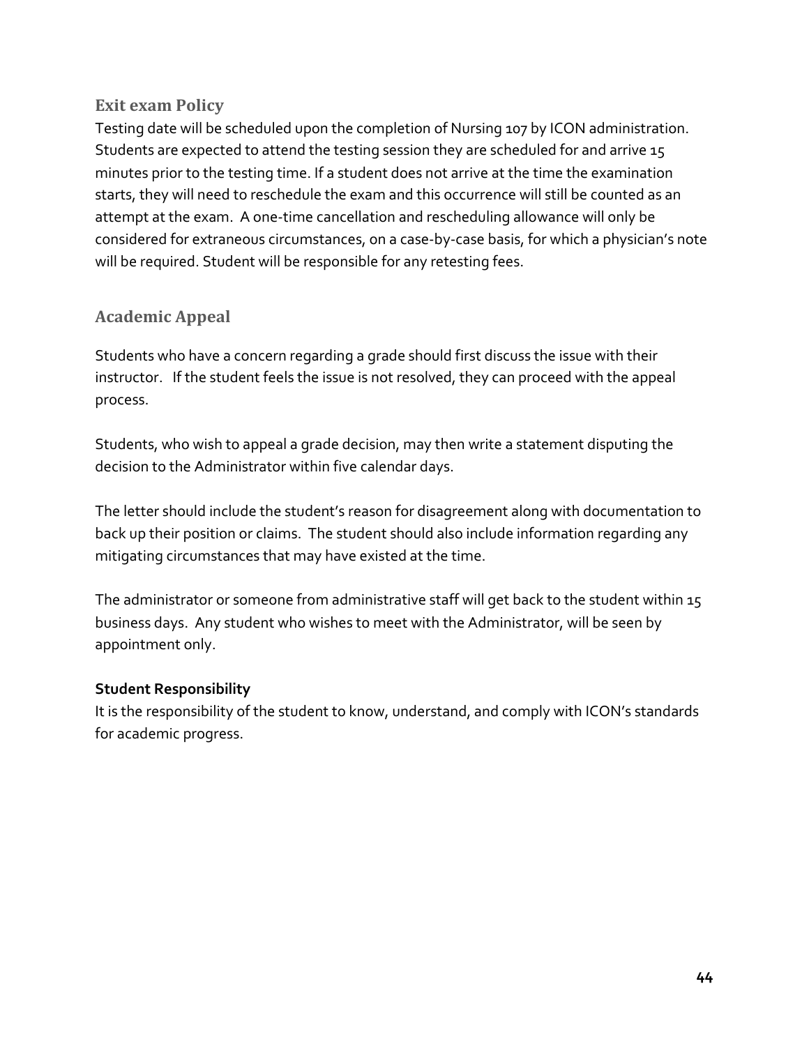## Exit exam Policy

Testing date will be scheduled upon the completion of Nursing 107 by ICON administration. Students are expected to attend the testing session they are scheduled for and arrive 15 minutes prior to the testing time. If a student does not arrive at the time the examination starts, they will need to reschedule the exam and this occurrence will still be counted as an attempt at the exam. A one-time cancellation and rescheduling allowance will only be considered for extraneous circumstances, on a case-by-case basis, for which a physician's note will be required. Student will be responsible for any retesting fees.

## Academic Appeal

Students who have a concern regarding a grade should first discuss the issue with their instructor. If the student feels the issue is not resolved, they can proceed with the appeal process.

Students, who wish to appeal a grade decision, may then write a statement disputing the decision to the Administrator within five calendar days.

The letter should include the student's reason for disagreement along with documentation to back up their position or claims. The student should also include information regarding any mitigating circumstances that may have existed at the time.

The administrator or someone from administrative staff will get back to the student within 15 business days. Any student who wishes to meet with the Administrator, will be seen by appointment only.

**Student Responsibility**

It is the responsibility of the student to know, understand, and comply with ICON's standards for academic progress.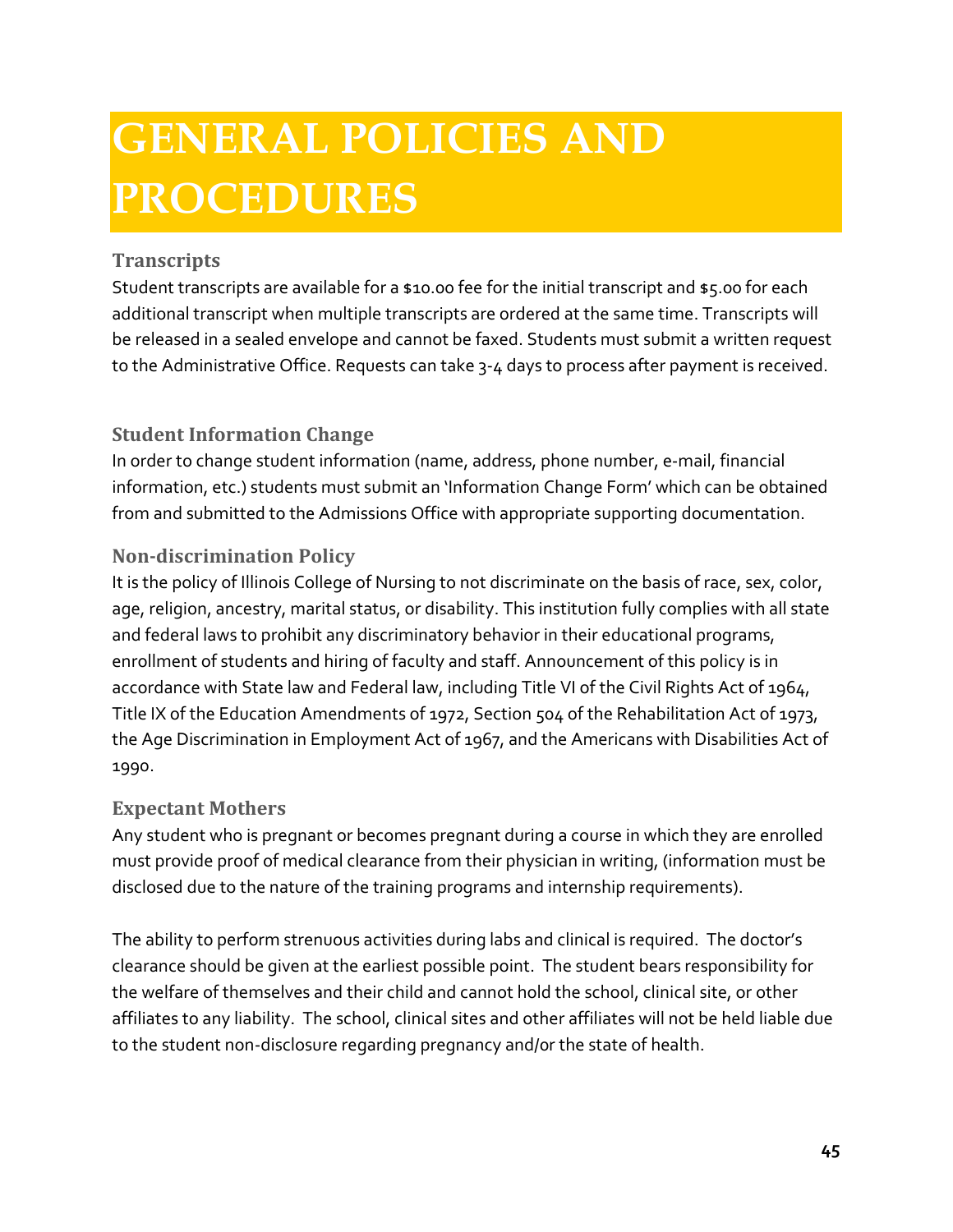# GENERAL POLICIES AND PROCEDURES

### Transcripts

Student transcripts are available for a $10.00 fee for the initial transcript and $5.00 for each additional transcript when multiple transcripts are ordered at the same time. Transcripts will be released in a sealed envelope and cannot be faxed. Students must submit a written request to the Administrative Office. Requests can take 3-4 days to process after payment is received.

### Student Information Change

In order to change student information (name, address, phone number, e-mail, financial information, etc.) students must submit an 'Information Change Form' which can be obtained from and submitted to the Admissions Office with appropriate supporting documentation.

### Non-discrimination Policy

It is the policy of Illinois College of Nursing to not discriminate on the basis of race, sex, color, age, religion, ancestry, marital status, or disability. This institution fully complies with all state and federal laws to prohibit any discriminatory behavior in their educational programs, enrollment of students and hiring of faculty and staff. Announcement of this policy is in accordance with State law and Federal law, including Title VI of the Civil Rights Act of 1964, Title IX of the Education Amendments of 1972, Section 504 of the Rehabilitation Act of 1973, the Age Discrimination in Employment Act of 1967, and the Americans with Disabilities Act of 1990.

### Expectant Mothers

Any student who is pregnant or becomes pregnant during a course in which they are enrolled must provide proof of medical clearance from their physician in writing, (information must be disclosed due to the nature of the training programs and internship requirements).

The ability to perform strenuous activities during labs and clinical is required. The doctor's clearance should be given at the earliest possible point. The student bears responsibility for the welfare of themselves and their child and cannot hold the school, clinical site, or other affiliates to any liability. The school, clinical sites and other affiliates will not be held liable due to the student non-disclosure regarding pregnancy and/or the state of health.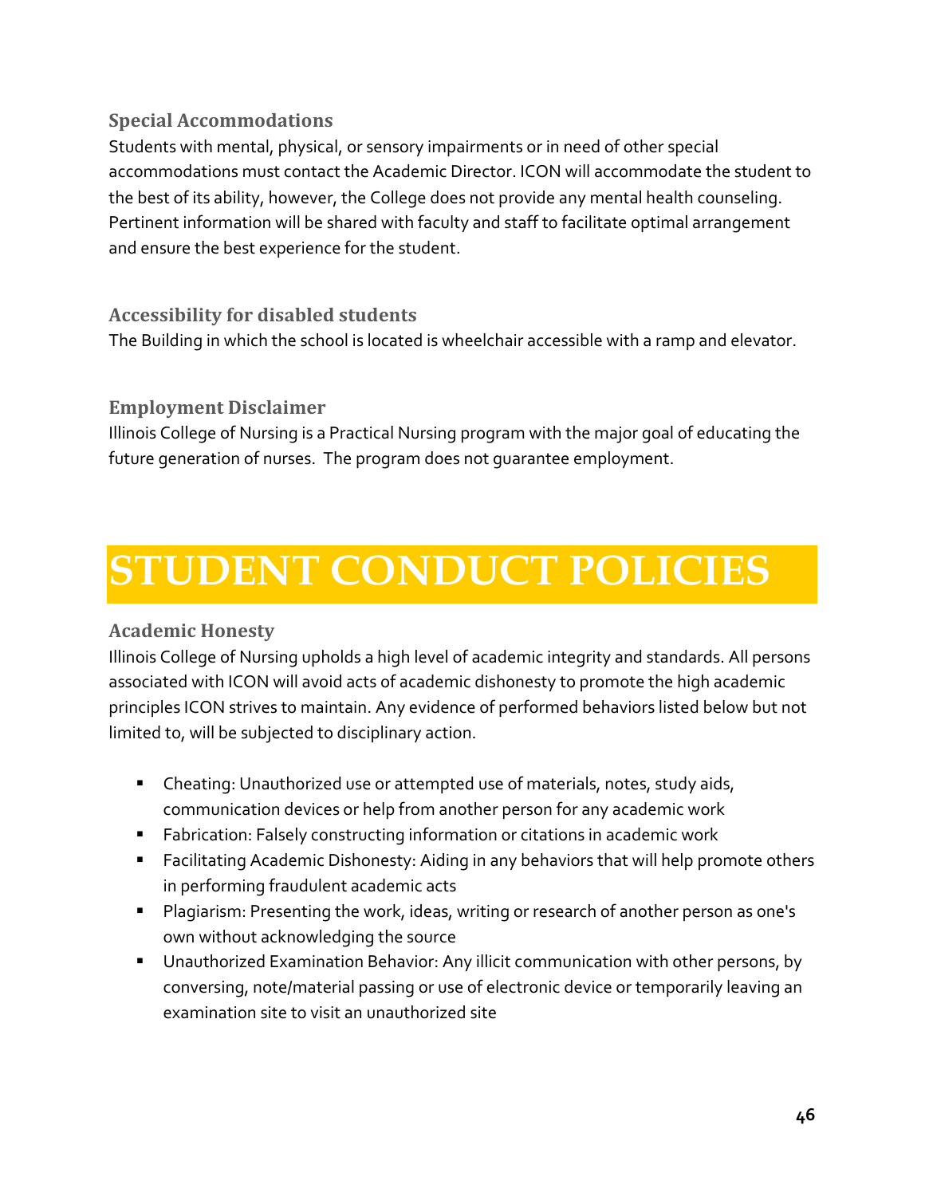### Special Accommodations

Students with mental, physical, or sensory impairments or in need of other special accommodations must contact the Academic Director. ICON will accommodate the student to the best of its ability, however, the College does not provide any mental health counseling. Pertinent information will be shared with faculty and staff to facilitate optimal arrangement and ensure the best experience for the student.

### Accessibility for disabled students

The Building in which the school is located is wheelchair accessible with a ramp and elevator.

### Employment Disclaimer

Illinois College of Nursing is a Practical Nursing program with the major goal of educating the future generation of nurses. The program does not guarantee employment.

# STUDENT CONDUCT POLICIES

### Academic Honesty

Illinois College of Nursing upholds a high level of academic integrity and standards. All persons associated with ICON will avoid acts of academic dishonesty to promote the high academic principles ICON strives to maintain. Any evidence of performed behaviors listed below but not limited to, will be subjected to disciplinary action.

- Cheating: Unauthorized use or attempted use of materials, notes, study aids, communication devices or help from another person for any academic work
- Fabrication: Falsely constructing information or citations in academic work
- Facilitating Academic Dishonesty: Aiding in any behaviors that will help promote others in performing fraudulent academic acts
- Plagiarism: Presenting the work, ideas, writing or research of another person as one's own without acknowledging the source
- Unauthorized Examination Behavior: Any illicit communication with other persons, by conversing, note/material passing or use of electronic device or temporarily leaving an examination site to visit an unauthorized site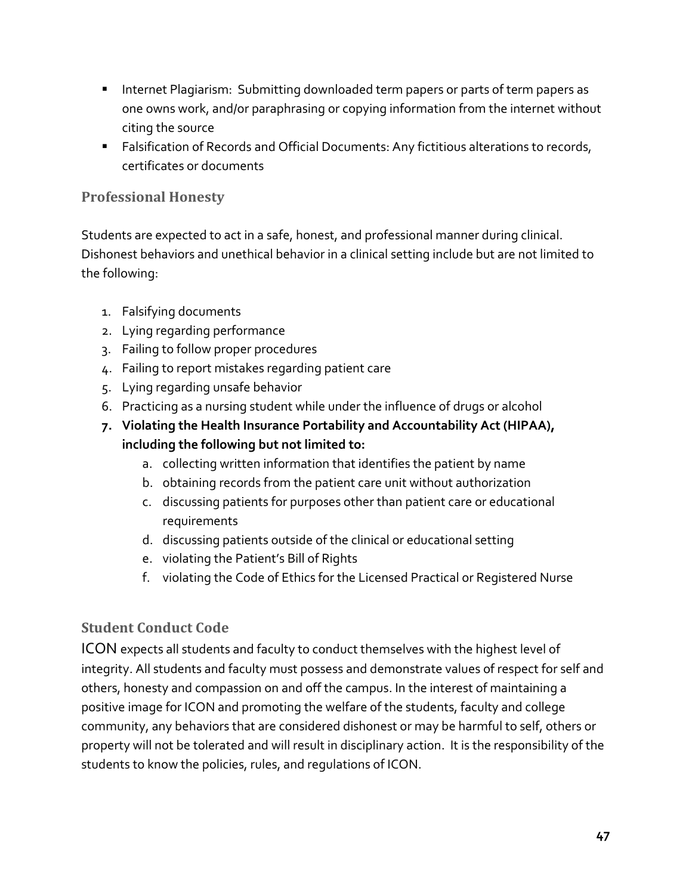- Internet Plagiarism: Submitting downloaded term papers or parts of term papers as one owns work, and/or paraphrasing or copying information from the internet without citing the source
- Falsification of Records and Official Documents: Any fictitious alterations to records, certificates or documents

### Professional Honesty

Students are expected to act in a safe, honest, and professional manner during clinical. Dishonest behaviors and unethical behavior in a clinical setting include but are not limited to the following:

1. Falsifying documents
2. Lying regarding performance
3. Failing to follow proper procedures
4. Failing to report mistakes regarding patient care
5. Lying regarding unsafe behavior
6. Practicing as a nursing student while under the influence of drugs or alcohol
7. **Violating the Health Insurance Portability and Accountability Act (HIPAA), including the following but not limited to:**
   a. collecting written information that identifies the patient by name
   b. obtaining records from the patient care unit without authorization
   c. discussing patients for purposes other than patient care or educational requirements
   d. discussing patients outside of the clinical or educational setting
   e. violating the Patient's Bill of Rights
   f. violating the Code of Ethics for the Licensed Practical or Registered Nurse

### Student Conduct Code

ICON expects all students and faculty to conduct themselves with the highest level of integrity. All students and faculty must possess and demonstrate values of respect for self and others, honesty and compassion on and off the campus. In the interest of maintaining a positive image for ICON and promoting the welfare of the students, faculty and college community, any behaviors that are considered dishonest or may be harmful to self, others or property will not be tolerated and will result in disciplinary action. It is the responsibility of the students to know the policies, rules, and regulations of ICON.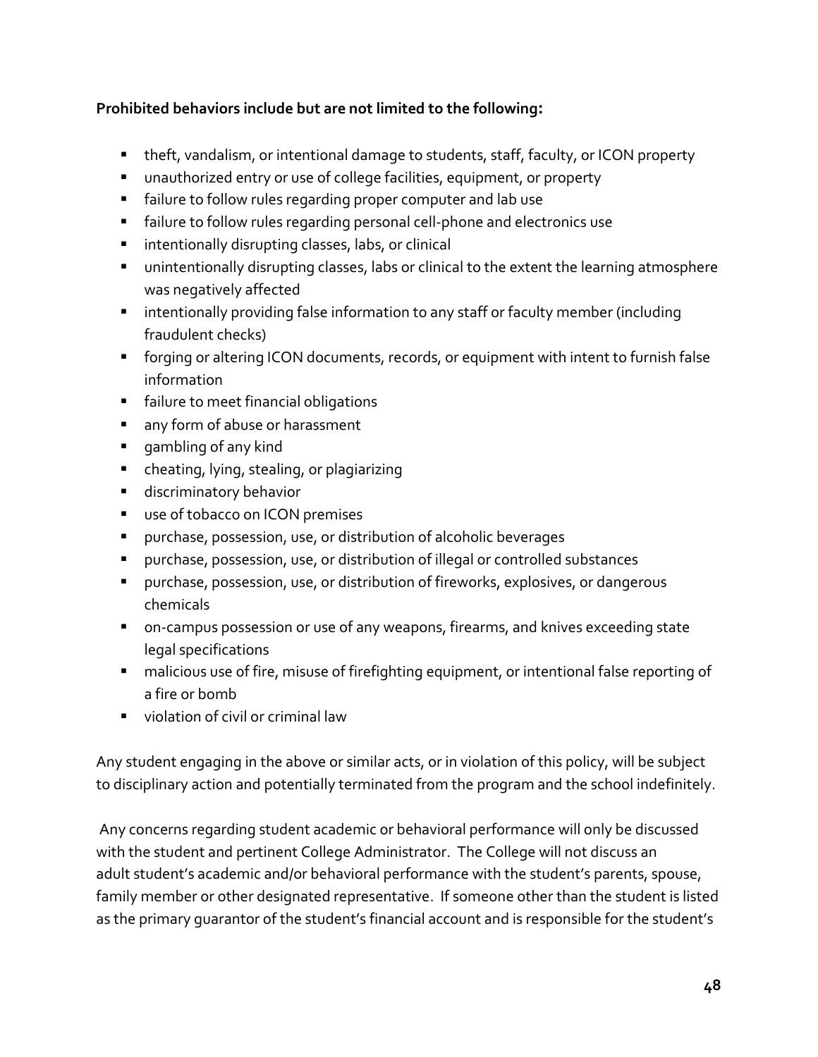**Prohibited behaviors include but are not limited to the following:**

- theft, vandalism, or intentional damage to students, staff, faculty, or ICON property
- unauthorized entry or use of college facilities, equipment, or property
- failure to follow rules regarding proper computer and lab use
- failure to follow rules regarding personal cell-phone and electronics use
- intentionally disrupting classes, labs, or clinical
- unintentionally disrupting classes, labs or clinical to the extent the learning atmosphere was negatively affected
- intentionally providing false information to any staff or faculty member (including fraudulent checks)
- forging or altering ICON documents, records, or equipment with intent to furnish false information
- failure to meet financial obligations
- any form of abuse or harassment
- gambling of any kind
- cheating, lying, stealing, or plagiarizing
- discriminatory behavior
- use of tobacco on ICON premises
- purchase, possession, use, or distribution of alcoholic beverages
- purchase, possession, use, or distribution of illegal or controlled substances
- purchase, possession, use, or distribution of fireworks, explosives, or dangerous chemicals
- on-campus possession or use of any weapons, firearms, and knives exceeding state legal specifications
- malicious use of fire, misuse of firefighting equipment, or intentional false reporting of a fire or bomb
- violation of civil or criminal law

Any student engaging in the above or similar acts, or in violation of this policy, will be subject to disciplinary action and potentially terminated from the program and the school indefinitely.

Any concerns regarding student academic or behavioral performance will only be discussed with the student and pertinent College Administrator. The College will not discuss an adult student's academic and/or behavioral performance with the student's parents, spouse, family member or other designated representative. If someone other than the student is listed as the primary guarantor of the student's financial account and is responsible for the student's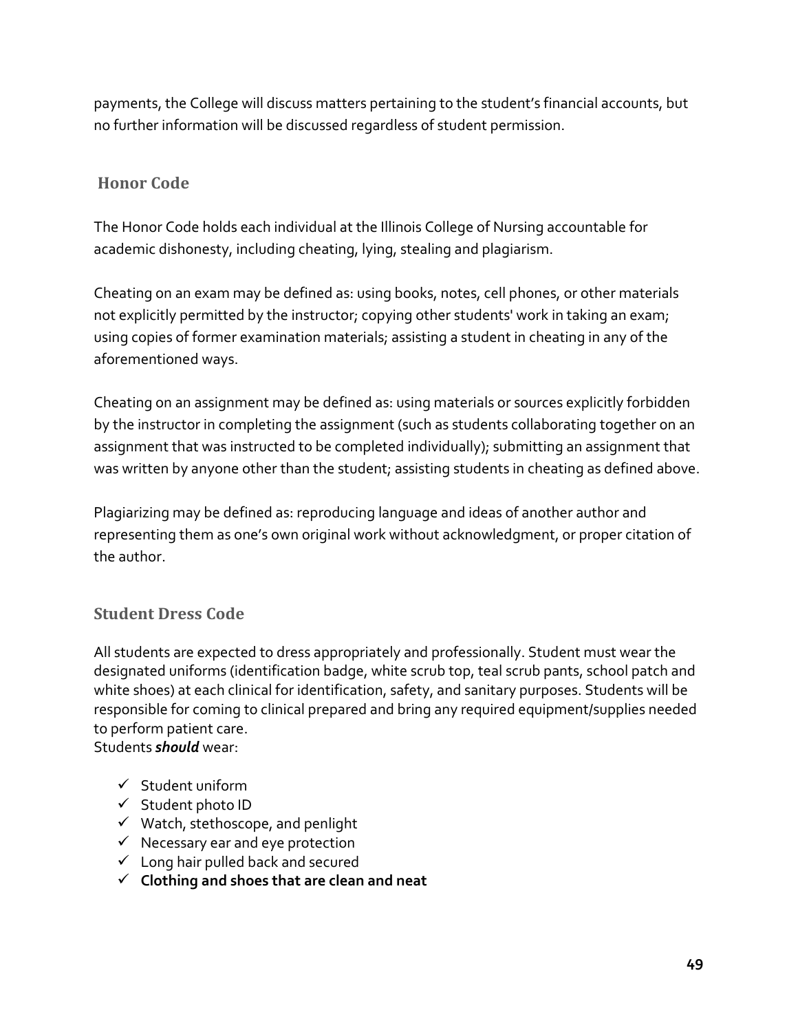payments, the College will discuss matters pertaining to the student's financial accounts, but no further information will be discussed regardless of student permission.

## Honor Code

The Honor Code holds each individual at the Illinois College of Nursing accountable for academic dishonesty, including cheating, lying, stealing and plagiarism.

Cheating on an exam may be defined as: using books, notes, cell phones, or other materials not explicitly permitted by the instructor; copying other students' work in taking an exam; using copies of former examination materials; assisting a student in cheating in any of the aforementioned ways.

Cheating on an assignment may be defined as: using materials or sources explicitly forbidden by the instructor in completing the assignment (such as students collaborating together on an assignment that was instructed to be completed individually); submitting an assignment that was written by anyone other than the student; assisting students in cheating as defined above.

Plagiarizing may be defined as: reproducing language and ideas of another author and representing them as one's own original work without acknowledgment, or proper citation of the author.

## Student Dress Code

All students are expected to dress appropriately and professionally. Student must wear the designated uniforms (identification badge, white scrub top, teal scrub pants, school patch and white shoes) at each clinical for identification, safety, and sanitary purposes. Students will be responsible for coming to clinical prepared and bring any required equipment/supplies needed to perform patient care.
Students ***should*** wear:

- ✓ Student uniform
- ✓ Student photo ID
- ✓ Watch, stethoscope, and penlight
- ✓ Necessary ear and eye protection
- ✓ Long hair pulled back and secured
- ✓ **Clothing and shoes that are clean and neat**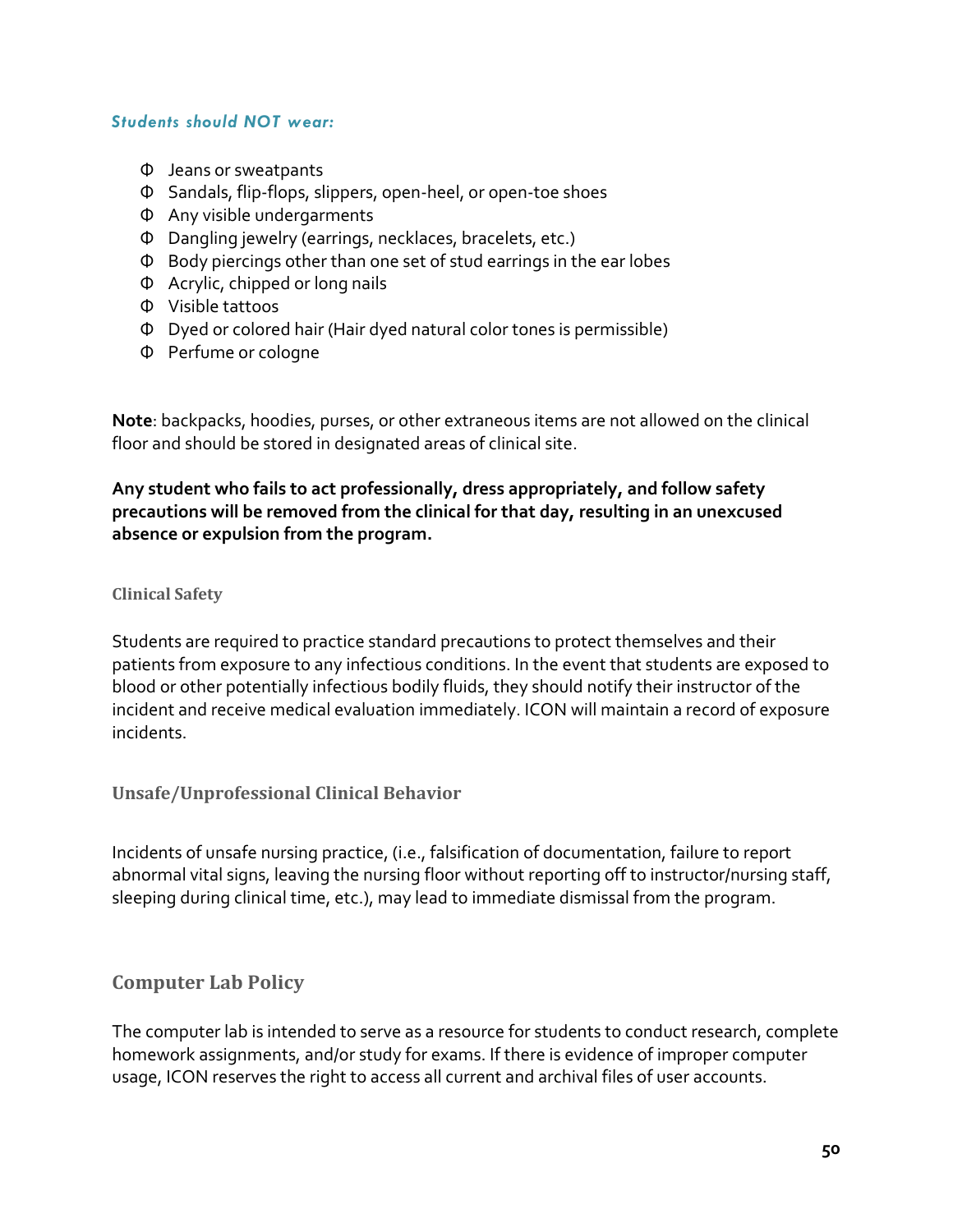***Students should NOT wear:***

- Jeans or sweatpants
- Sandals, flip-flops, slippers, open-heel, or open-toe shoes
- Any visible undergarments
- Dangling jewelry (earrings, necklaces, bracelets, etc.)
- Body piercings other than one set of stud earrings in the ear lobes
- Acrylic, chipped or long nails
- Visible tattoos
- Dyed or colored hair (Hair dyed natural color tones is permissible)
- Perfume or cologne

**Note**: backpacks, hoodies, purses, or other extraneous items are not allowed on the clinical floor and should be stored in designated areas of clinical site.

**Any student who fails to act professionally, dress appropriately, and follow safety precautions will be removed from the clinical for that day, resulting in an unexcused absence or expulsion from the program.**

### Clinical Safety

Students are required to practice standard precautions to protect themselves and their patients from exposure to any infectious conditions. In the event that students are exposed to blood or other potentially infectious bodily fluids, they should notify their instructor of the incident and receive medical evaluation immediately. ICON will maintain a record of exposure incidents.

### Unsafe/Unprofessional Clinical Behavior

Incidents of unsafe nursing practice, (i.e., falsification of documentation, failure to report abnormal vital signs, leaving the nursing floor without reporting off to instructor/nursing staff, sleeping during clinical time, etc.), may lead to immediate dismissal from the program.

## Computer Lab Policy

The computer lab is intended to serve as a resource for students to conduct research, complete homework assignments, and/or study for exams. If there is evidence of improper computer usage, ICON reserves the right to access all current and archival files of user accounts.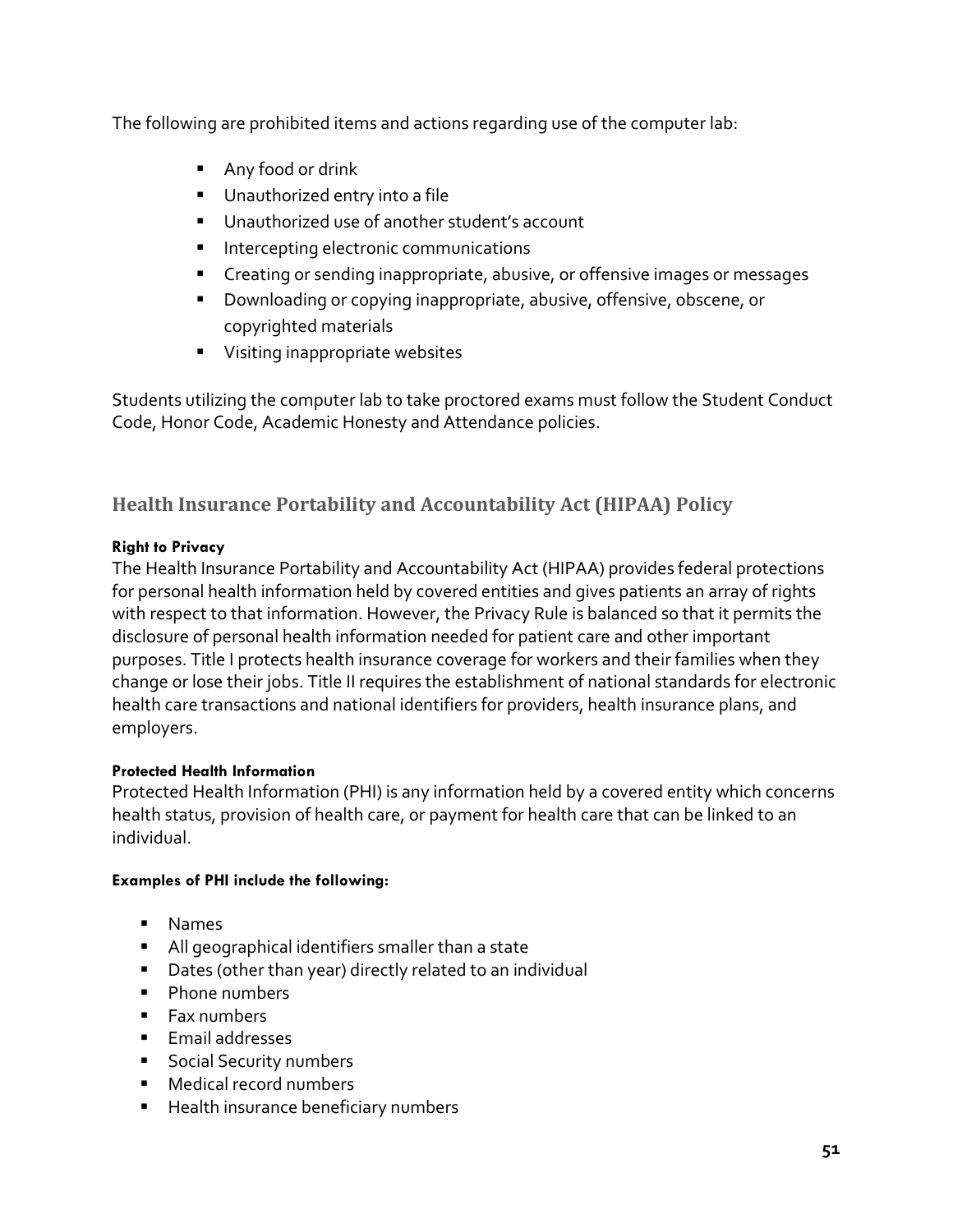The following are prohibited items and actions regarding use of the computer lab:

- Any food or drink
- Unauthorized entry into a file
- Unauthorized use of another student's account
- Intercepting electronic communications
- Creating or sending inappropriate, abusive, or offensive images or messages
- Downloading or copying inappropriate, abusive, offensive, obscene, or copyrighted materials
- Visiting inappropriate websites

Students utilizing the computer lab to take proctored exams must follow the Student Conduct Code, Honor Code, Academic Honesty and Attendance policies.

## Health Insurance Portability and Accountability Act (HIPAA) Policy

**Right to Privacy**

The Health Insurance Portability and Accountability Act (HIPAA) provides federal protections for personal health information held by covered entities and gives patients an array of rights with respect to that information. However, the Privacy Rule is balanced so that it permits the disclosure of personal health information needed for patient care and other important purposes. Title I protects health insurance coverage for workers and their families when they change or lose their jobs. Title II requires the establishment of national standards for electronic health care transactions and national identifiers for providers, health insurance plans, and employers.

**Protected Health Information**

Protected Health Information (PHI) is any information held by a covered entity which concerns health status, provision of health care, or payment for health care that can be linked to an individual.

**Examples of PHI include the following:**

- Names
- All geographical identifiers smaller than a state
- Dates (other than year) directly related to an individual
- Phone numbers
- Fax numbers
- Email addresses
- Social Security numbers
- Medical record numbers
- Health insurance beneficiary numbers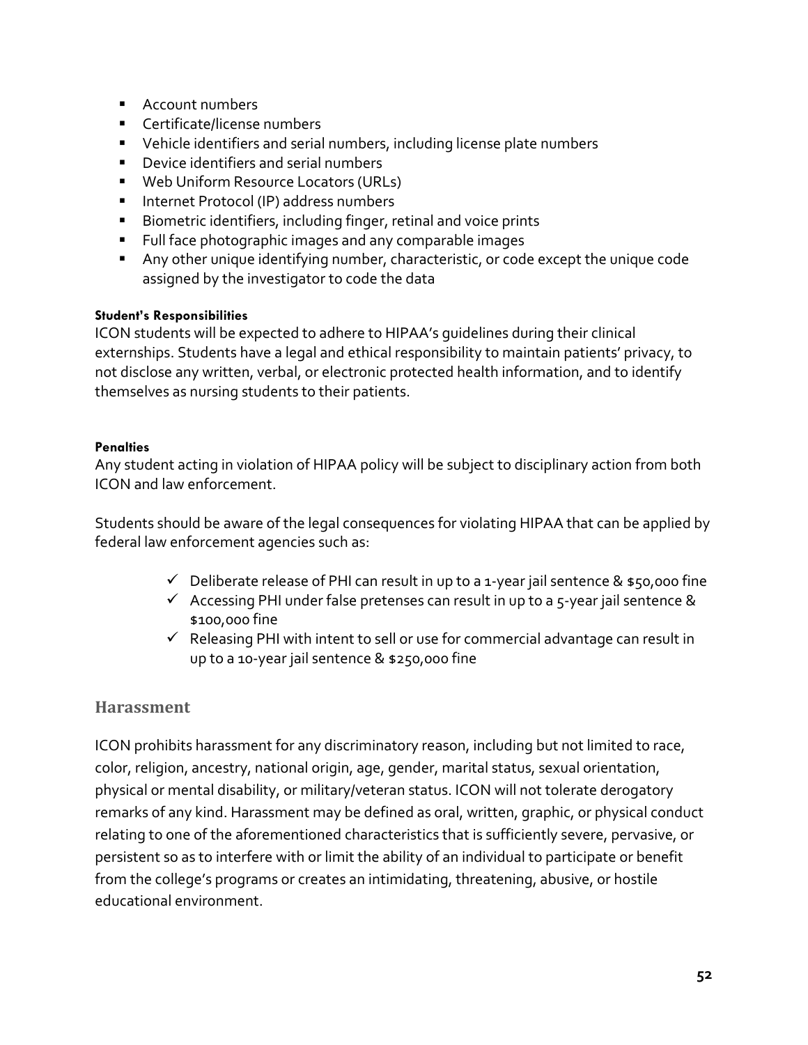- Account numbers
- Certificate/license numbers
- Vehicle identifiers and serial numbers, including license plate numbers
- Device identifiers and serial numbers
- Web Uniform Resource Locators (URLs)
- Internet Protocol (IP) address numbers
- Biometric identifiers, including finger, retinal and voice prints
- Full face photographic images and any comparable images
- Any other unique identifying number, characteristic, or code except the unique code assigned by the investigator to code the data

#### Student's Responsibilities

ICON students will be expected to adhere to HIPAA's guidelines during their clinical externships. Students have a legal and ethical responsibility to maintain patients' privacy, to not disclose any written, verbal, or electronic protected health information, and to identify themselves as nursing students to their patients.

#### Penalties

Any student acting in violation of HIPAA policy will be subject to disciplinary action from both ICON and law enforcement.

Students should be aware of the legal consequences for violating HIPAA that can be applied by federal law enforcement agencies such as:

- ✓ Deliberate release of PHI can result in up to a 1-year jail sentence & $50,000 fine
- ✓ Accessing PHI under false pretenses can result in up to a 5-year jail sentence & $100,000 fine
- ✓ Releasing PHI with intent to sell or use for commercial advantage can result in up to a 10-year jail sentence & $250,000 fine

## Harassment

ICON prohibits harassment for any discriminatory reason, including but not limited to race, color, religion, ancestry, national origin, age, gender, marital status, sexual orientation, physical or mental disability, or military/veteran status. ICON will not tolerate derogatory remarks of any kind. Harassment may be defined as oral, written, graphic, or physical conduct relating to one of the aforementioned characteristics that is sufficiently severe, pervasive, or persistent so as to interfere with or limit the ability of an individual to participate or benefit from the college's programs or creates an intimidating, threatening, abusive, or hostile educational environment.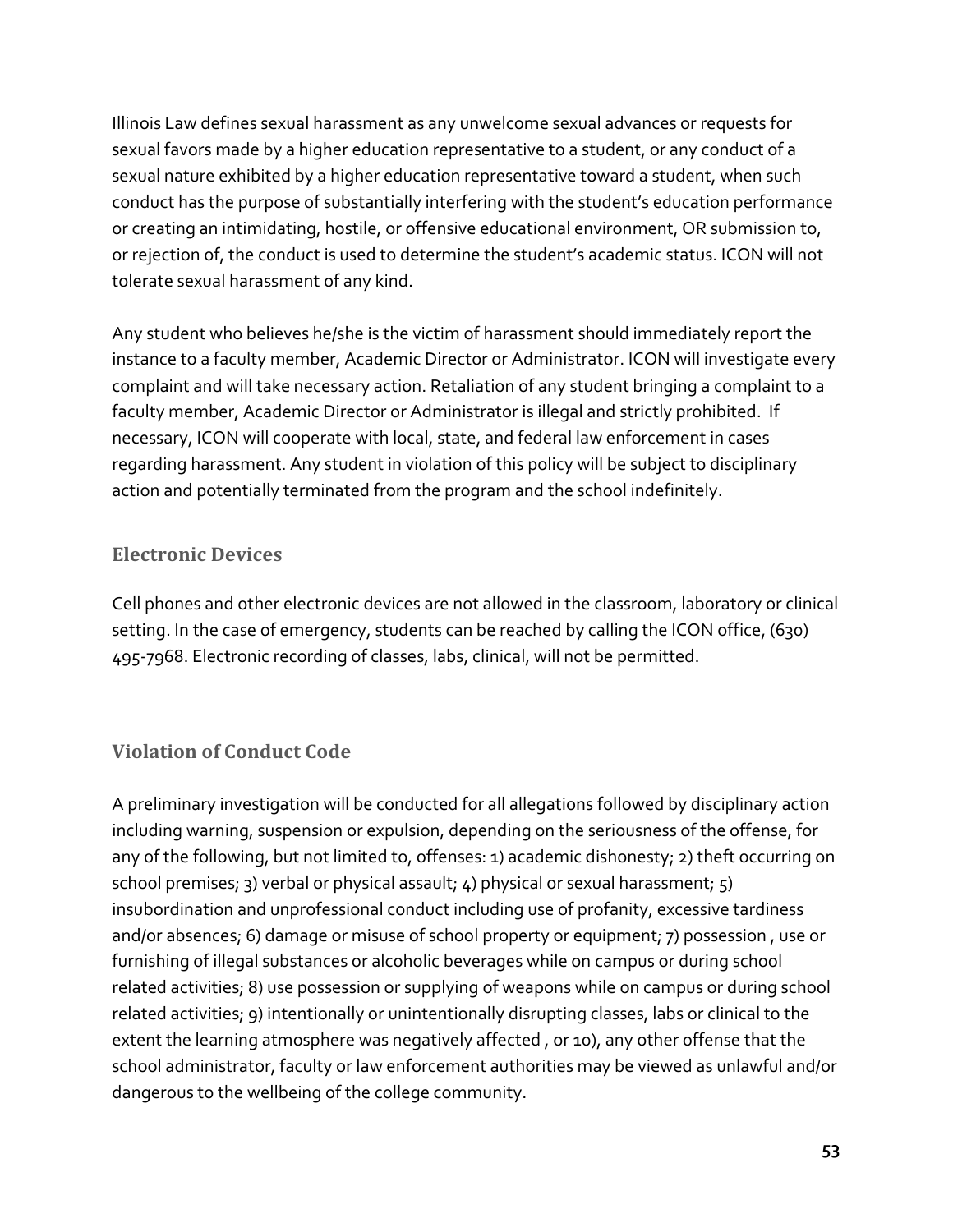Illinois Law defines sexual harassment as any unwelcome sexual advances or requests for sexual favors made by a higher education representative to a student, or any conduct of a sexual nature exhibited by a higher education representative toward a student, when such conduct has the purpose of substantially interfering with the student's education performance or creating an intimidating, hostile, or offensive educational environment, OR submission to, or rejection of, the conduct is used to determine the student's academic status. ICON will not tolerate sexual harassment of any kind.

Any student who believes he/she is the victim of harassment should immediately report the instance to a faculty member, Academic Director or Administrator. ICON will investigate every complaint and will take necessary action. Retaliation of any student bringing a complaint to a faculty member, Academic Director or Administrator is illegal and strictly prohibited. If necessary, ICON will cooperate with local, state, and federal law enforcement in cases regarding harassment. Any student in violation of this policy will be subject to disciplinary action and potentially terminated from the program and the school indefinitely.

## Electronic Devices

Cell phones and other electronic devices are not allowed in the classroom, laboratory or clinical setting. In the case of emergency, students can be reached by calling the ICON office, (630) 495-7968. Electronic recording of classes, labs, clinical, will not be permitted.

## Violation of Conduct Code

A preliminary investigation will be conducted for all allegations followed by disciplinary action including warning, suspension or expulsion, depending on the seriousness of the offense, for any of the following, but not limited to, offenses: 1) academic dishonesty; 2) theft occurring on school premises; 3) verbal or physical assault; 4) physical or sexual harassment; 5) insubordination and unprofessional conduct including use of profanity, excessive tardiness and/or absences; 6) damage or misuse of school property or equipment; 7) possession , use or furnishing of illegal substances or alcoholic beverages while on campus or during school related activities; 8) use possession or supplying of weapons while on campus or during school related activities; 9) intentionally or unintentionally disrupting classes, labs or clinical to the extent the learning atmosphere was negatively affected , or 10), any other offense that the school administrator, faculty or law enforcement authorities may be viewed as unlawful and/or dangerous to the wellbeing of the college community.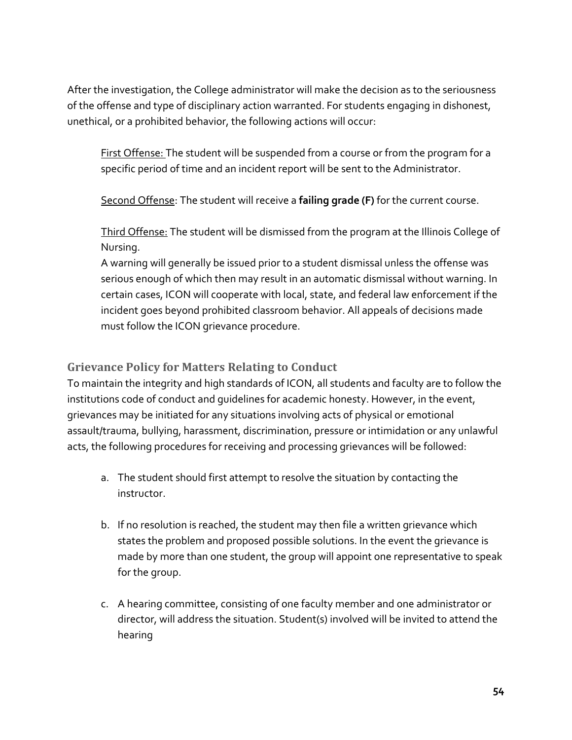After the investigation, the College administrator will make the decision as to the seriousness of the offense and type of disciplinary action warranted. For students engaging in dishonest, unethical, or a prohibited behavior, the following actions will occur:

<u>First Offense:</u> The student will be suspended from a course or from the program for a specific period of time and an incident report will be sent to the Administrator.

<u>Second Offense</u>: The student will receive a **failing grade (F)** for the current course.

<u>Third Offense:</u> The student will be dismissed from the program at the Illinois College of Nursing.
A warning will generally be issued prior to a student dismissal unless the offense was serious enough of which then may result in an automatic dismissal without warning. In certain cases, ICON will cooperate with local, state, and federal law enforcement if the incident goes beyond prohibited classroom behavior. All appeals of decisions made must follow the ICON grievance procedure.

### Grievance Policy for Matters Relating to Conduct

To maintain the integrity and high standards of ICON, all students and faculty are to follow the institutions code of conduct and guidelines for academic honesty. However, in the event, grievances may be initiated for any situations involving acts of physical or emotional assault/trauma, bullying, harassment, discrimination, pressure or intimidation or any unlawful acts, the following procedures for receiving and processing grievances will be followed:

a. The student should first attempt to resolve the situation by contacting the instructor.

b. If no resolution is reached, the student may then file a written grievance which states the problem and proposed possible solutions. In the event the grievance is made by more than one student, the group will appoint one representative to speak for the group.

c. A hearing committee, consisting of one faculty member and one administrator or director, will address the situation. Student(s) involved will be invited to attend the hearing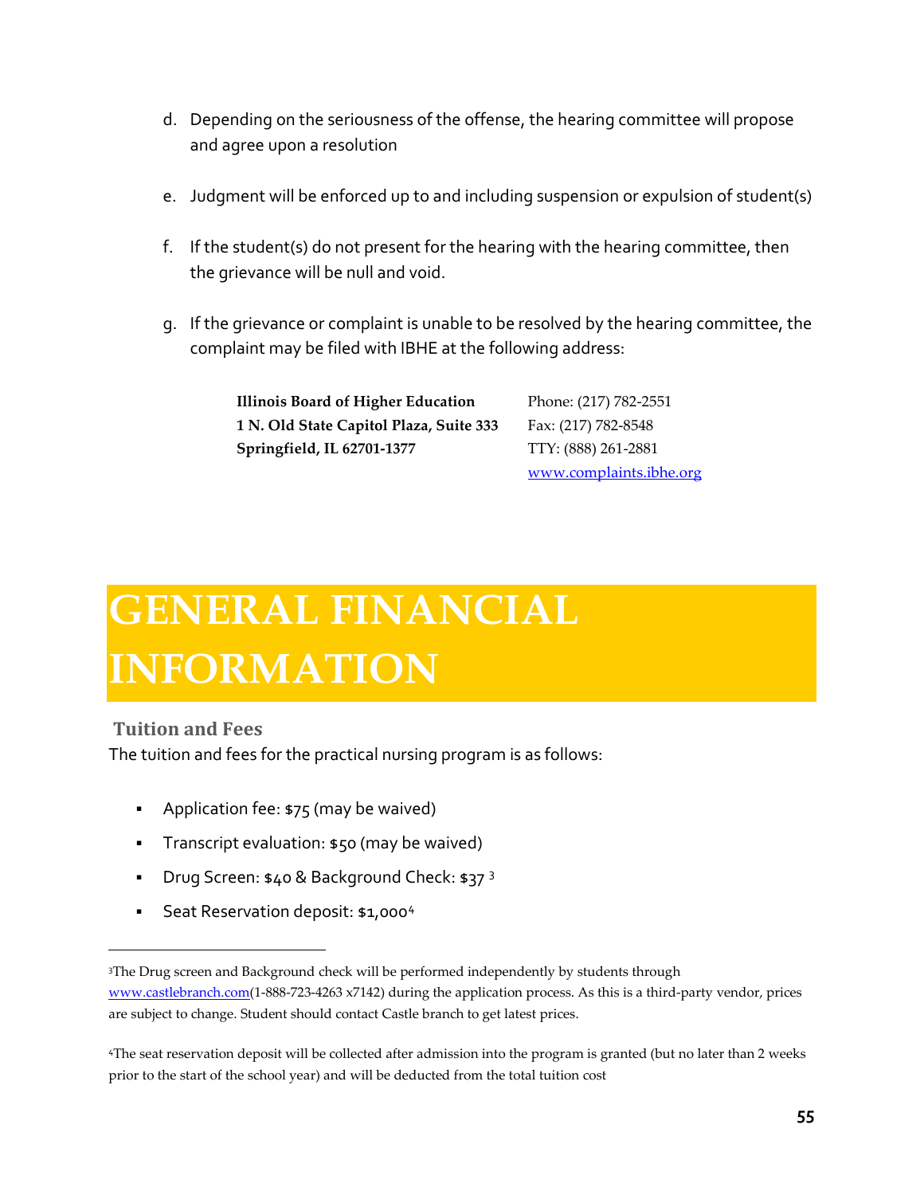d. Depending on the seriousness of the offense, the hearing committee will propose and agree upon a resolution

e. Judgment will be enforced up to and including suspension or expulsion of student(s)

f. If the student(s) do not present for the hearing with the hearing committee, then the grievance will be null and void.

g. If the grievance or complaint is unable to be resolved by the hearing committee, the complaint may be filed with IBHE at the following address:

**Illinois Board of Higher Education**
**1 N. Old State Capitol Plaza, Suite 333**
**Springfield, IL 62701-1377**

Phone: (217) 782-2551
Fax: (217) 782-8548
TTY: (888) 261-2881
www.complaints.ibhe.org

# GENERAL FINANCIAL INFORMATION

## Tuition and Fees

The tuition and fees for the practical nursing program is as follows:

- Application fee: $75 (may be waived)
- Transcript evaluation: $50 (may be waived)
- Drug Screen: $40 & Background Check: $37 [3]
- Seat Reservation deposit: $1,000[4]

---

[3]The Drug screen and Background check will be performed independently by students through www.castlebranch.com(1-888-723-4263 x7142) during the application process. As this is a third-party vendor, prices are subject to change. Student should contact Castle branch to get latest prices.

[4]The seat reservation deposit will be collected after admission into the program is granted (but no later than 2 weeks prior to the start of the school year) and will be deducted from the total tuition cost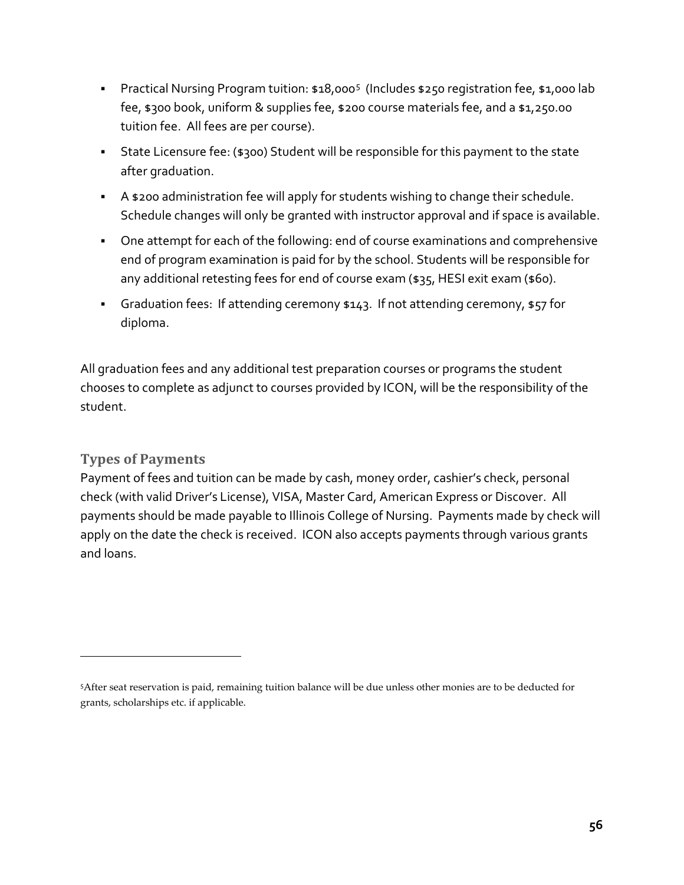- Practical Nursing Program tuition: $18,000[5] (Includes $250 registration fee, $1,000 lab fee, $300 book, uniform & supplies fee, $200 course materials fee, and a $1,250.00 tuition fee. All fees are per course).
- State Licensure fee: ($300) Student will be responsible for this payment to the state after graduation.
- A $200 administration fee will apply for students wishing to change their schedule. Schedule changes will only be granted with instructor approval and if space is available.
- One attempt for each of the following: end of course examinations and comprehensive end of program examination is paid for by the school. Students will be responsible for any additional retesting fees for end of course exam ($35, HESI exit exam ($60).
- Graduation fees: If attending ceremony $143. If not attending ceremony, $57 for diploma.

All graduation fees and any additional test preparation courses or programs the student chooses to complete as adjunct to courses provided by ICON, will be the responsibility of the student.

### Types of Payments

Payment of fees and tuition can be made by cash, money order, cashier's check, personal check (with valid Driver's License), VISA, Master Card, American Express or Discover. All payments should be made payable to Illinois College of Nursing. Payments made by check will apply on the date the check is received. ICON also accepts payments through various grants and loans.

---

[5] After seat reservation is paid, remaining tuition balance will be due unless other monies are to be deducted for grants, scholarships etc. if applicable.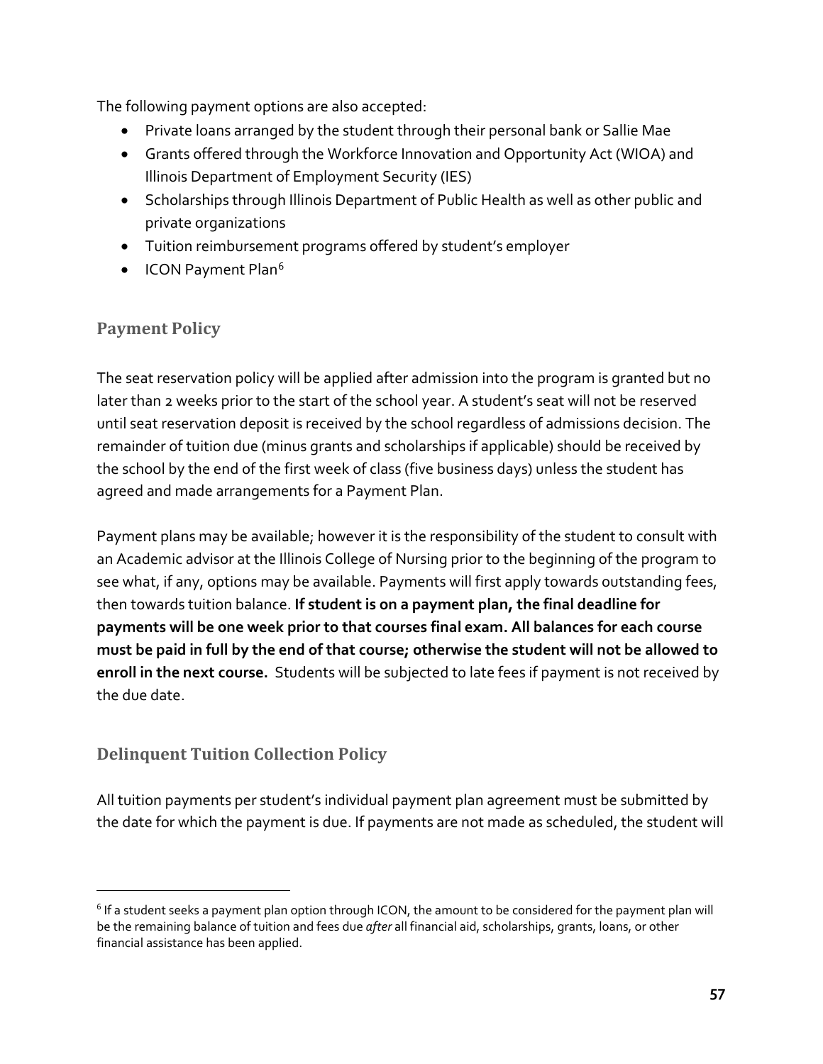The following payment options are also accepted:

- Private loans arranged by the student through their personal bank or Sallie Mae
- Grants offered through the Workforce Innovation and Opportunity Act (WIOA) and Illinois Department of Employment Security (IES)
- Scholarships through Illinois Department of Public Health as well as other public and private organizations
- Tuition reimbursement programs offered by student's employer
- ICON Payment Plan[6]

## Payment Policy

The seat reservation policy will be applied after admission into the program is granted but no later than 2 weeks prior to the start of the school year. A student's seat will not be reserved until seat reservation deposit is received by the school regardless of admissions decision. The remainder of tuition due (minus grants and scholarships if applicable) should be received by the school by the end of the first week of class (five business days) unless the student has agreed and made arrangements for a Payment Plan.

Payment plans may be available; however it is the responsibility of the student to consult with an Academic advisor at the Illinois College of Nursing prior to the beginning of the program to see what, if any, options may be available. Payments will first apply towards outstanding fees, then towards tuition balance. **If student is on a payment plan, the final deadline for payments will be one week prior to that courses final exam. All balances for each course must be paid in full by the end of that course; otherwise the student will not be allowed to enroll in the next course.** Students will be subjected to late fees if payment is not received by the due date.

## Delinquent Tuition Collection Policy

All tuition payments per student's individual payment plan agreement must be submitted by the date for which the payment is due. If payments are not made as scheduled, the student will

---

[6] If a student seeks a payment plan option through ICON, the amount to be considered for the payment plan will be the remaining balance of tuition and fees due *after* all financial aid, scholarships, grants, loans, or other financial assistance has been applied.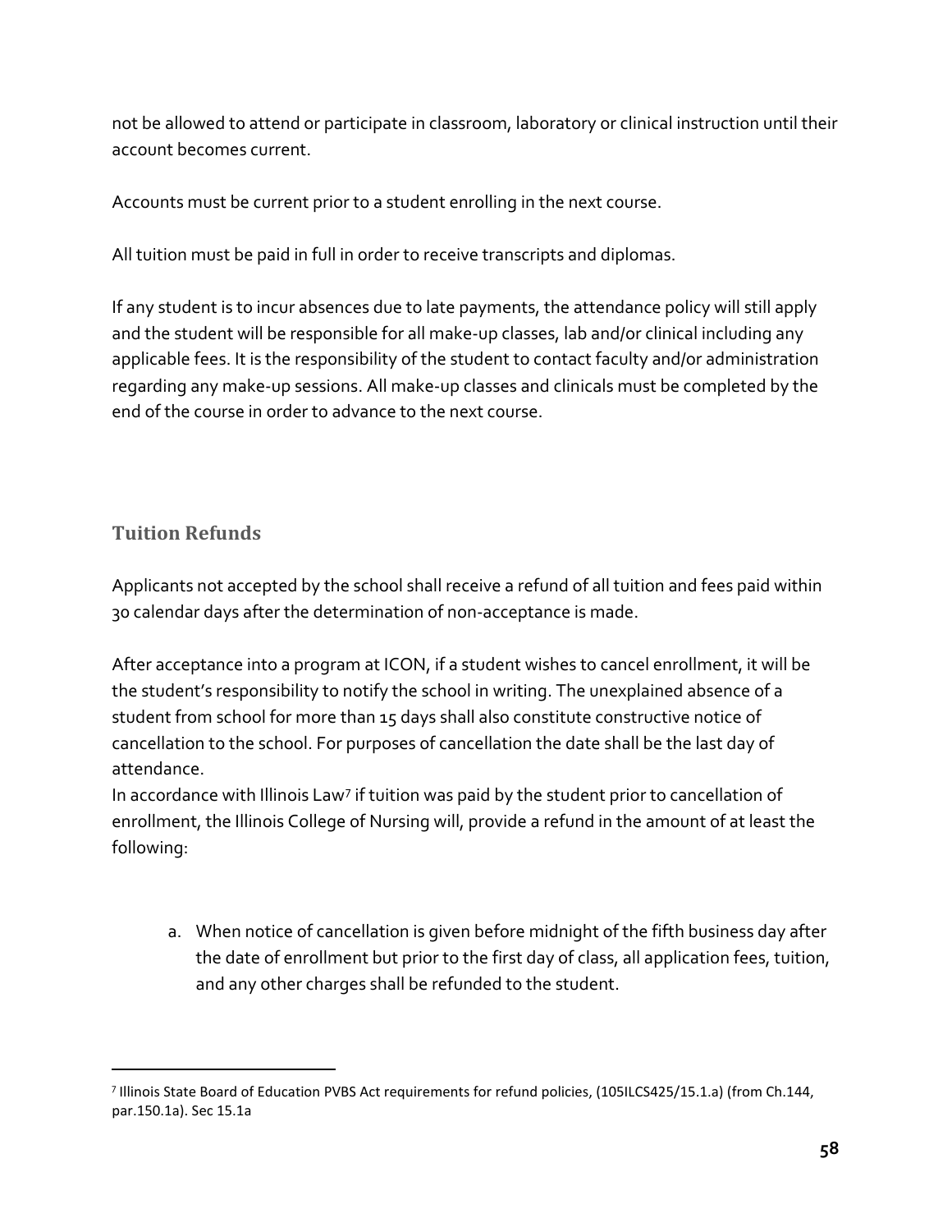not be allowed to attend or participate in classroom, laboratory or clinical instruction until their account becomes current.

Accounts must be current prior to a student enrolling in the next course.

All tuition must be paid in full in order to receive transcripts and diplomas.

If any student is to incur absences due to late payments, the attendance policy will still apply and the student will be responsible for all make-up classes, lab and/or clinical including any applicable fees. It is the responsibility of the student to contact faculty and/or administration regarding any make-up sessions. All make-up classes and clinicals must be completed by the end of the course in order to advance to the next course.

## Tuition Refunds

Applicants not accepted by the school shall receive a refund of all tuition and fees paid within 30 calendar days after the determination of non-acceptance is made.

After acceptance into a program at ICON, if a student wishes to cancel enrollment, it will be the student's responsibility to notify the school in writing. The unexplained absence of a student from school for more than 15 days shall also constitute constructive notice of cancellation to the school. For purposes of cancellation the date shall be the last day of attendance.

In accordance with Illinois Law[7] if tuition was paid by the student prior to cancellation of enrollment, the Illinois College of Nursing will, provide a refund in the amount of at least the following:

a. When notice of cancellation is given before midnight of the fifth business day after the date of enrollment but prior to the first day of class, all application fees, tuition, and any other charges shall be refunded to the student.

---

[7] Illinois State Board of Education PVBS Act requirements for refund policies, (105ILCS425/15.1.a) (from Ch.144, par.150.1a). Sec 15.1a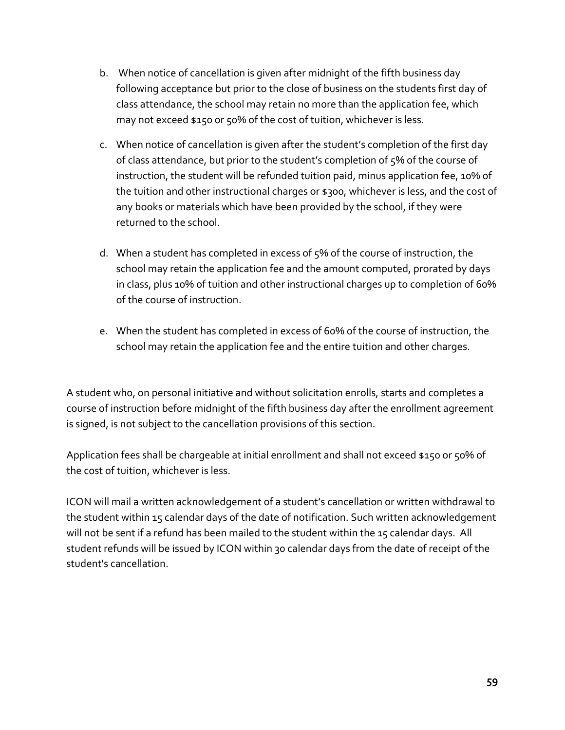b. When notice of cancellation is given after midnight of the fifth business day following acceptance but prior to the close of business on the students first day of class attendance, the school may retain no more than the application fee, which may not exceed $150 or 50% of the cost of tuition, whichever is less.

c. When notice of cancellation is given after the student's completion of the first day of class attendance, but prior to the student's completion of 5% of the course of instruction, the student will be refunded tuition paid, minus application fee, 10% of the tuition and other instructional charges or $300, whichever is less, and the cost of any books or materials which have been provided by the school, if they were returned to the school.

d. When a student has completed in excess of 5% of the course of instruction, the school may retain the application fee and the amount computed, prorated by days in class, plus 10% of tuition and other instructional charges up to completion of 60% of the course of instruction.

e. When the student has completed in excess of 60% of the course of instruction, the school may retain the application fee and the entire tuition and other charges.

A student who, on personal initiative and without solicitation enrolls, starts and completes a course of instruction before midnight of the fifth business day after the enrollment agreement is signed, is not subject to the cancellation provisions of this section.

Application fees shall be chargeable at initial enrollment and shall not exceed $150 or 50% of the cost of tuition, whichever is less.

ICON will mail a written acknowledgement of a student's cancellation or written withdrawal to the student within 15 calendar days of the date of notification. Such written acknowledgement will not be sent if a refund has been mailed to the student within the 15 calendar days. All student refunds will be issued by ICON within 30 calendar days from the date of receipt of the student's cancellation.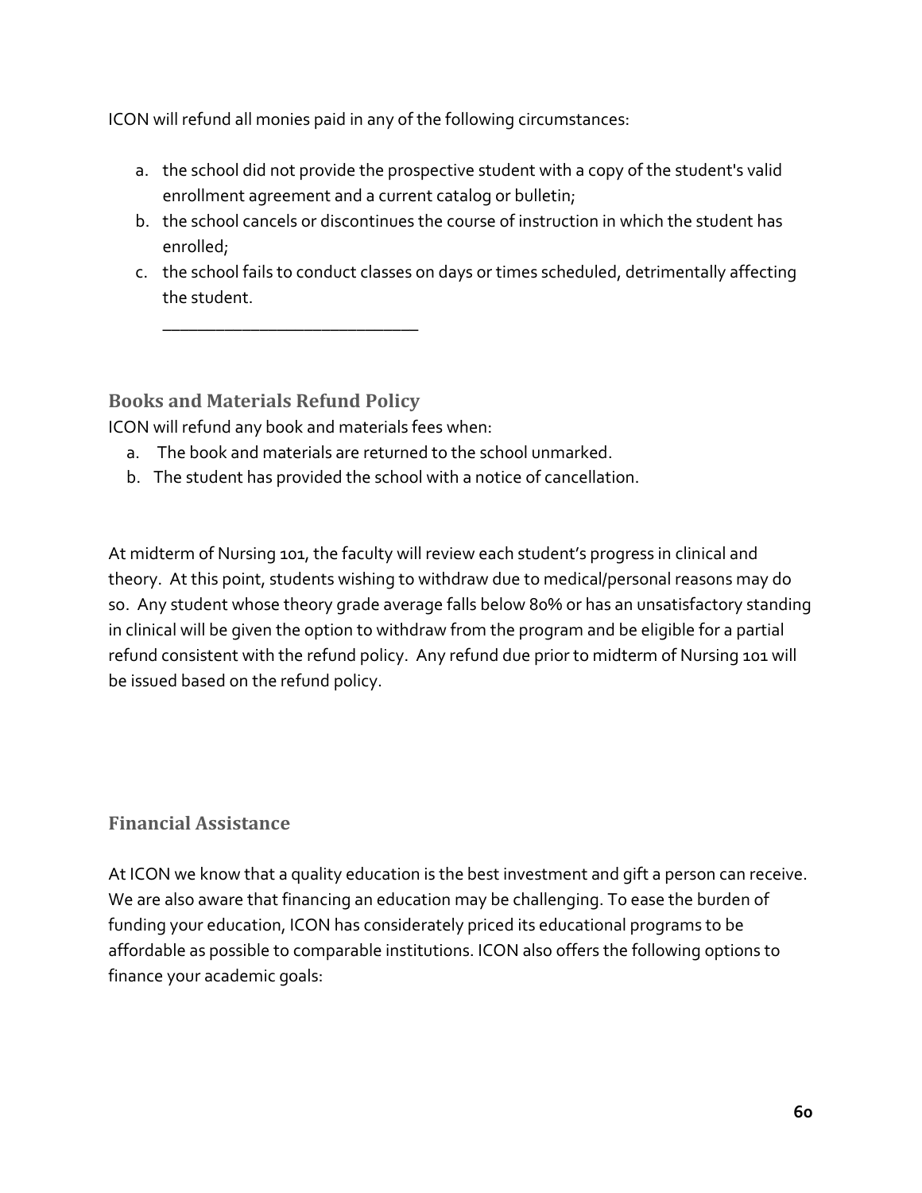ICON will refund all monies paid in any of the following circumstances:

a. the school did not provide the prospective student with a copy of the student's valid enrollment agreement and a current catalog or bulletin;
b. the school cancels or discontinues the course of instruction in which the student has enrolled;
c. the school fails to conduct classes on days or times scheduled, detrimentally affecting the student.

_____________________________

## Books and Materials Refund Policy

ICON will refund any book and materials fees when:

a. The book and materials are returned to the school unmarked.
b. The student has provided the school with a notice of cancellation.

At midterm of Nursing 101, the faculty will review each student's progress in clinical and theory. At this point, students wishing to withdraw due to medical/personal reasons may do so. Any student whose theory grade average falls below 80% or has an unsatisfactory standing in clinical will be given the option to withdraw from the program and be eligible for a partial refund consistent with the refund policy. Any refund due prior to midterm of Nursing 101 will be issued based on the refund policy.

## Financial Assistance

At ICON we know that a quality education is the best investment and gift a person can receive. We are also aware that financing an education may be challenging. To ease the burden of funding your education, ICON has considerately priced its educational programs to be affordable as possible to comparable institutions. ICON also offers the following options to finance your academic goals: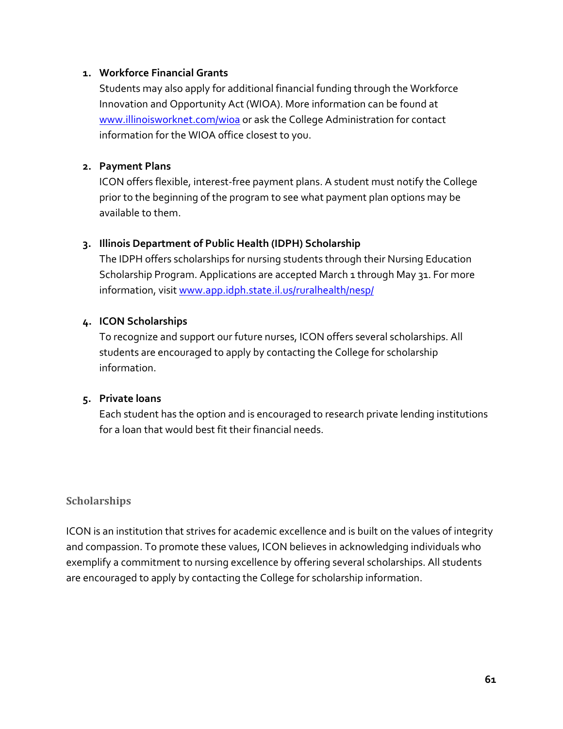1. **Workforce Financial Grants**
   Students may also apply for additional financial funding through the Workforce Innovation and Opportunity Act (WIOA). More information can be found at [www.illinoisworknet.com/wioa](www.illinoisworknet.com/wioa) or ask the College Administration for contact information for the WIOA office closest to you.

2. **Payment Plans**
   ICON offers flexible, interest-free payment plans. A student must notify the College prior to the beginning of the program to see what payment plan options may be available to them.

3. **Illinois Department of Public Health (IDPH) Scholarship**
   The IDPH offers scholarships for nursing students through their Nursing Education Scholarship Program. Applications are accepted March 1 through May 31. For more information, visit [www.app.idph.state.il.us/ruralhealth/nesp/](www.app.idph.state.il.us/ruralhealth/nesp/)

4. **ICON Scholarships**
   To recognize and support our future nurses, ICON offers several scholarships. All students are encouraged to apply by contacting the College for scholarship information.

5. **Private loans**
   Each student has the option and is encouraged to research private lending institutions for a loan that would best fit their financial needs.

## Scholarships

ICON is an institution that strives for academic excellence and is built on the values of integrity and compassion. To promote these values, ICON believes in acknowledging individuals who exemplify a commitment to nursing excellence by offering several scholarships. All students are encouraged to apply by contacting the College for scholarship information.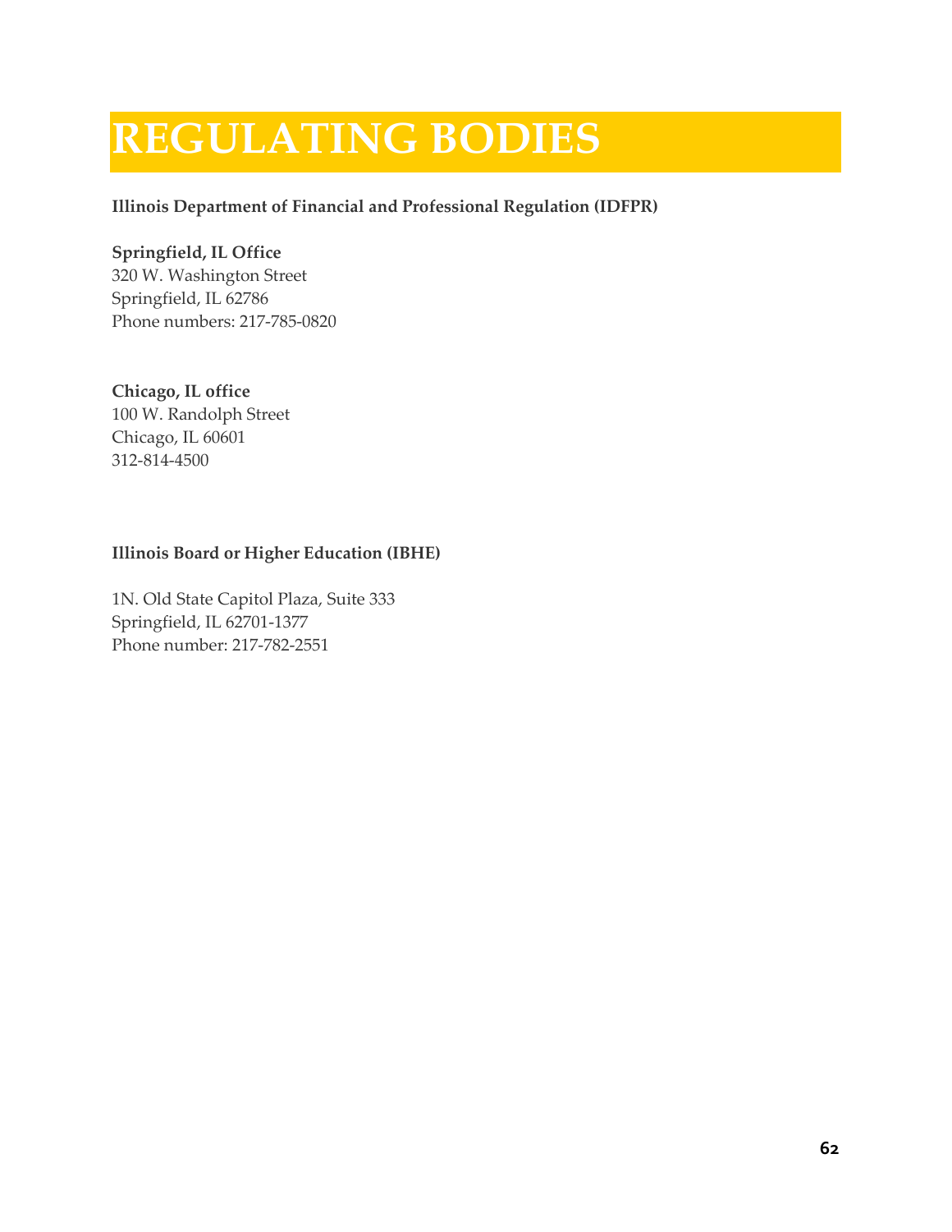# REGULATING BODIES

**Illinois Department of Financial and Professional Regulation (IDFPR)**

**Springfield, IL Office**
320 W. Washington Street
Springfield, IL 62786
Phone numbers: 217-785-0820

**Chicago, IL office**
100 W. Randolph Street
Chicago, IL 60601
312-814-4500

**Illinois Board or Higher Education (IBHE)**

1N. Old State Capitol Plaza, Suite 333
Springfield, IL 62701-1377
Phone number: 217-782-2551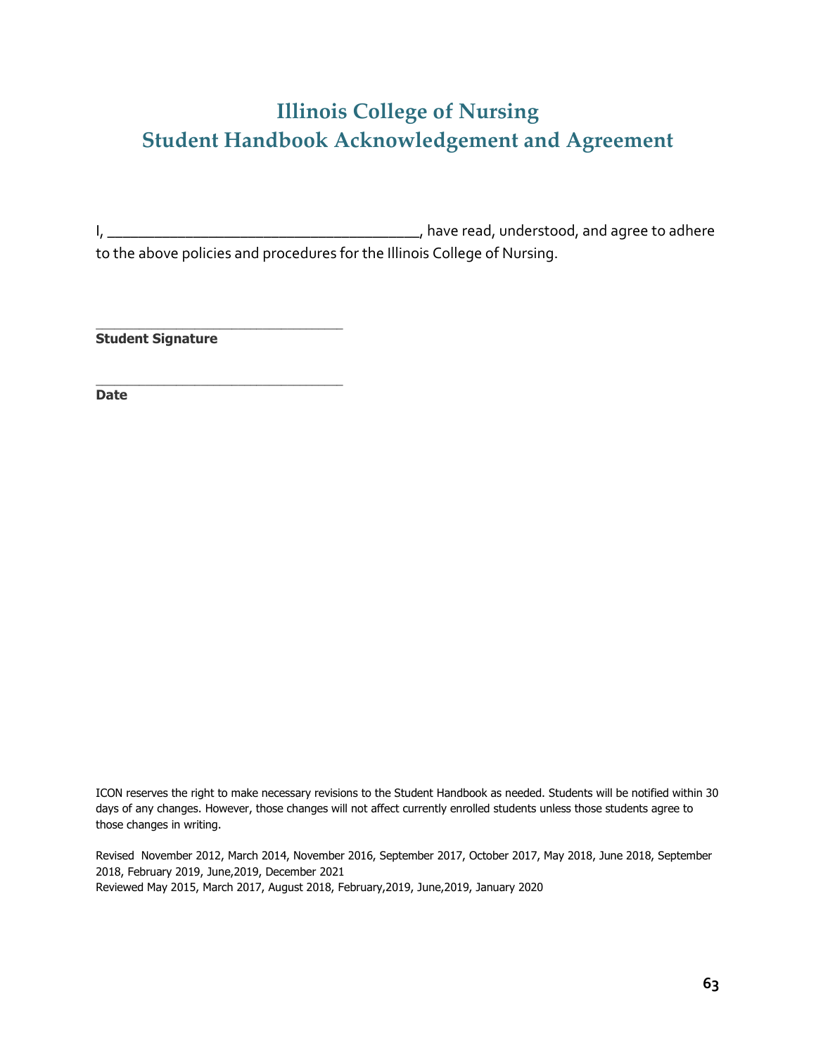# Illinois College of Nursing
# Student Handbook Acknowledgement and Agreement

I, ______________________________________, have read, understood, and agree to adhere to the above policies and procedures for the Illinois College of Nursing.

________________________________
**Student Signature**

________________________________
**Date**

ICON reserves the right to make necessary revisions to the Student Handbook as needed. Students will be notified within 30 days of any changes. However, those changes will not affect currently enrolled students unless those students agree to those changes in writing.

Revised November 2012, March 2014, November 2016, September 2017, October 2017, May 2018, June 2018, September 2018, February 2019, June,2019, December 2021
Reviewed May 2015, March 2017, August 2018, February,2019, June,2019, January 2020